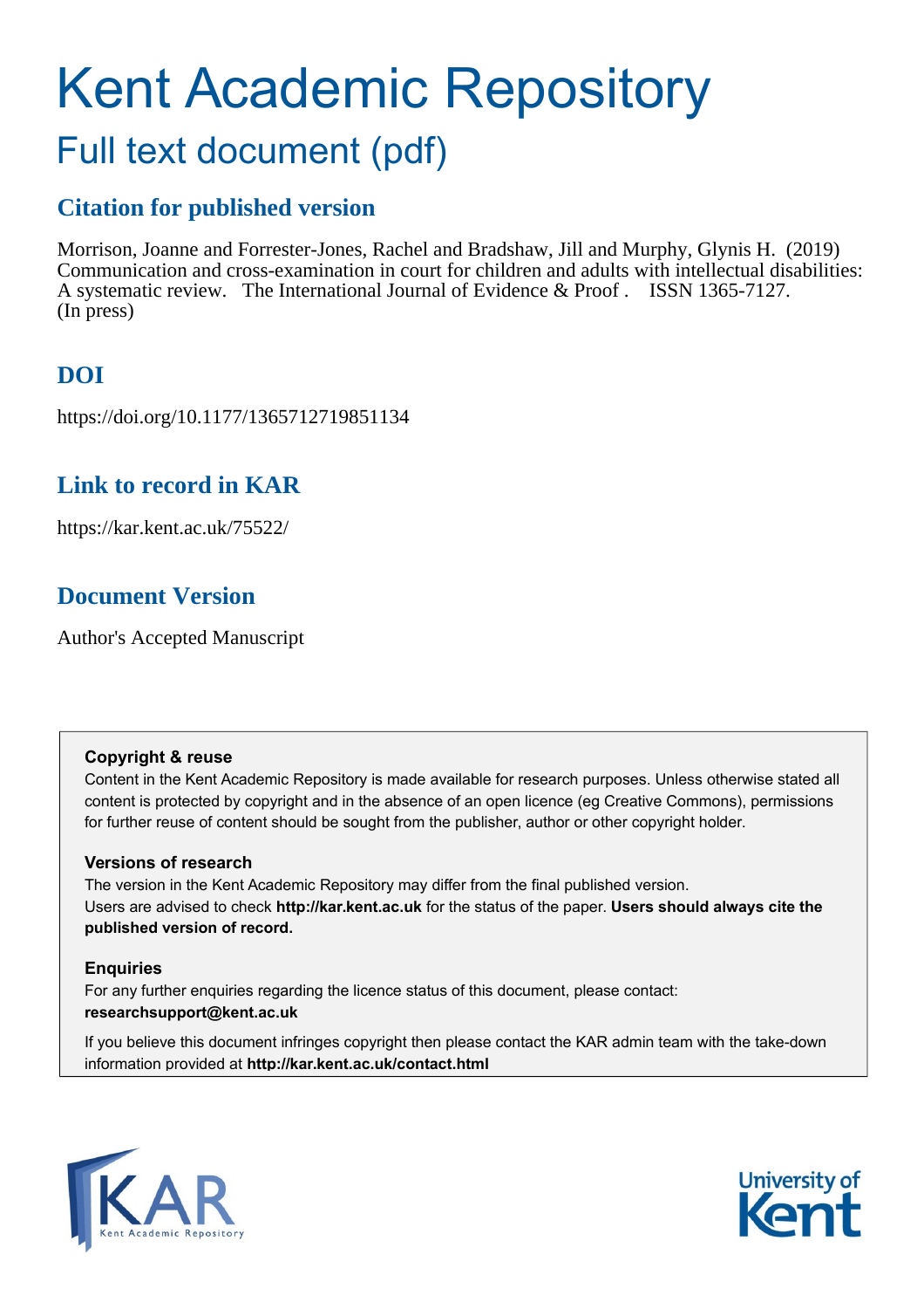# Kent Academic Repository

## Full text document (pdf)

## Citation for published version

Morrison, Joanne and Forrester-Jones, Rachel and Bradshaw, Jill and Murphy, Glynis H. (2019) Communication and cross-examination in court for children and adults with intellectual disabilities: A systematic review. The International Journal of Evidence & Proof . ISSN 1365-7127. (In press)

## DOI

https://doi.org/10.1177/1365712719851134

## Link to record in KAR

https://kar.kent.ac.uk/75522/

## Document Version

Author's Accepted Manuscript

**Copyright & reuse**

Content in the Kent Academic Repository is made available for research purposes. Unless otherwise stated all content is protected by copyright and in the absence of an open licence (eg Creative Commons), permissions for further reuse of content should be sought from the publisher, author or other copyright holder.

**Versions of research**

The version in the Kent Academic Repository may differ from the final published version. Users are advised to check **http://kar.kent.ac.uk** for the status of the paper. **Users should always cite the published version of record.**

**Enquiries**

For any further enquiries regarding the licence status of this document, please contact: **researchsupport@kent.ac.uk**

If you believe this document infringes copyright then please contact the KAR admin team with the take-down information provided at **http://kar.kent.ac.uk/contact.html**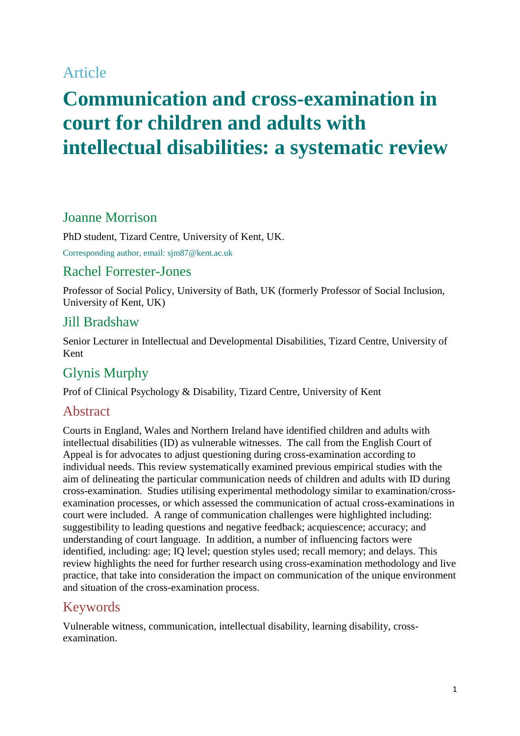Article

# Communication and cross-examination in court for children and adults with intellectual disabilities: a systematic review

## Joanne Morrison

PhD student, Tizard Centre, University of Kent, UK.

Corresponding author, email: sjm87@kent.ac.uk

## Rachel Forrester-Jones

Professor of Social Policy, University of Bath, UK (formerly Professor of Social Inclusion, University of Kent, UK)

## Jill Bradshaw

Senior Lecturer in Intellectual and Developmental Disabilities, Tizard Centre, University of Kent

## Glynis Murphy

Prof of Clinical Psychology & Disability, Tizard Centre, University of Kent

## Abstract

Courts in England, Wales and Northern Ireland have identified children and adults with intellectual disabilities (ID) as vulnerable witnesses. The call from the English Court of Appeal is for advocates to adjust questioning during cross-examination according to individual needs. This review systematically examined previous empirical studies with the aim of delineating the particular communication needs of children and adults with ID during cross-examination. Studies utilising experimental methodology similar to examination/cross-examination processes, or which assessed the communication of actual cross-examinations in court were included. A range of communication challenges were highlighted including: suggestibility to leading questions and negative feedback; acquiescence; accuracy; and understanding of court language. In addition, a number of influencing factors were identified, including: age; IQ level; question styles used; recall memory; and delays. This review highlights the need for further research using cross-examination methodology and live practice, that take into consideration the impact on communication of the unique environment and situation of the cross-examination process.

## Keywords

Vulnerable witness, communication, intellectual disability, learning disability, cross-examination.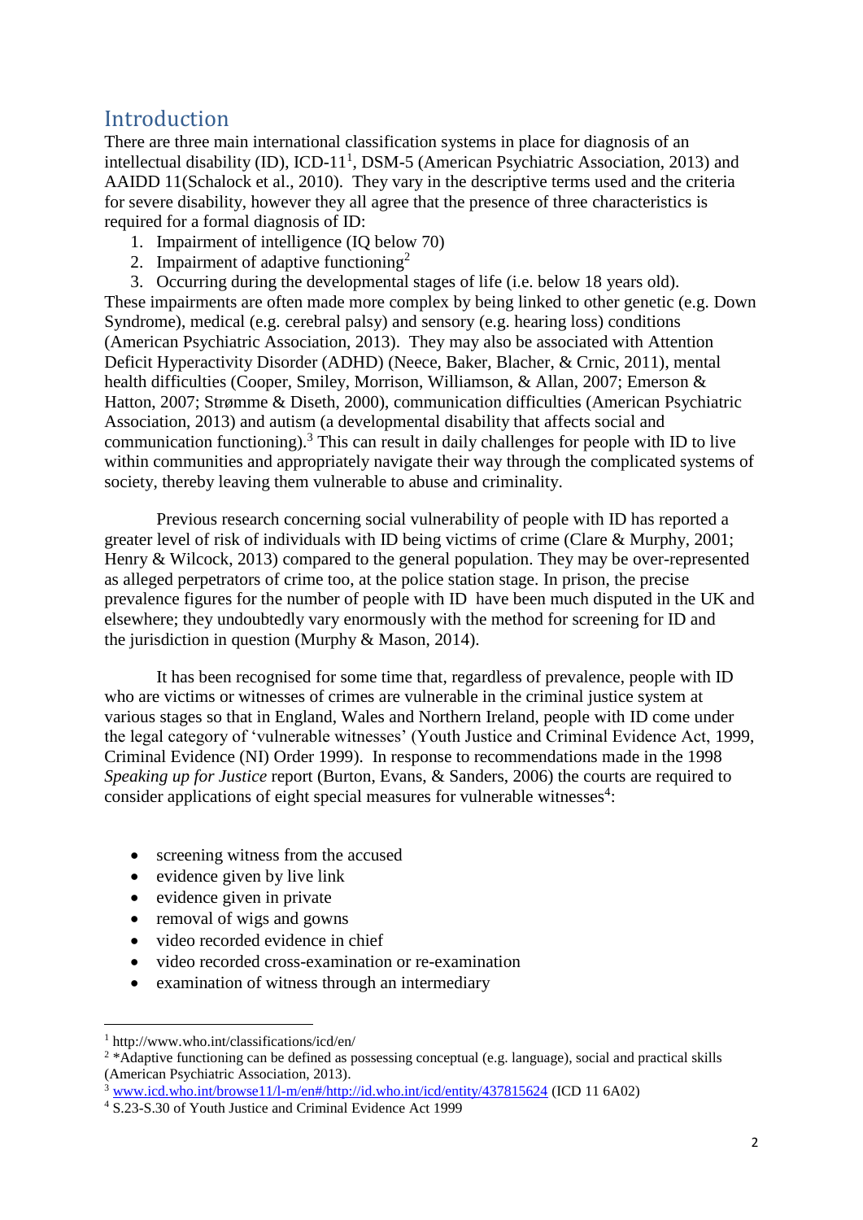## Introduction

There are three main international classification systems in place for diagnosis of an intellectual disability (ID), ICD-11[1], DSM-5 (American Psychiatric Association, 2013) and AAIDD 11(Schalock et al., 2010). They vary in the descriptive terms used and the criteria for severe disability, however they all agree that the presence of three characteristics is required for a formal diagnosis of ID:

1. Impairment of intelligence (IQ below 70)
2. Impairment of adaptive functioning[2]
3. Occurring during the developmental stages of life (i.e. below 18 years old).

These impairments are often made more complex by being linked to other genetic (e.g. Down Syndrome), medical (e.g. cerebral palsy) and sensory (e.g. hearing loss) conditions (American Psychiatric Association, 2013). They may also be associated with Attention Deficit Hyperactivity Disorder (ADHD) (Neece, Baker, Blacher, & Crnic, 2011), mental health difficulties (Cooper, Smiley, Morrison, Williamson, & Allan, 2007; Emerson & Hatton, 2007; Strømme & Diseth, 2000), communication difficulties (American Psychiatric Association, 2013) and autism (a developmental disability that affects social and communication functioning).[3] This can result in daily challenges for people with ID to live within communities and appropriately navigate their way through the complicated systems of society, thereby leaving them vulnerable to abuse and criminality.

Previous research concerning social vulnerability of people with ID has reported a greater level of risk of individuals with ID being victims of crime (Clare & Murphy, 2001; Henry & Wilcock, 2013) compared to the general population. They may be over-represented as alleged perpetrators of crime too, at the police station stage. In prison, the precise prevalence figures for the number of people with ID have been much disputed in the UK and elsewhere; they undoubtedly vary enormously with the method for screening for ID and the jurisdiction in question (Murphy & Mason, 2014).

It has been recognised for some time that, regardless of prevalence, people with ID who are victims or witnesses of crimes are vulnerable in the criminal justice system at various stages so that in England, Wales and Northern Ireland, people with ID come under the legal category of 'vulnerable witnesses' (Youth Justice and Criminal Evidence Act, 1999, Criminal Evidence (NI) Order 1999). In response to recommendations made in the 1998 *Speaking up for Justice* report (Burton, Evans, & Sanders, 2006) the courts are required to consider applications of eight special measures for vulnerable witnesses[4]:

- screening witness from the accused
- evidence given by live link
- evidence given in private
- removal of wigs and gowns
- video recorded evidence in chief
- video recorded cross-examination or re-examination
- examination of witness through an intermediary

---

[1] http://www.who.int/classifications/icd/en/

[2] *Adaptive functioning can be defined as possessing conceptual (e.g. language), social and practical skills (American Psychiatric Association, 2013).

[3] www.icd.who.int/browse11/l-m/en#/http://id.who.int/icd/entity/437815624 (ICD 11 6A02)

[4] S.23-S.30 of Youth Justice and Criminal Evidence Act 1999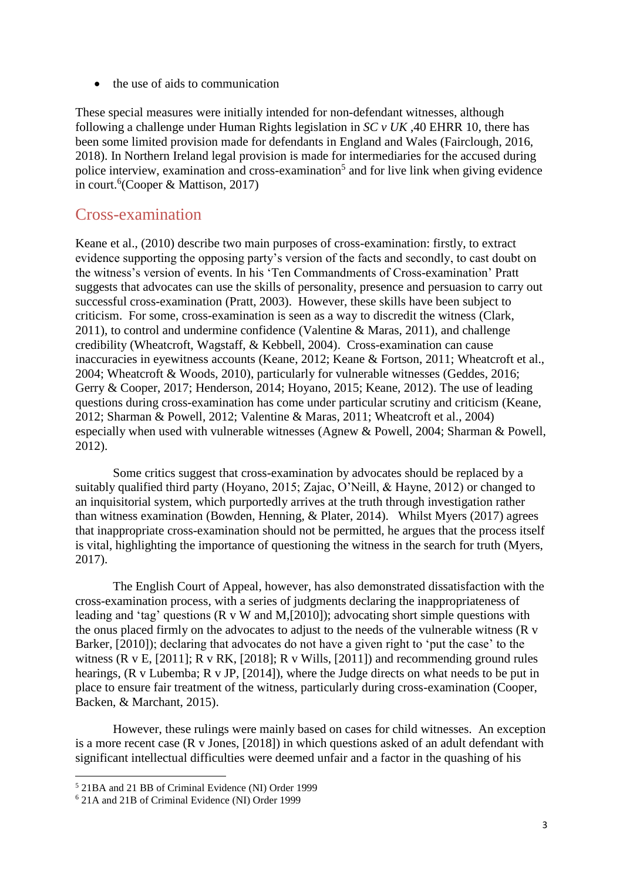- the use of aids to communication

These special measures were initially intended for non-defendant witnesses, although following a challenge under Human Rights legislation in *SC v UK* ,40 EHRR 10, there has been some limited provision made for defendants in England and Wales (Fairclough, 2016, 2018). In Northern Ireland legal provision is made for intermediaries for the accused during police interview, examination and cross-examination[5] and for live link when giving evidence in court.[6](Cooper & Mattison, 2017)

## Cross-examination

Keane et al., (2010) describe two main purposes of cross-examination: firstly, to extract evidence supporting the opposing party's version of the facts and secondly, to cast doubt on the witness's version of events. In his 'Ten Commandments of Cross-examination' Pratt suggests that advocates can use the skills of personality, presence and persuasion to carry out successful cross-examination (Pratt, 2003). However, these skills have been subject to criticism. For some, cross-examination is seen as a way to discredit the witness (Clark, 2011), to control and undermine confidence (Valentine & Maras, 2011), and challenge credibility (Wheatcroft, Wagstaff, & Kebbell, 2004). Cross-examination can cause inaccuracies in eyewitness accounts (Keane, 2012; Keane & Fortson, 2011; Wheatcroft et al., 2004; Wheatcroft & Woods, 2010), particularly for vulnerable witnesses (Geddes, 2016; Gerry & Cooper, 2017; Henderson, 2014; Hoyano, 2015; Keane, 2012). The use of leading questions during cross-examination has come under particular scrutiny and criticism (Keane, 2012; Sharman & Powell, 2012; Valentine & Maras, 2011; Wheatcroft et al., 2004) especially when used with vulnerable witnesses (Agnew & Powell, 2004; Sharman & Powell, 2012).

Some critics suggest that cross-examination by advocates should be replaced by a suitably qualified third party (Hoyano, 2015; Zajac, O'Neill, & Hayne, 2012) or changed to an inquisitorial system, which purportedly arrives at the truth through investigation rather than witness examination (Bowden, Henning, & Plater, 2014). Whilst Myers (2017) agrees that inappropriate cross-examination should not be permitted, he argues that the process itself is vital, highlighting the importance of questioning the witness in the search for truth (Myers, 2017).

The English Court of Appeal, however, has also demonstrated dissatisfaction with the cross-examination process, with a series of judgments declaring the inappropriateness of leading and 'tag' questions (R v W and M,[2010]); advocating short simple questions with the onus placed firmly on the advocates to adjust to the needs of the vulnerable witness (R v Barker, [2010]); declaring that advocates do not have a given right to 'put the case' to the witness (R v E, [2011]; R v RK, [2018]; R v Wills, [2011]) and recommending ground rules hearings, (R v Lubemba; R v JP, [2014]), where the Judge directs on what needs to be put in place to ensure fair treatment of the witness, particularly during cross-examination (Cooper, Backen, & Marchant, 2015).

However, these rulings were mainly based on cases for child witnesses. An exception is a more recent case (R v Jones, [2018]) in which questions asked of an adult defendant with significant intellectual difficulties were deemed unfair and a factor in the quashing of his

---

[5] 21BA and 21 BB of Criminal Evidence (NI) Order 1999

[6] 21A and 21B of Criminal Evidence (NI) Order 1999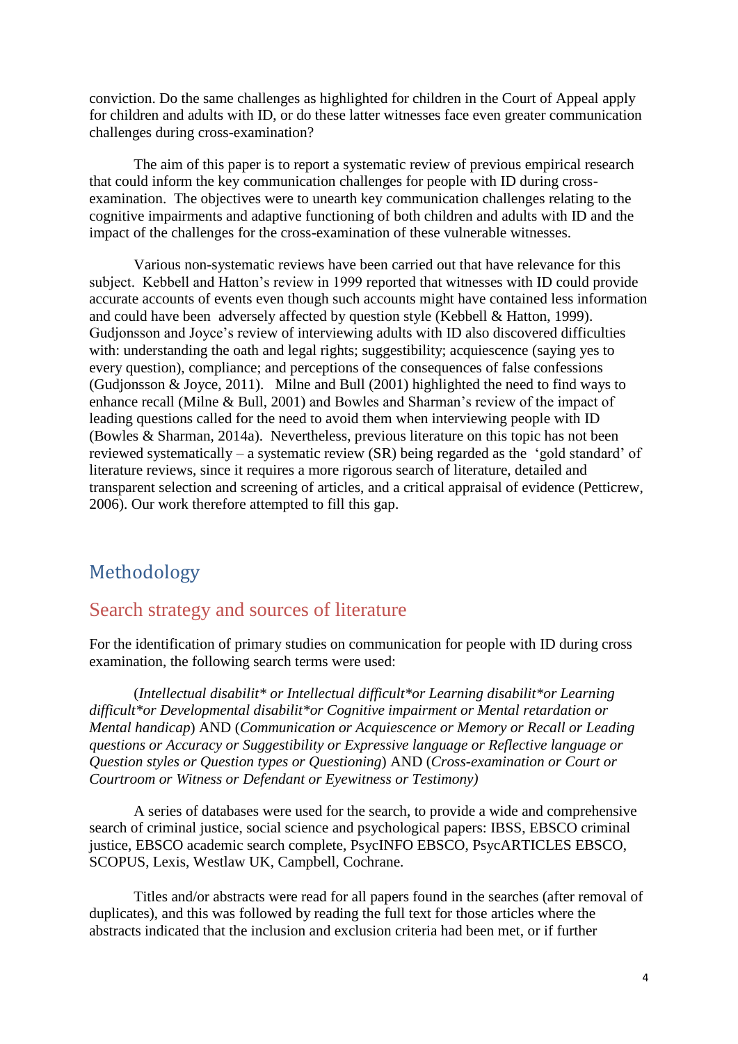conviction. Do the same challenges as highlighted for children in the Court of Appeal apply for children and adults with ID, or do these latter witnesses face even greater communication challenges during cross-examination?

The aim of this paper is to report a systematic review of previous empirical research that could inform the key communication challenges for people with ID during cross-examination. The objectives were to unearth key communication challenges relating to the cognitive impairments and adaptive functioning of both children and adults with ID and the impact of the challenges for the cross-examination of these vulnerable witnesses.

Various non-systematic reviews have been carried out that have relevance for this subject. Kebbell and Hatton's review in 1999 reported that witnesses with ID could provide accurate accounts of events even though such accounts might have contained less information and could have been adversely affected by question style (Kebbell & Hatton, 1999). Gudjonsson and Joyce's review of interviewing adults with ID also discovered difficulties with: understanding the oath and legal rights; suggestibility; acquiescence (saying yes to every question), compliance; and perceptions of the consequences of false confessions (Gudjonsson & Joyce, 2011). Milne and Bull (2001) highlighted the need to find ways to enhance recall (Milne & Bull, 2001) and Bowles and Sharman's review of the impact of leading questions called for the need to avoid them when interviewing people with ID (Bowles & Sharman, 2014a). Nevertheless, previous literature on this topic has not been reviewed systematically – a systematic review (SR) being regarded as the 'gold standard' of literature reviews, since it requires a more rigorous search of literature, detailed and transparent selection and screening of articles, and a critical appraisal of evidence (Petticrew, 2006). Our work therefore attempted to fill this gap.

# Methodology

## Search strategy and sources of literature

For the identification of primary studies on communication for people with ID during cross examination, the following search terms were used:

(*Intellectual disabilit\* or Intellectual difficult\*or Learning disabilit\*or Learning difficult\*or Developmental disabilit\*or Cognitive impairment or Mental retardation or Mental handicap*) AND (*Communication or Acquiescence or Memory or Recall or Leading questions or Accuracy or Suggestibility or Expressive language or Reflective language or Question styles or Question types or Questioning*) AND (*Cross-examination or Court or Courtroom or Witness or Defendant or Eyewitness or Testimony)*

A series of databases were used for the search, to provide a wide and comprehensive search of criminal justice, social science and psychological papers: IBSS, EBSCO criminal justice, EBSCO academic search complete, PsycINFO EBSCO, PsycARTICLES EBSCO, SCOPUS, Lexis, Westlaw UK, Campbell, Cochrane.

Titles and/or abstracts were read for all papers found in the searches (after removal of duplicates), and this was followed by reading the full text for those articles where the abstracts indicated that the inclusion and exclusion criteria had been met, or if further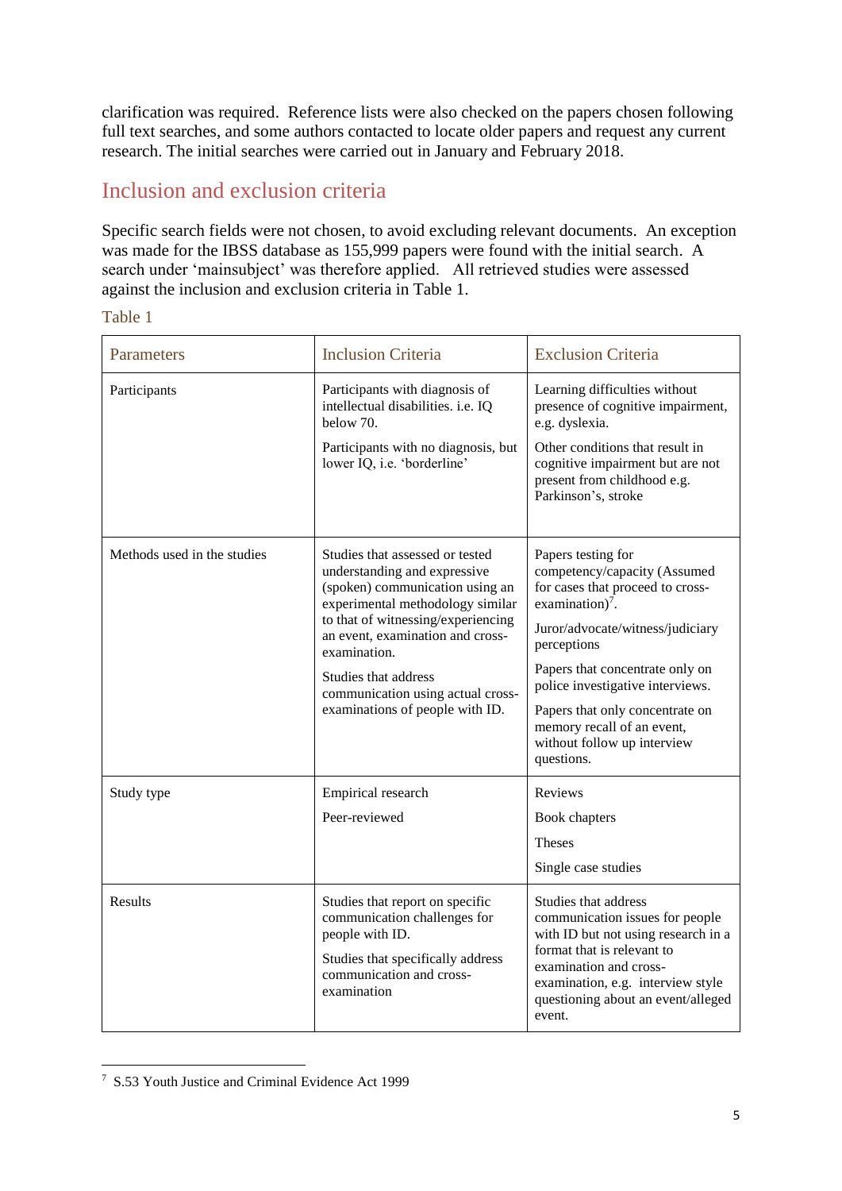clarification was required. Reference lists were also checked on the papers chosen following full text searches, and some authors contacted to locate older papers and request any current research. The initial searches were carried out in January and February 2018.

## Inclusion and exclusion criteria

Specific search fields were not chosen, to avoid excluding relevant documents. An exception was made for the IBSS database as 155,999 papers were found with the initial search. A search under 'mainsubject' was therefore applied. All retrieved studies were assessed against the inclusion and exclusion criteria in Table 1.

Table 1

| Parameters | Inclusion Criteria | Exclusion Criteria |
|---|---|---|
| Participants | Participants with diagnosis of intellectual disabilities. i.e. IQ below 70.<br><br>Participants with no diagnosis, but lower IQ, i.e. 'borderline' | Learning difficulties without presence of cognitive impairment, e.g. dyslexia.<br><br>Other conditions that result in cognitive impairment but are not present from childhood e.g. Parkinson's, stroke |
| Methods used in the studies | Studies that assessed or tested understanding and expressive (spoken) communication using an experimental methodology similar to that of witnessing/experiencing an event, examination and cross-examination.<br><br>Studies that address communication using actual cross-examinations of people with ID. | Papers testing for competency/capacity (Assumed for cases that proceed to cross-examination)[7].<br><br>Juror/advocate/witness/judiciary perceptions<br><br>Papers that concentrate only on police investigative interviews.<br><br>Papers that only concentrate on memory recall of an event, without follow up interview questions. |
| Study type | Empirical research<br><br>Peer-reviewed | Reviews<br><br>Book chapters<br><br>Theses<br><br>Single case studies |
| Results | Studies that report on specific communication challenges for people with ID.<br><br>Studies that specifically address communication and cross-examination | Studies that address communication issues for people with ID but not using research in a format that is relevant to examination and cross-examination, e.g. interview style questioning about an event/alleged event. |

[7] S.53 Youth Justice and Criminal Evidence Act 1999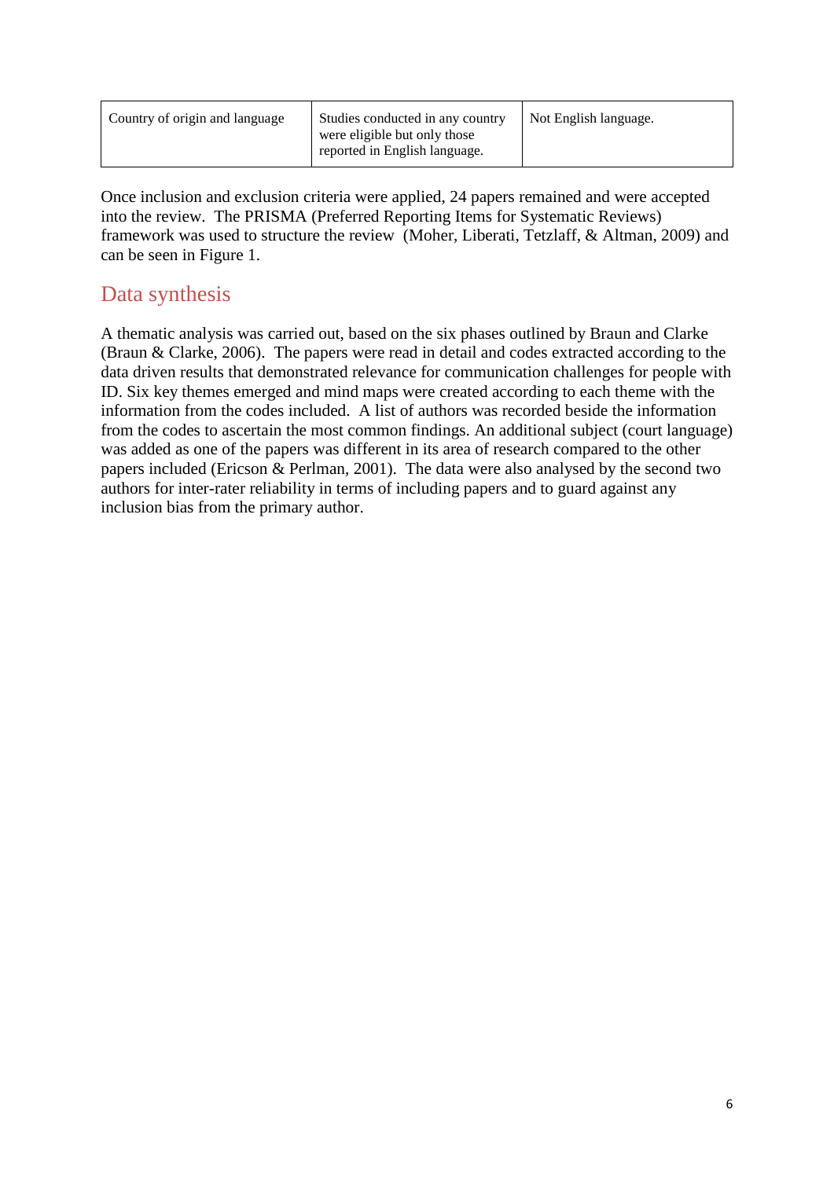| Country of origin and language | Studies conducted in any country were eligible but only those reported in English language. | Not English language. |
|---|---|---|

Once inclusion and exclusion criteria were applied, 24 papers remained and were accepted into the review. The PRISMA (Preferred Reporting Items for Systematic Reviews) framework was used to structure the review (Moher, Liberati, Tetzlaff, & Altman, 2009) and can be seen in Figure 1.

## Data synthesis

A thematic analysis was carried out, based on the six phases outlined by Braun and Clarke (Braun & Clarke, 2006). The papers were read in detail and codes extracted according to the data driven results that demonstrated relevance for communication challenges for people with ID. Six key themes emerged and mind maps were created according to each theme with the information from the codes included. A list of authors was recorded beside the information from the codes to ascertain the most common findings. An additional subject (court language) was added as one of the papers was different in its area of research compared to the other papers included (Ericson & Perlman, 2001). The data were also analysed by the second two authors for inter-rater reliability in terms of including papers and to guard against any inclusion bias from the primary author.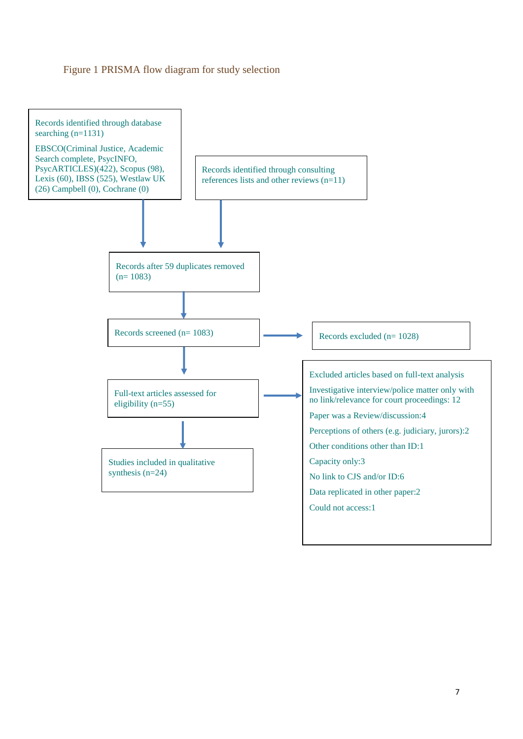Figure 1 PRISMA flow diagram for study selection

Records identified through database searching (n=1131)

EBSCO(Criminal Justice, Academic Search complete, PsycINFO, PsycARTICLES)(422), Scopus (98), Lexis (60), IBSS (525), Westlaw UK (26) Campbell (0), Cochrane (0)

Records identified through consulting references lists and other reviews (n=11)

Records after 59 duplicates removed (n= 1083)

Records screened (n= 1083)

Records excluded (n= 1028)

Full-text articles assessed for eligibility (n=55)

Excluded articles based on full-text analysis

Investigative interview/police matter only with no link/relevance for court proceedings: 12

Paper was a Review/discussion:4

Perceptions of others (e.g. judiciary, jurors):2

Other conditions other than ID:1

Capacity only:3

No link to CJS and/or ID:6

Data replicated in other paper:2

Could not access:1

Studies included in qualitative synthesis (n=24)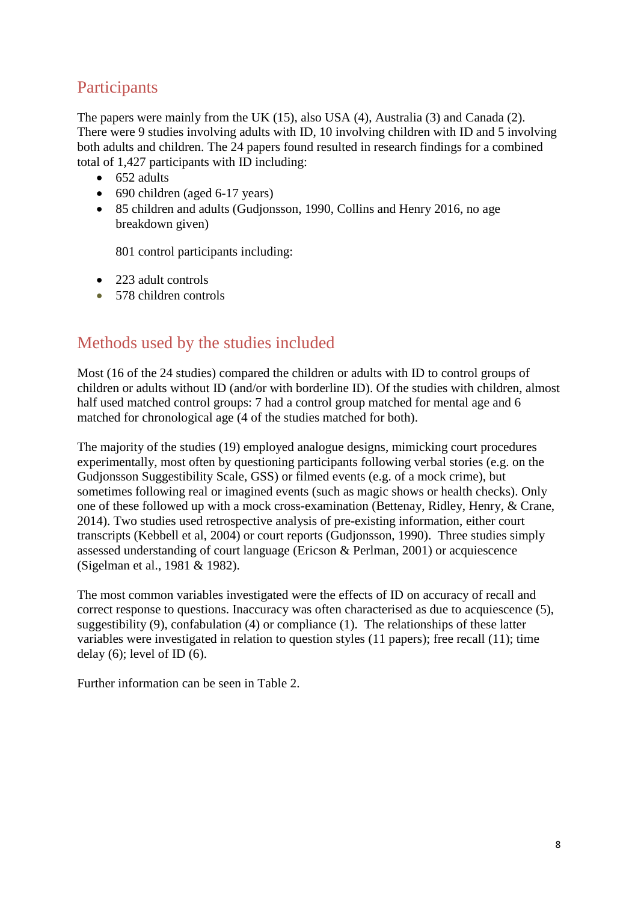## Participants

The papers were mainly from the UK (15), also USA (4), Australia (3) and Canada (2). There were 9 studies involving adults with ID, 10 involving children with ID and 5 involving both adults and children. The 24 papers found resulted in research findings for a combined total of 1,427 participants with ID including:

- 652 adults
- 690 children (aged 6-17 years)
- 85 children and adults (Gudjonsson, 1990, Collins and Henry 2016, no age breakdown given)

801 control participants including:

- 223 adult controls
- 578 children controls

## Methods used by the studies included

Most (16 of the 24 studies) compared the children or adults with ID to control groups of children or adults without ID (and/or with borderline ID). Of the studies with children, almost half used matched control groups: 7 had a control group matched for mental age and 6 matched for chronological age (4 of the studies matched for both).

The majority of the studies (19) employed analogue designs, mimicking court procedures experimentally, most often by questioning participants following verbal stories (e.g. on the Gudjonsson Suggestibility Scale, GSS) or filmed events (e.g. of a mock crime), but sometimes following real or imagined events (such as magic shows or health checks). Only one of these followed up with a mock cross-examination (Bettenay, Ridley, Henry, & Crane, 2014). Two studies used retrospective analysis of pre-existing information, either court transcripts (Kebbell et al, 2004) or court reports (Gudjonsson, 1990). Three studies simply assessed understanding of court language (Ericson & Perlman, 2001) or acquiescence (Sigelman et al., 1981 & 1982).

The most common variables investigated were the effects of ID on accuracy of recall and correct response to questions. Inaccuracy was often characterised as due to acquiescence (5), suggestibility (9), confabulation (4) or compliance (1). The relationships of these latter variables were investigated in relation to question styles (11 papers); free recall (11); time delay (6); level of ID (6).

Further information can be seen in Table 2.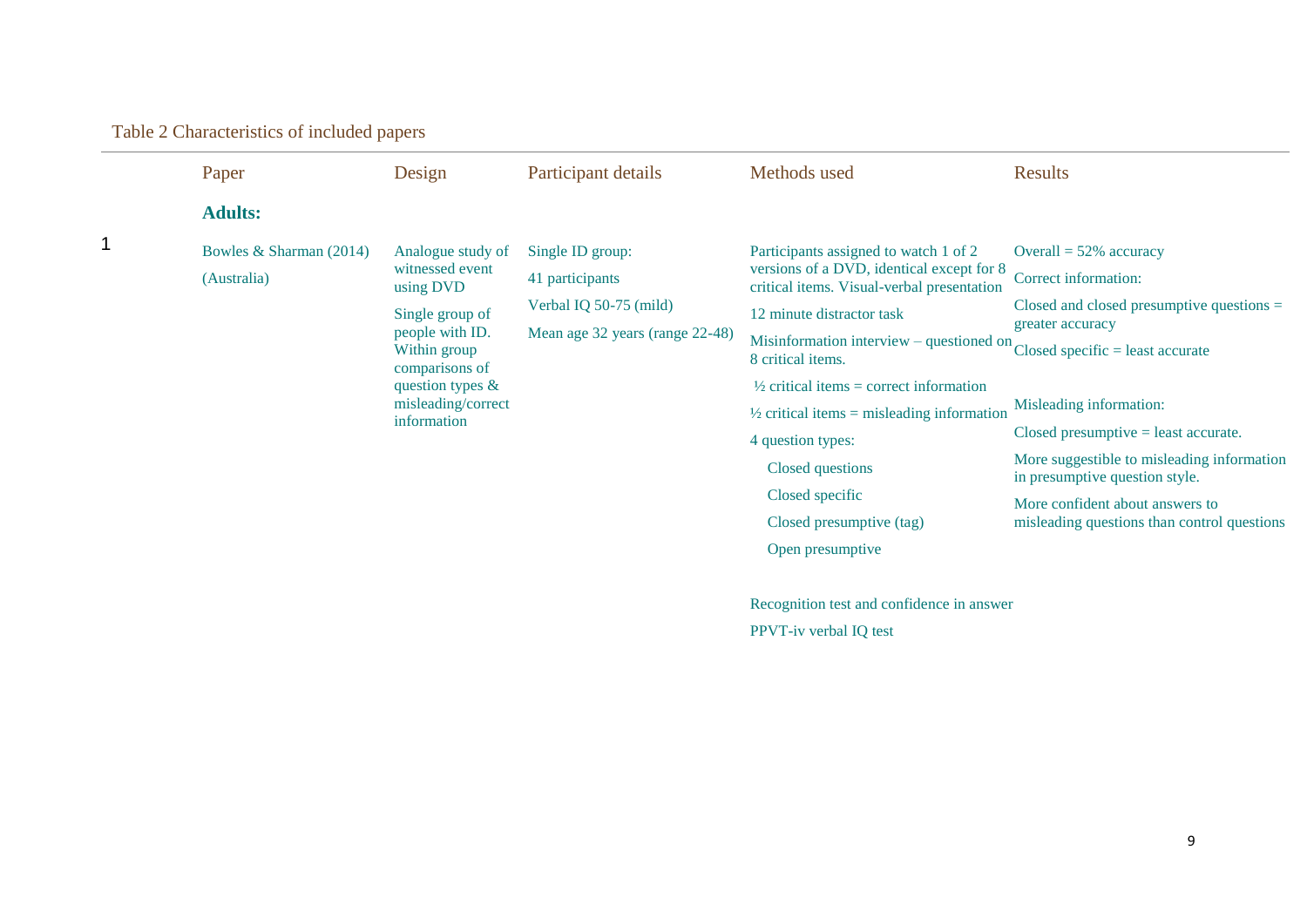Table 2 Characteristics of included papers

| | Paper | Design | Participant details | Methods used | Results |
|---|---|---|---|---|---|
| | **Adults:** | | | | |
| 1 | Bowles & Sharman (2014) (Australia) | Analogue study of witnessed event using DVD<br><br>Single group of people with ID. Within group comparisons of question types & misleading/correct information | Single ID group:<br><br>41 participants<br><br>Verbal IQ 50-75 (mild)<br><br>Mean age 32 years (range 22-48) | Participants assigned to watch 1 of 2 versions of a DVD, identical except for 8 critical items. Visual-verbal presentation<br><br>12 minute distractor task<br><br>Misinformation interview – questioned on 8 critical items.<br><br>½ critical items = correct information<br><br>½ critical items = misleading information<br><br>4 question types:<br><br>Closed questions<br><br>Closed specific<br><br>Closed presumptive (tag)<br><br>Open presumptive<br><br>Recognition test and confidence in answer<br><br>PPVT-iv verbal IQ test | Overall = 52% accuracy<br><br>Correct information:<br><br>Closed and closed presumptive questions = greater accuracy<br><br>Closed specific = least accurate<br><br>Misleading information:<br><br>Closed presumptive = least accurate.<br><br>More suggestible to misleading information in presumptive question style.<br><br>More confident about answers to misleading questions than control questions |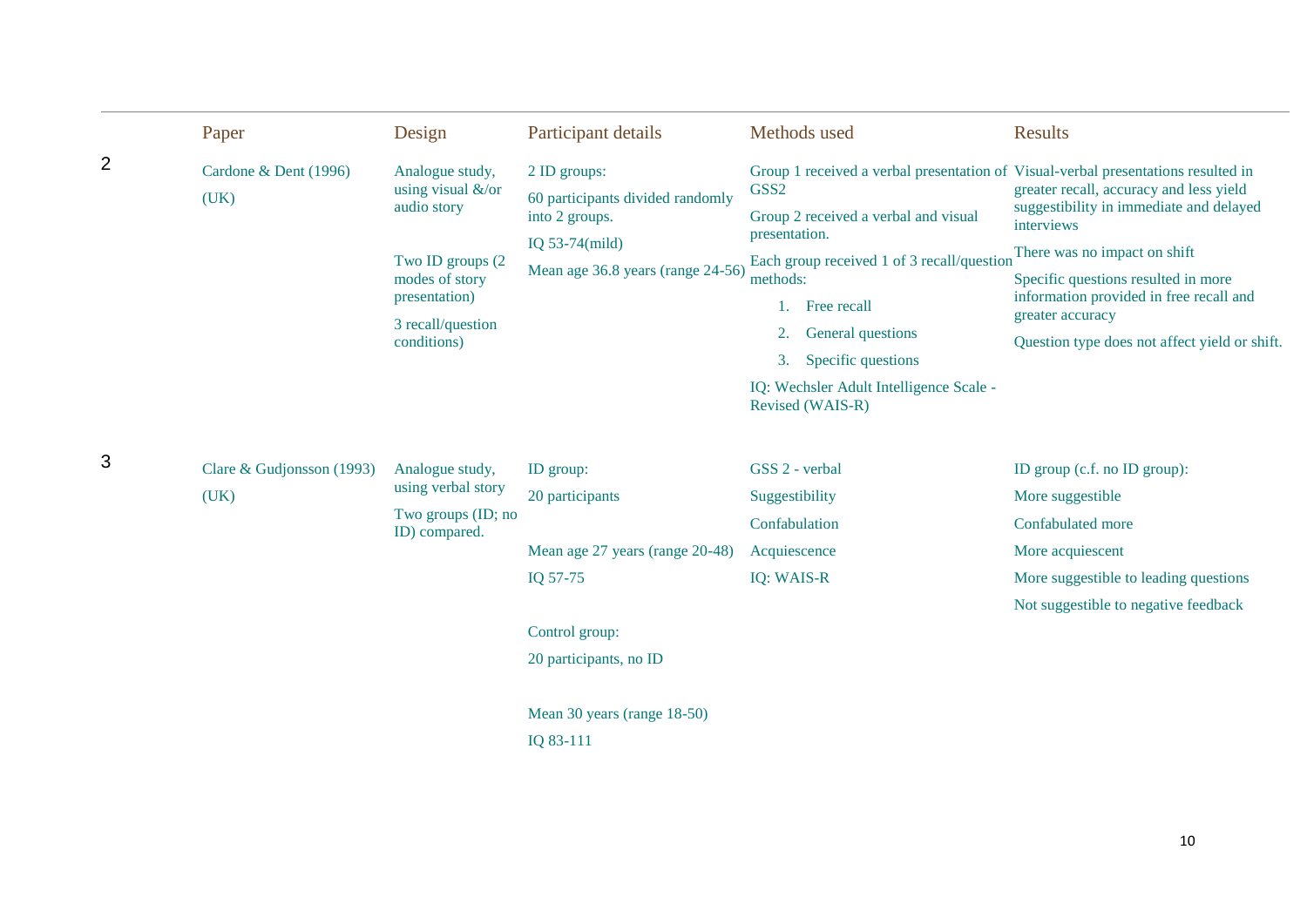|  | Paper | Design | Participant details | Methods used | Results |
|---|---|---|---|---|---|
| 2 | Cardone & Dent (1996) (UK) | Analogue study, using visual &/or audio story<br><br>Two ID groups (2 modes of story presentation)<br><br>3 recall/question conditions) | 2 ID groups:<br><br>60 participants divided randomly into 2 groups.<br><br>IQ 53-74(mild)<br><br>Mean age 36.8 years (range 24-56) | Group 1 received a verbal presentation of GSS2<br><br>Group 2 received a verbal and visual presentation.<br><br>Each group received 1 of 3 recall/question methods:<br>1. Free recall<br>2. General questions<br>3. Specific questions<br><br>IQ: Wechsler Adult Intelligence Scale - Revised (WAIS-R) | Visual-verbal presentations resulted in greater recall, accuracy and less yield suggestibility in immediate and delayed interviews<br><br>There was no impact on shift<br><br>Specific questions resulted in more information provided in free recall and greater accuracy<br><br>Question type does not affect yield or shift. |
| 3 | Clare & Gudjonsson (1993) (UK) | Analogue study, using verbal story<br><br>Two groups (ID; no ID) compared. | ID group:<br><br>20 participants<br><br>Mean age 27 years (range 20-48)<br><br>IQ 57-75<br><br>Control group:<br><br>20 participants, no ID<br><br>Mean 30 years (range 18-50)<br><br>IQ 83-111 | GSS 2 - verbal<br><br>Suggestibility<br><br>Confabulation<br><br>Acquiescence<br><br>IQ: WAIS-R | ID group (c.f. no ID group):<br><br>More suggestible<br><br>Confabulated more<br><br>More acquiescent<br><br>More suggestible to leading questions<br><br>Not suggestible to negative feedback |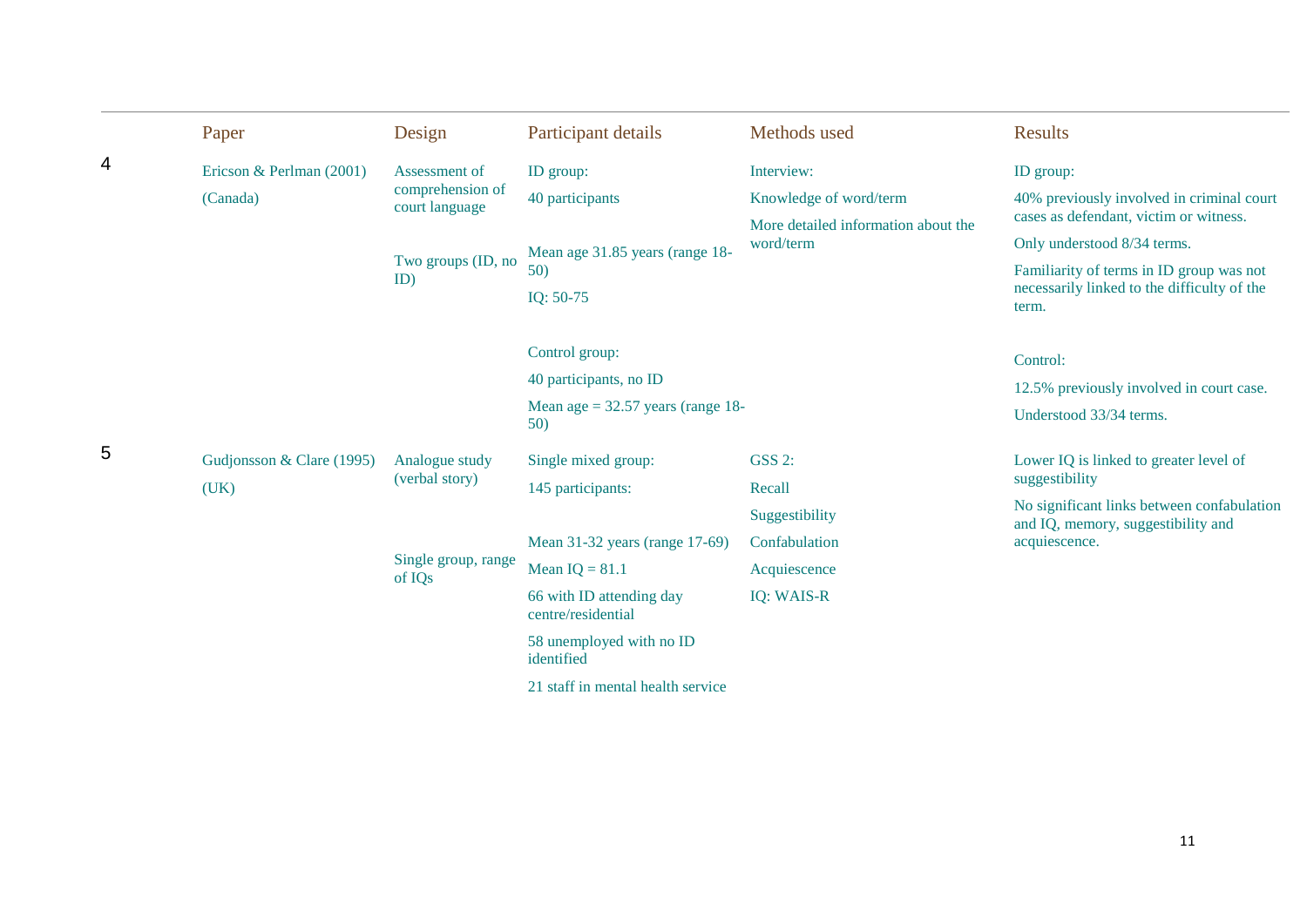|  | Paper | Design | Participant details | Methods used | Results |
|---|---|---|---|---|---|
| 4 | Ericson & Perlman (2001) (Canada) | Assessment of comprehension of court language<br><br>Two groups (ID, no ID) | ID group:<br>40 participants<br><br>Mean age 31.85 years (range 18-50)<br>IQ: 50-75<br><br>Control group:<br>40 participants, no ID<br>Mean age = 32.57 years (range 18-50) | Interview:<br>Knowledge of word/term<br>More detailed information about the word/term | ID group:<br>40% previously involved in criminal court cases as defendant, victim or witness.<br>Only understood 8/34 terms.<br>Familiarity of terms in ID group was not necessarily linked to the difficulty of the term.<br><br>Control:<br>12.5% previously involved in court case.<br>Understood 33/34 terms. |
| 5 | Gudjonsson & Clare (1995) (UK) | Analogue study (verbal story)<br><br>Single group, range of IQs | Single mixed group:<br>145 participants:<br><br>Mean 31-32 years (range 17-69)<br>Mean IQ = 81.1<br>66 with ID attending day centre/residential<br>58 unemployed with no ID identified<br>21 staff in mental health service | GSS 2:<br>Recall<br>Suggestibility<br>Confabulation<br>Acquiescence<br>IQ: WAIS-R | Lower IQ is linked to greater level of suggestibility<br>No significant links between confabulation and IQ, memory, suggestibility and acquiescence. |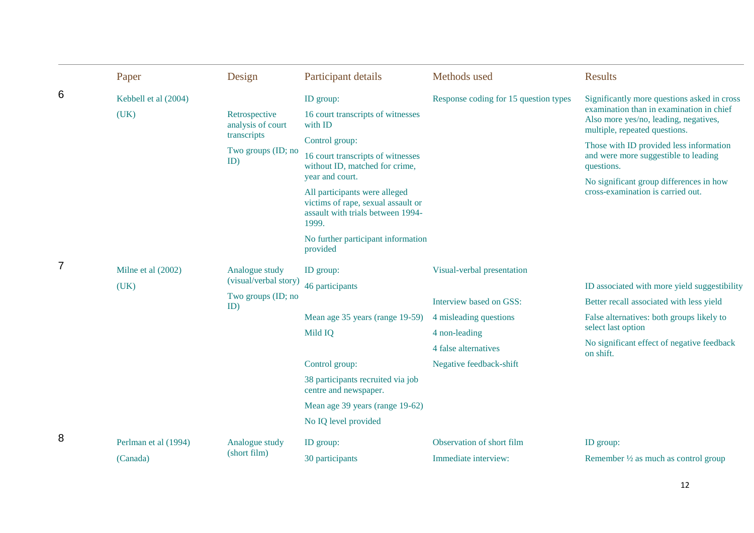| | Paper | Design | Participant details | Methods used | Results |
|---|---|---|---|---|---|
| 6 | Kebbell et al (2004)<br>(UK) | Retrospective analysis of court transcripts<br>Two groups (ID; no ID) | ID group:<br>16 court transcripts of witnesses with ID<br>Control group:<br>16 court transcripts of witnesses without ID, matched for crime, year and court.<br>All participants were alleged victims of rape, sexual assault or assault with trials between 1994-1999.<br>No further participant information provided | Response coding for 15 question types | Significantly more questions asked in cross examination than in examination in chief Also more yes/no, leading, negatives, multiple, repeated questions.<br>Those with ID provided less information and were more suggestible to leading questions.<br>No significant group differences in how cross-examination is carried out. |
| 7 | Milne et al (2002)<br>(UK) | Analogue study (visual/verbal story)<br>Two groups (ID; no ID) | ID group:<br>46 participants<br>Mean age 35 years (range 19-59)<br>Mild IQ<br>Control group:<br>38 participants recruited via job centre and newspaper.<br>Mean age 39 years (range 19-62)<br>No IQ level provided | Visual-verbal presentation<br>Interview based on GSS:<br>4 misleading questions<br>4 non-leading<br>4 false alternatives<br>Negative feedback-shift | ID associated with more yield suggestibility<br>Better recall associated with less yield<br>False alternatives: both groups likely to select last option<br>No significant effect of negative feedback on shift. |
| 8 | Perlman et al (1994)<br>(Canada) | Analogue study (short film) | ID group:<br>30 participants | Observation of short film<br>Immediate interview: | ID group:<br>Remember ½ as much as control group |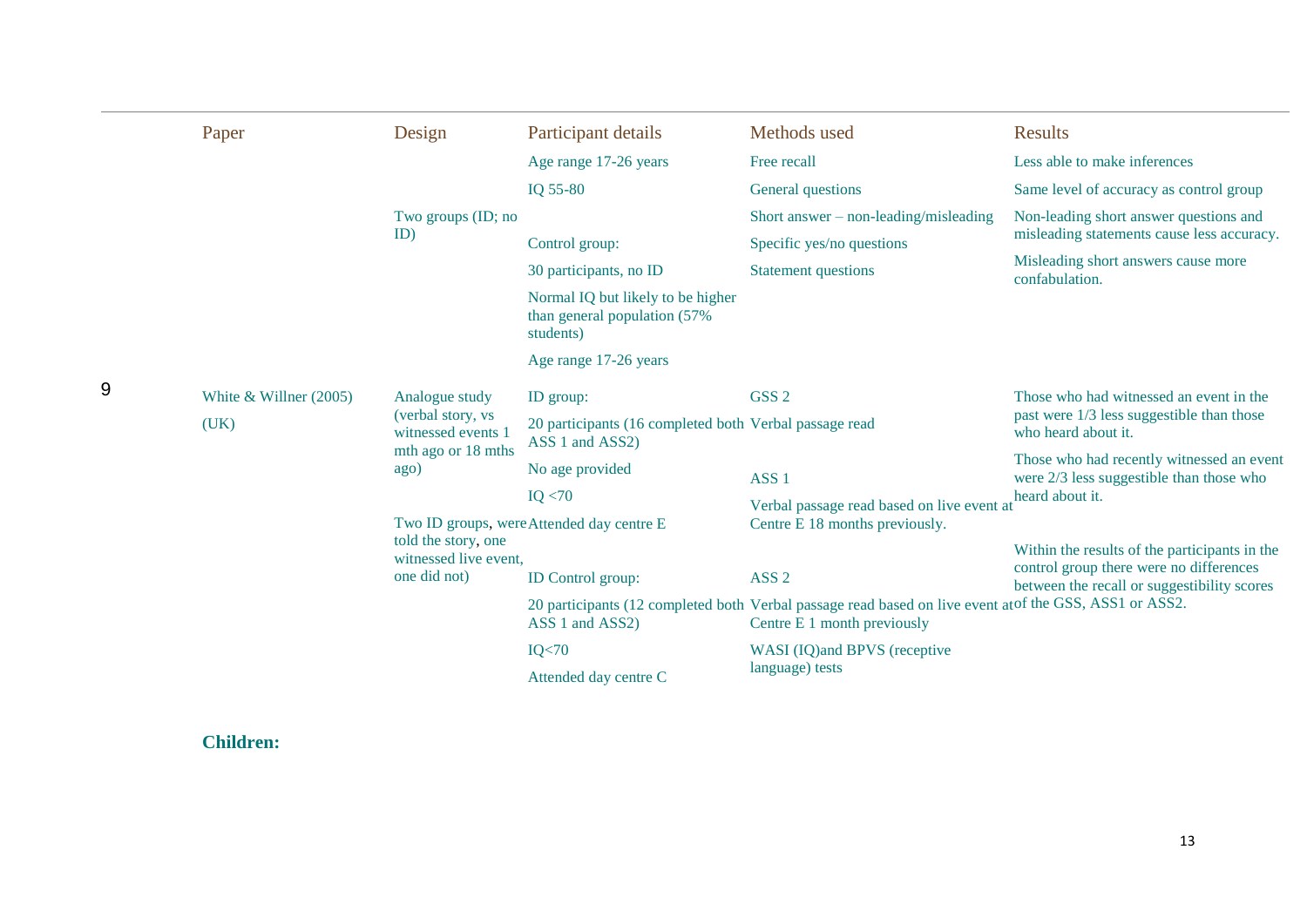| | Paper | Design | Participant details | Methods used | Results |
|---|---|---|---|---|---|
| | | Two groups (ID; no ID) | Age range 17-26 years<br>IQ 55-80<br><br>Control group:<br>30 participants, no ID<br>Normal IQ but likely to be higher than general population (57% students)<br>Age range 17-26 years | Free recall<br>General questions<br>Short answer – non-leading/misleading<br>Specific yes/no questions<br>Statement questions | Less able to make inferences<br>Same level of accuracy as control group<br>Non-leading short answer questions and misleading statements cause less accuracy.<br>Misleading short answers cause more confabulation. |
| 9 | White & Willner (2005)<br>(UK) | Analogue study (verbal story, vs witnessed events 1 mth ago or 18 mths ago)<br><br>Two ID groups, were told the story, one witnessed live event, one did not) | ID group:<br>20 participants (16 completed both ASS 1 and ASS2)<br>No age provided<br>IQ <70<br>Attended day centre E<br><br>ID Control group:<br>20 participants (12 completed both ASS 1 and ASS2)<br>IQ<70<br>Attended day centre C | GSS 2<br>Verbal passage read<br><br>ASS 1<br>Verbal passage read based on live event at Centre E 18 months previously.<br><br>ASS 2<br>Verbal passage read based on live event at Centre E 1 month previously<br>WASI (IQ)and BPVS (receptive language) tests | Those who had witnessed an event in the past were 1/3 less suggestible than those who heard about it.<br>Those who had recently witnessed an event were 2/3 less suggestible than those who heard about it.<br><br>Within the results of the participants in the control group there were no differences between the recall or suggestibility scores of the GSS, ASS1 or ASS2. |

**Children:**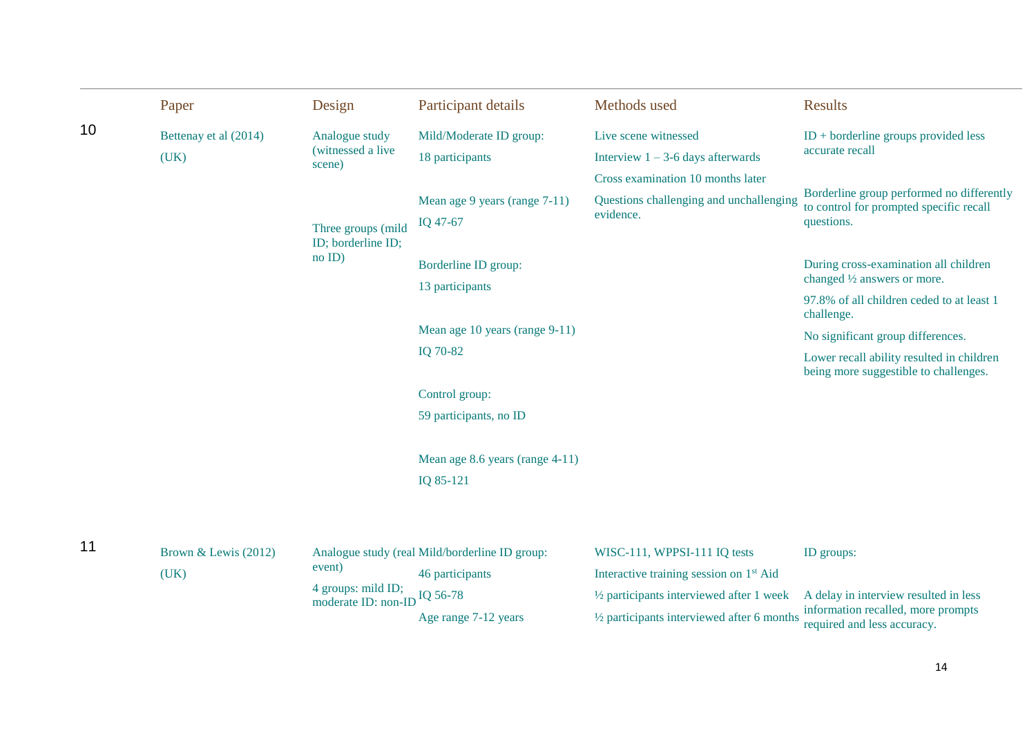|  | Paper | Design | Participant details | Methods used | Results |
|---|---|---|---|---|---|
| 10 | Bettenay et al (2014) (UK) | Analogue study (witnessed a live scene)<br><br>Three groups (mild ID; borderline ID; no ID) | Mild/Moderate ID group:<br>18 participants<br><br>Mean age 9 years (range 7-11)<br>IQ 47-67<br><br>Borderline ID group:<br>13 participants<br><br>Mean age 10 years (range 9-11)<br>IQ 70-82<br><br>Control group:<br>59 participants, no ID<br><br>Mean age 8.6 years (range 4-11)<br>IQ 85-121 | Live scene witnessed<br>Interview 1 – 3-6 days afterwards<br>Cross examination 10 months later<br>Questions challenging and unchallenging evidence. | ID + borderline groups provided less accurate recall<br><br>Borderline group performed no differently to control for prompted specific recall questions.<br><br>During cross-examination all children changed ½ answers or more.<br>97.8% of all children ceded to at least 1 challenge.<br>No significant group differences.<br>Lower recall ability resulted in children being more suggestible to challenges. |
| 11 | Brown & Lewis (2012) (UK) | Analogue study (real event)<br>4 groups: mild ID; moderate ID: non-ID | Mild/borderline ID group:<br>46 participants<br>IQ 56-78<br>Age range 7-12 years | WISC-111, WPPSI-111 IQ tests<br>Interactive training session on 1st Aid<br>½ participants interviewed after 1 week<br>½ participants interviewed after 6 months | ID groups:<br><br>A delay in interview resulted in less information recalled, more prompts required and less accuracy. |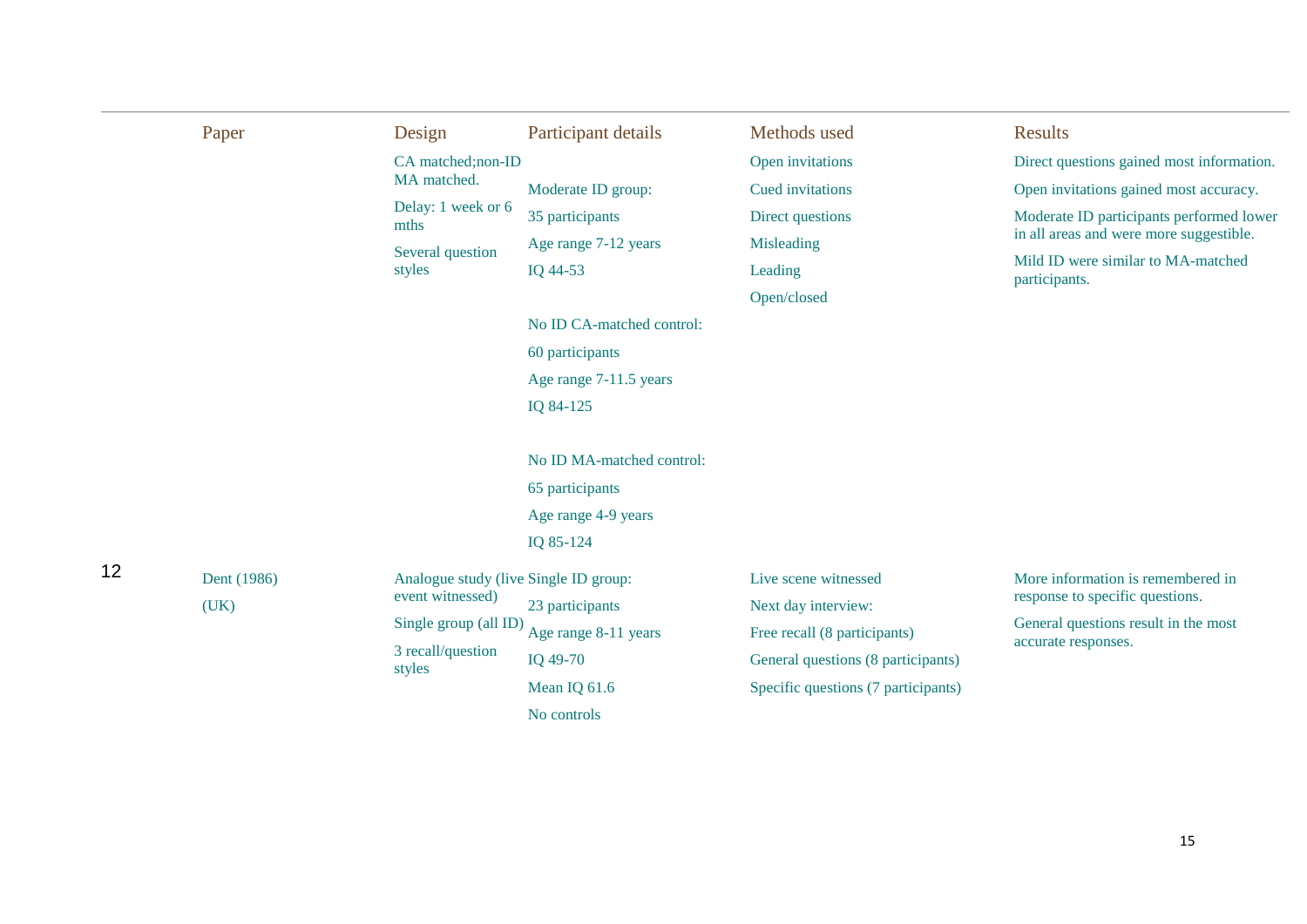| | Paper | Design | Participant details | Methods used | Results |
|---|---|---|---|---|---|
| | | CA matched;non-ID MA matched.<br>Delay: 1 week or 6 mths<br>Several question styles | Moderate ID group:<br>35 participants<br>Age range 7-12 years<br>IQ 44-53<br><br>No ID CA-matched control:<br>60 participants<br>Age range 7-11.5 years<br>IQ 84-125<br><br>No ID MA-matched control:<br>65 participants<br>Age range 4-9 years<br>IQ 85-124 | Open invitations<br>Cued invitations<br>Direct questions<br>Misleading<br>Leading<br>Open/closed | Direct questions gained most information.<br>Open invitations gained most accuracy.<br>Moderate ID participants performed lower in all areas and were more suggestible.<br>Mild ID were similar to MA-matched participants. |
| 12 | Dent (1986)<br>(UK) | Analogue study (live event witnessed)<br>Single group (all ID)<br>3 recall/question styles | Single ID group:<br>23 participants<br>Age range 8-11 years<br>IQ 49-70<br>Mean IQ 61.6<br>No controls | Live scene witnessed<br>Next day interview:<br>Free recall (8 participants)<br>General questions (8 participants)<br>Specific questions (7 participants) | More information is remembered in response to specific questions.<br>General questions result in the most accurate responses. |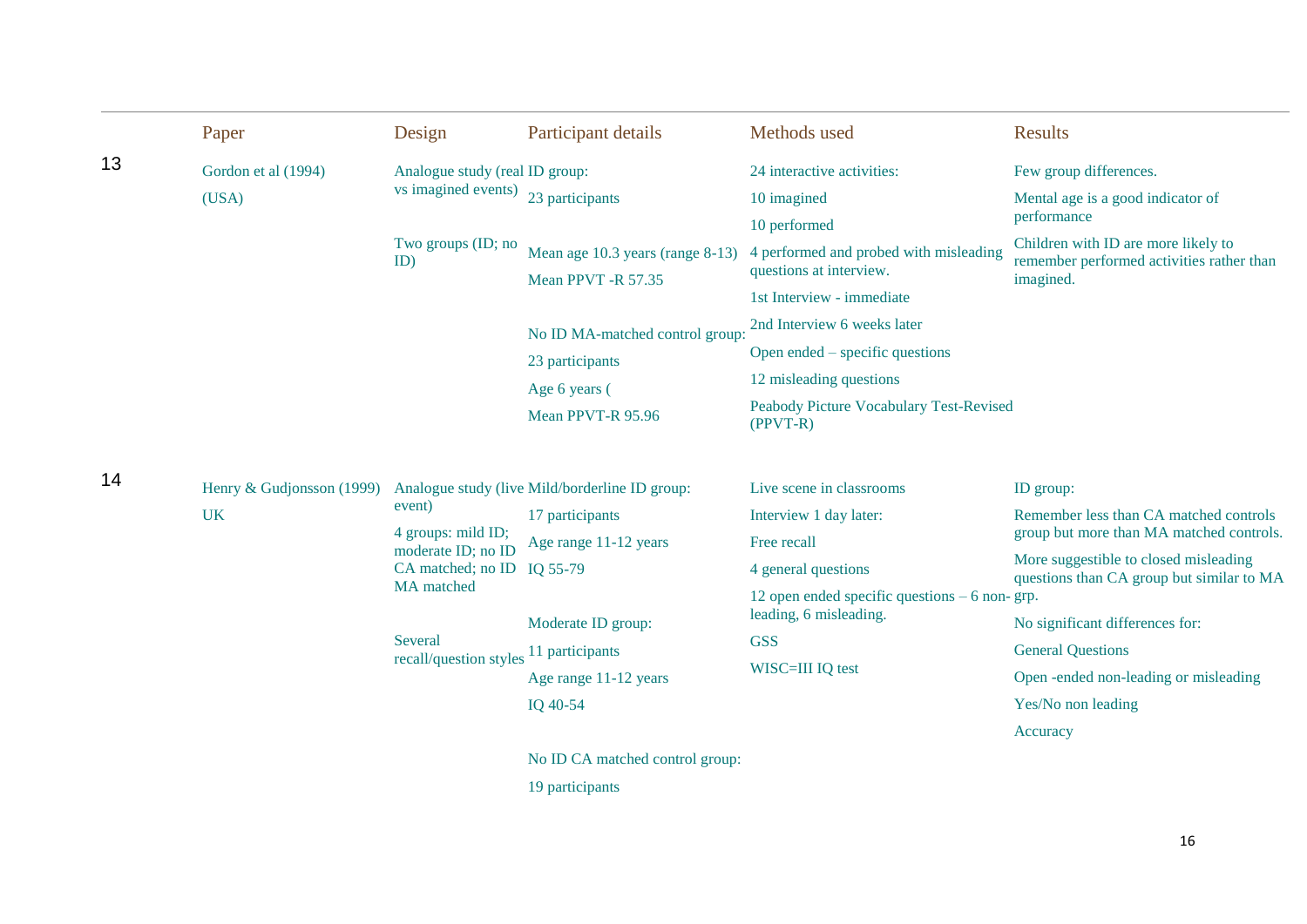| | Paper | Design | Participant details | Methods used | Results |
|---|---|---|---|---|---|
| 13 | Gordon et al (1994) (USA) | Analogue study (real vs imagined events)<br><br>Two groups (ID; no ID) | ID group:<br>23 participants<br>Mean age 10.3 years (range 8-13)<br>Mean PPVT -R 57.35<br><br>No ID MA-matched control group:<br>23 participants<br>Age 6 years (<br>Mean PPVT-R 95.96 | 24 interactive activities:<br>10 imagined<br>10 performed<br>4 performed and probed with misleading questions at interview.<br>1st Interview - immediate<br>2nd Interview 6 weeks later<br>Open ended – specific questions<br>12 misleading questions<br>Peabody Picture Vocabulary Test-Revised (PPVT-R) | Few group differences.<br>Mental age is a good indicator of performance<br>Children with ID are more likely to remember performed activities rather than imagined. |
| 14 | Henry & Gudjonsson (1999) UK | Analogue study (live event)<br>4 groups: mild ID; moderate ID; no ID CA matched; no ID MA matched<br><br>Several recall/question styles | Mild/borderline ID group:<br>17 participants<br>Age range 11-12 years<br>IQ 55-79<br><br>Moderate ID group:<br>11 participants<br>Age range 11-12 years<br>IQ 40-54<br><br>No ID CA matched control group:<br>19 participants | Live scene in classrooms<br>Interview 1 day later:<br>Free recall<br>4 general questions<br>12 open ended specific questions – 6 non-leading, 6 misleading.<br>GSS<br>WISC=III IQ test | ID group:<br>Remember less than CA matched controls group but more than MA matched controls.<br>More suggestible to closed misleading questions than CA group but similar to MA grp.<br>No significant differences for:<br>General Questions<br>Open -ended non-leading or misleading<br>Yes/No non leading<br>Accuracy |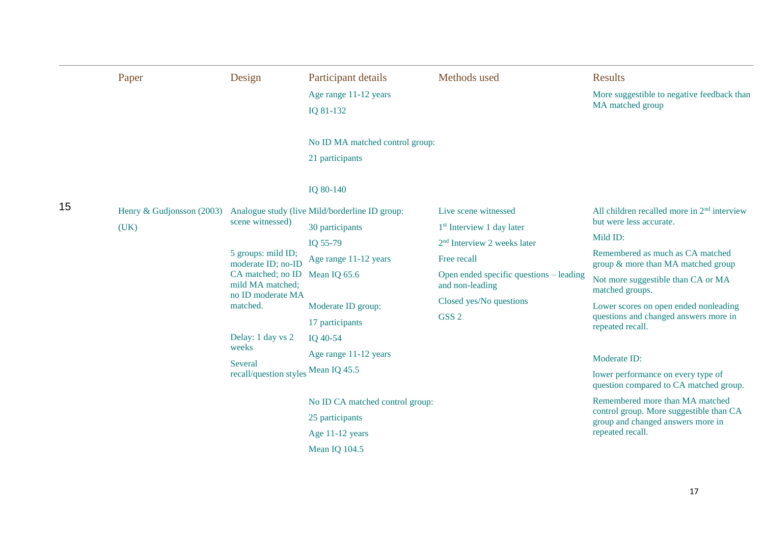| | Paper | Design | Participant details | Methods used | Results |
|---|---|---|---|---|---|
| | | | Age range 11-12 years<br>IQ 81-132<br><br>No ID MA matched control group:<br>21 participants<br><br>IQ 80-140 | | More suggestible to negative feedback than MA matched group |
| 15 | Henry & Gudjonsson (2003)<br>(UK) | Analogue study (live scene witnessed)<br><br>5 groups: mild ID; moderate ID; no-ID CA matched; no ID mild MA matched; no ID moderate MA matched.<br><br>Delay: 1 day vs 2 weeks<br>Several recall/question styles | Mild/borderline ID group:<br>30 participants<br>IQ 55-79<br>Age range 11-12 years<br>Mean IQ 65.6<br><br>Moderate ID group:<br>17 participants<br>IQ 40-54<br>Age range 11-12 years<br>Mean IQ 45.5<br><br>No ID CA matched control group:<br>25 participants<br>Age 11-12 years<br>Mean IQ 104.5 | Live scene witnessed<br>1st Interview 1 day later<br>2nd Interview 2 weeks later<br>Free recall<br>Open ended specific questions – leading and non-leading<br>Closed yes/No questions<br>GSS 2 | All children recalled more in 2nd interview but were less accurate.<br>Mild ID:<br>Remembered as much as CA matched group & more than MA matched group<br>Not more suggestible than CA or MA matched groups.<br>Lower scores on open ended nonleading questions and changed answers more in repeated recall.<br><br>Moderate ID:<br>lower performance on every type of question compared to CA matched group.<br>Remembered more than MA matched control group. More suggestible than CA group and changed answers more in repeated recall. |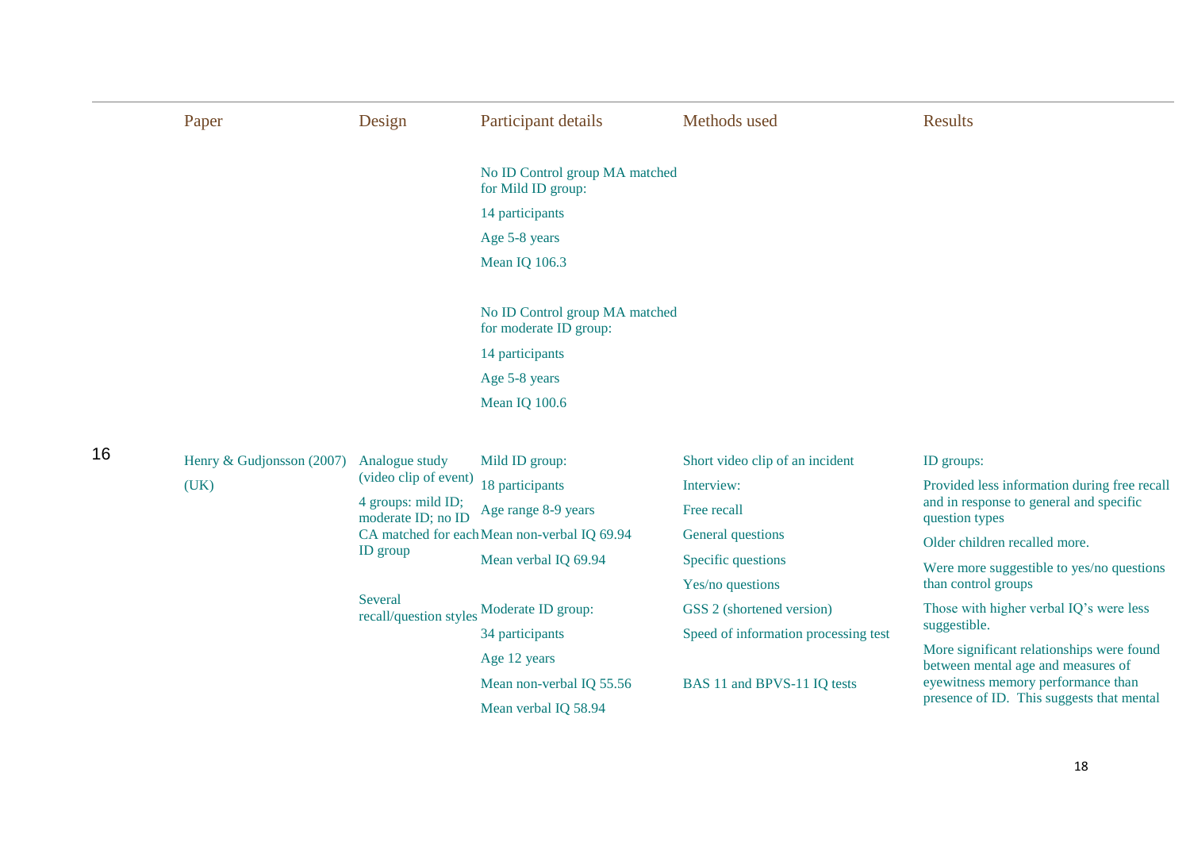|  | Paper | Design | Participant details | Methods used | Results |
|---|---|---|---|---|---|
|  |  |  | No ID Control group MA matched for Mild ID group:<br>14 participants<br>Age 5-8 years<br>Mean IQ 106.3<br><br>No ID Control group MA matched for moderate ID group:<br>14 participants<br>Age 5-8 years<br>Mean IQ 100.6 |  |  |
| 16 | Henry & Gudjonsson (2007)<br>(UK) | Analogue study (video clip of event)<br>4 groups: mild ID; moderate ID; no ID CA matched for each ID group<br><br>Several recall/question styles | Mild ID group:<br>18 participants<br>Age range 8-9 years<br>Mean non-verbal IQ 69.94<br>Mean verbal IQ 69.94<br><br>Moderate ID group:<br>34 participants<br>Age 12 years<br>Mean non-verbal IQ 55.56<br>Mean verbal IQ 58.94 | Short video clip of an incident<br>Interview:<br>Free recall<br>General questions<br>Specific questions<br>Yes/no questions<br>GSS 2 (shortened version)<br>Speed of information processing test<br><br>BAS 11 and BPVS-11 IQ tests | ID groups:<br>Provided less information during free recall and in response to general and specific question types<br>Older children recalled more.<br>Were more suggestible to yes/no questions than control groups<br>Those with higher verbal IQ's were less suggestible.<br>More significant relationships were found between mental age and measures of eyewitness memory performance than presence of ID. This suggests that mental |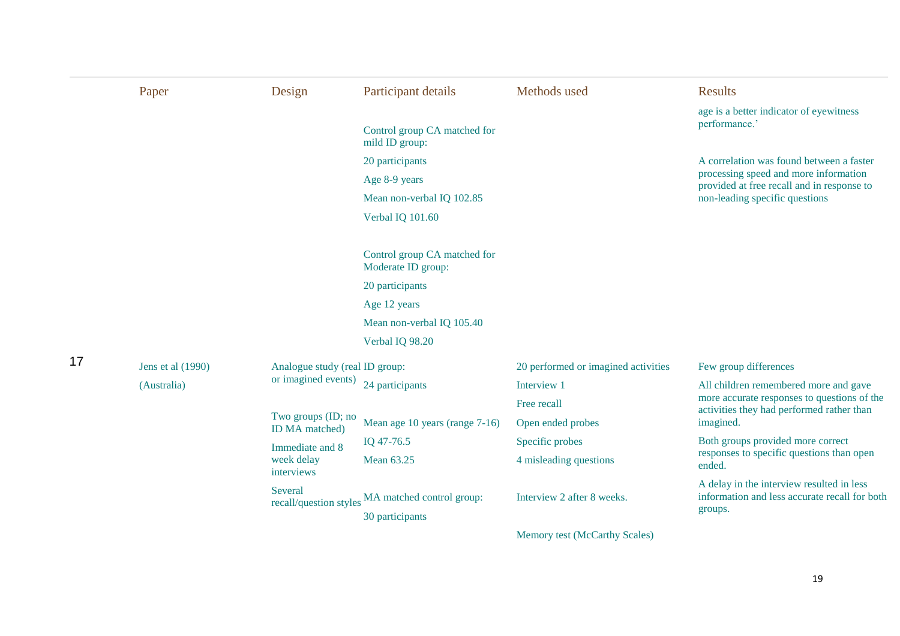| | Paper | Design | Participant details | Methods used | Results |
|---|---|---|---|---|---|
| | | | Control group CA matched for mild ID group:<br>20 participants<br>Age 8-9 years<br>Mean non-verbal IQ 102.85<br>Verbal IQ 101.60<br><br>Control group CA matched for Moderate ID group:<br>20 participants<br>Age 12 years<br>Mean non-verbal IQ 105.40<br>Verbal IQ 98.20 | | age is a better indicator of eyewitness performance.'<br><br>A correlation was found between a faster processing speed and more information provided at free recall and in response to non-leading specific questions |
| 17 | Jens et al (1990)<br>(Australia) | Analogue study (real or imagined events)<br><br>Two groups (ID; no ID MA matched)<br>Immediate and 8 week delay interviews<br>Several recall/question styles | ID group:<br>24 participants<br>Mean age 10 years (range 7-16)<br>IQ 47-76.5<br>Mean 63.25<br><br>MA matched control group:<br>30 participants | 20 performed or imagined activities<br>Interview 1<br>Free recall<br>Open ended probes<br>Specific probes<br>4 misleading questions<br><br>Interview 2 after 8 weeks.<br><br>Memory test (McCarthy Scales) | Few group differences<br>All children remembered more and gave more accurate responses to questions of the activities they had performed rather than imagined.<br>Both groups provided more correct responses to specific questions than open ended.<br>A delay in the interview resulted in less information and less accurate recall for both groups. |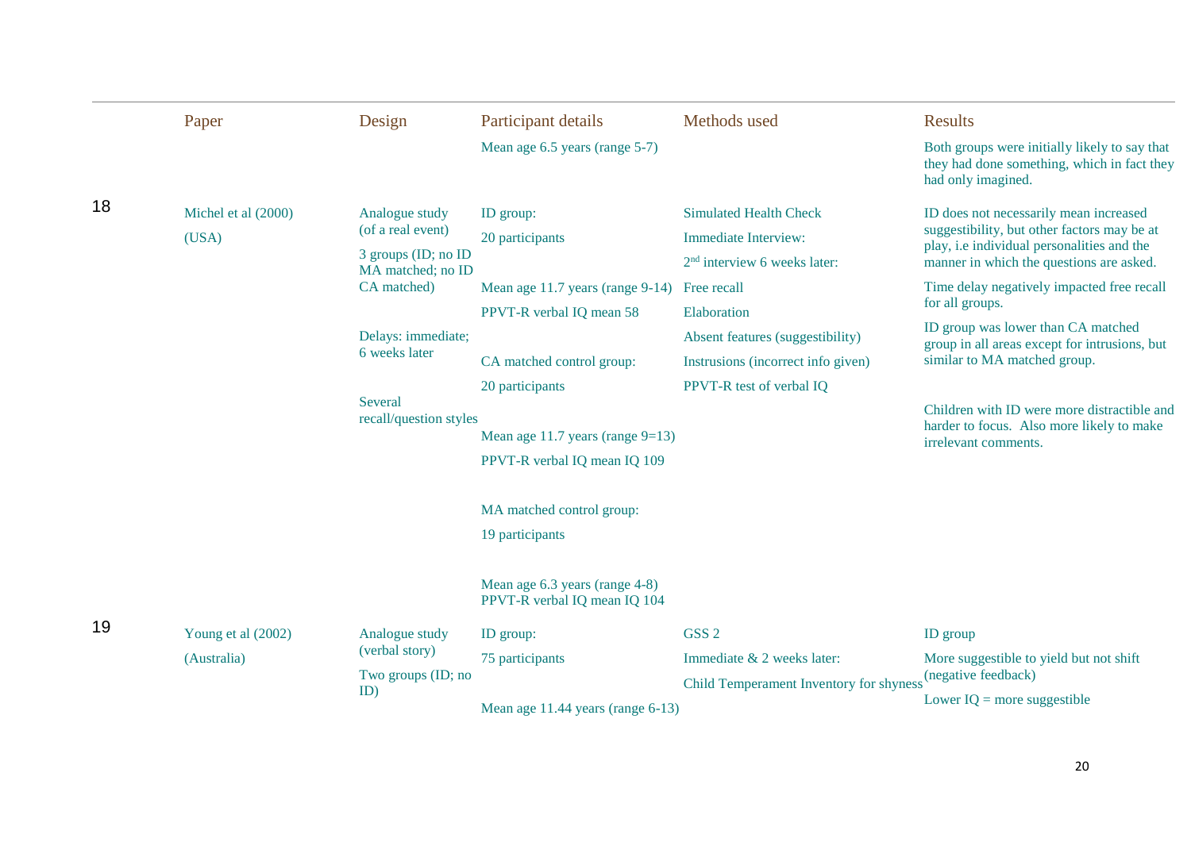|  | Paper | Design | Participant details | Methods used | Results |
|---|---|---|---|---|---|
|  |  |  | Mean age 6.5 years (range 5-7) |  | Both groups were initially likely to say that they had done something, which in fact they had only imagined. |
| 18 | Michel et al (2000) (USA) | Analogue study (of a real event) 3 groups (ID; no ID MA matched; no ID CA matched) Delays: immediate; 6 weeks later Several recall/question styles | ID group: 20 participants Mean age 11.7 years (range 9-14) PPVT-R verbal IQ mean 58 CA matched control group: 20 participants Mean age 11.7 years (range 9=13) PPVT-R verbal IQ mean IQ 109 MA matched control group: 19 participants Mean age 6.3 years (range 4-8) PPVT-R verbal IQ mean IQ 104 | Simulated Health Check Immediate Interview: 2nd interview 6 weeks later: Free recall Elaboration Absent features (suggestibility) Instrusions (incorrect info given) PPVT-R test of verbal IQ | ID does not necessarily mean increased suggestibility, but other factors may be at play, i.e individual personalities and the manner in which the questions are asked. Time delay negatively impacted free recall for all groups. ID group was lower than CA matched group in all areas except for intrusions, but similar to MA matched group. Children with ID were more distractible and harder to focus. Also more likely to make irrelevant comments. |
| 19 | Young et al (2002) (Australia) | Analogue study (verbal story) Two groups (ID; no ID) | ID group: 75 participants Mean age 11.44 years (range 6-13) | GSS 2 Immediate & 2 weeks later: Child Temperament Inventory for shyness | ID group More suggestible to yield but not shift (negative feedback) Lower IQ = more suggestible |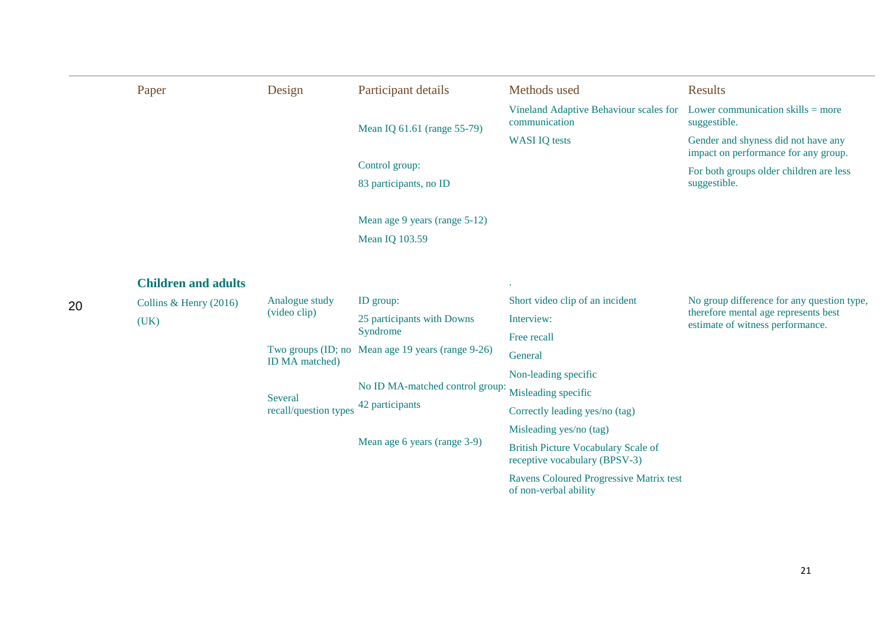| Paper | Design | Participant details | Methods used | Results |
|---|---|---|---|---|
| | | Mean IQ 61.61 (range 55-79)<br><br>Control group:<br>83 participants, no ID<br><br>Mean age 9 years (range 5-12)<br>Mean IQ 103.59 | Vineland Adaptive Behaviour scales for communication<br>WASI IQ tests | Lower communication skills = more suggestible.<br>Gender and shyness did not have any impact on performance for any group.<br>For both groups older children are less suggestible. |
| **Children and adults** | | | . | |
| Collins & Henry (2016) (UK) | Analogue study (video clip)<br><br>Two groups (ID; no ID MA matched)<br><br>Several recall/question types | ID group:<br>25 participants with Downs Syndrome<br>Mean age 19 years (range 9-26)<br><br>No ID MA-matched control group:<br>42 participants<br><br>Mean age 6 years (range 3-9) | Short video clip of an incident<br>Interview:<br>Free recall<br>General<br>Non-leading specific<br>Misleading specific<br>Correctly leading yes/no (tag)<br>Misleading yes/no (tag)<br>British Picture Vocabulary Scale of receptive vocabulary (BPSV-3)<br>Ravens Coloured Progressive Matrix test of non-verbal ability | No group difference for any question type, therefore mental age represents best estimate of witness performance. |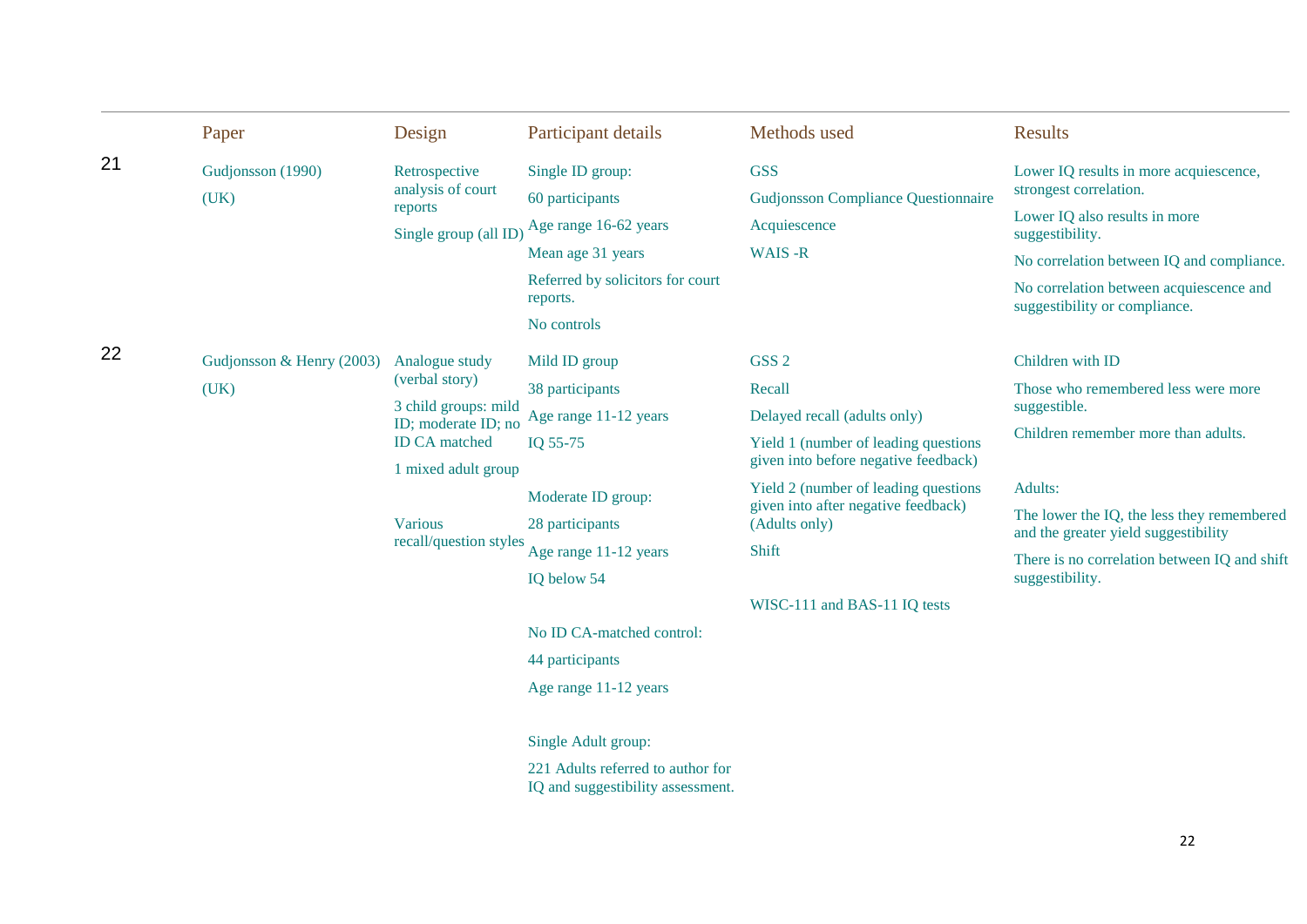| | Paper | Design | Participant details | Methods used | Results |
|---|---|---|---|---|---|
| 21 | Gudjonsson (1990)<br><br>(UK) | Retrospective analysis of court reports<br><br>Single group (all ID) | Single ID group:<br><br>60 participants<br><br>Age range 16-62 years<br><br>Mean age 31 years<br><br>Referred by solicitors for court reports.<br><br>No controls | GSS<br><br>Gudjonsson Compliance Questionnaire<br><br>Acquiescence<br><br>WAIS -R | Lower IQ results in more acquiescence, strongest correlation.<br><br>Lower IQ also results in more suggestibility.<br><br>No correlation between IQ and compliance.<br><br>No correlation between acquiescence and suggestibility or compliance. |
| 22 | Gudjonsson & Henry (2003)<br><br>(UK) | Analogue study (verbal story)<br><br>3 child groups: mild ID; moderate ID; no ID CA matched<br><br>1 mixed adult group<br><br>Various recall/question styles | Mild ID group<br><br>38 participants<br><br>Age range 11-12 years<br><br>IQ 55-75<br><br>Moderate ID group:<br><br>28 participants<br><br>Age range 11-12 years<br><br>IQ below 54<br><br>No ID CA-matched control:<br><br>44 participants<br><br>Age range 11-12 years<br><br>Single Adult group:<br><br>221 Adults referred to author for IQ and suggestibility assessment. | GSS 2<br><br>Recall<br><br>Delayed recall (adults only)<br><br>Yield 1 (number of leading questions given into before negative feedback)<br><br>Yield 2 (number of leading questions given into after negative feedback) (Adults only)<br><br>Shift<br><br>WISC-111 and BAS-11 IQ tests | Children with ID<br><br>Those who remembered less were more suggestible.<br><br>Children remember more than adults.<br><br>Adults:<br><br>The lower the IQ, the less they remembered and the greater yield suggestibility<br><br>There is no correlation between IQ and shift suggestibility. |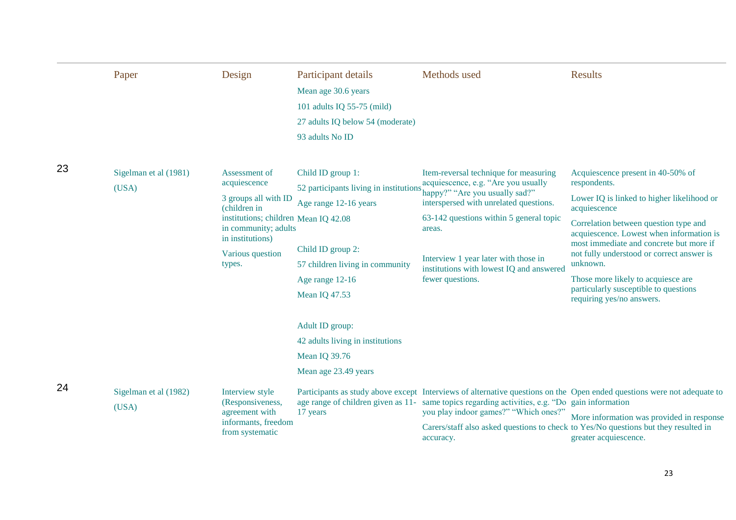| | Paper | Design | Participant details | Methods used | Results |
|---|---|---|---|---|---|
| | | | Mean age 30.6 years<br>101 adults IQ 55-75 (mild)<br>27 adults IQ below 54 (moderate)<br>93 adults No ID | | |
| 23 | Sigelman et al (1981)<br>(USA) | Assessment of acquiescence<br>3 groups all with ID (children in institutions; children in community; adults in institutions)<br>Various question types. | Child ID group 1:<br>52 participants living in institutions<br>Age range 12-16 years<br>Mean IQ 42.08<br><br>Child ID group 2:<br>57 children living in community<br>Age range 12-16<br>Mean IQ 47.53<br><br>Adult ID group:<br>42 adults living in institutions<br>Mean IQ 39.76<br>Mean age 23.49 years | Item-reversal technique for measuring acquiescence, e.g. "Are you usually happy?" "Are you usually sad?" interspersed with unrelated questions.<br>63-142 questions within 5 general topic areas.<br><br>Interview 1 year later with those in institutions with lowest IQ and answered fewer questions. | Acquiescence present in 40-50% of respondents.<br>Lower IQ is linked to higher likelihood or acquiescence<br>Correlation between question type and acquiescence. Lowest when information is most immediate and concrete but more if not fully understood or correct answer is unknown.<br>Those more likely to acquiesce are particularly susceptible to questions requiring yes/no answers. |
| 24 | Sigelman et al (1982)<br>(USA) | Interview style (Responsiveness, agreement with informants, freedom from systematic | Participants as study above except age range of children given as 11-17 years | Interviews of alternative questions on the same topics regarding activities, e.g. "Do you play indoor games?" "Which ones?"<br>Carers/staff also asked questions to check accuracy. | Open ended questions were not adequate to gain information<br>More information was provided in response to Yes/No questions but they resulted in greater acquiescence. |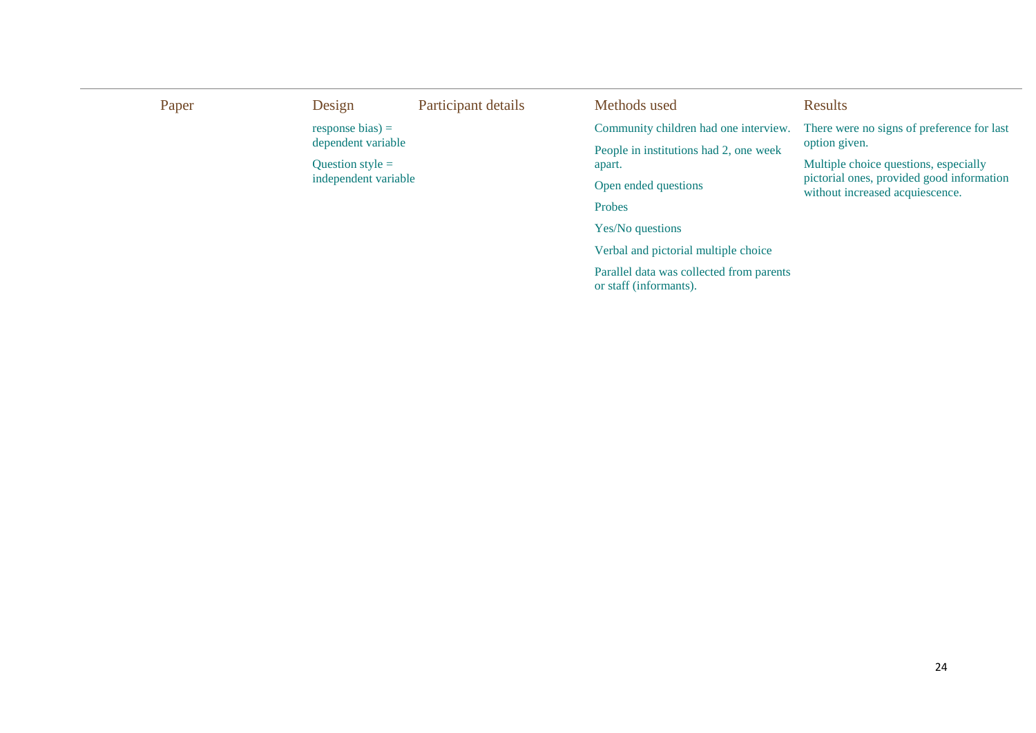| Paper | Design | Participant details | Methods used | Results |
| --- | --- | --- | --- | --- |
| | response bias) = dependent variable<br><br>Question style = independent variable | | Community children had one interview.<br><br>People in institutions had 2, one week apart.<br><br>Open ended questions<br><br>Probes<br><br>Yes/No questions<br><br>Verbal and pictorial multiple choice<br><br>Parallel data was collected from parents or staff (informants). | There were no signs of preference for last option given.<br><br>Multiple choice questions, especially pictorial ones, provided good information without increased acquiescence. |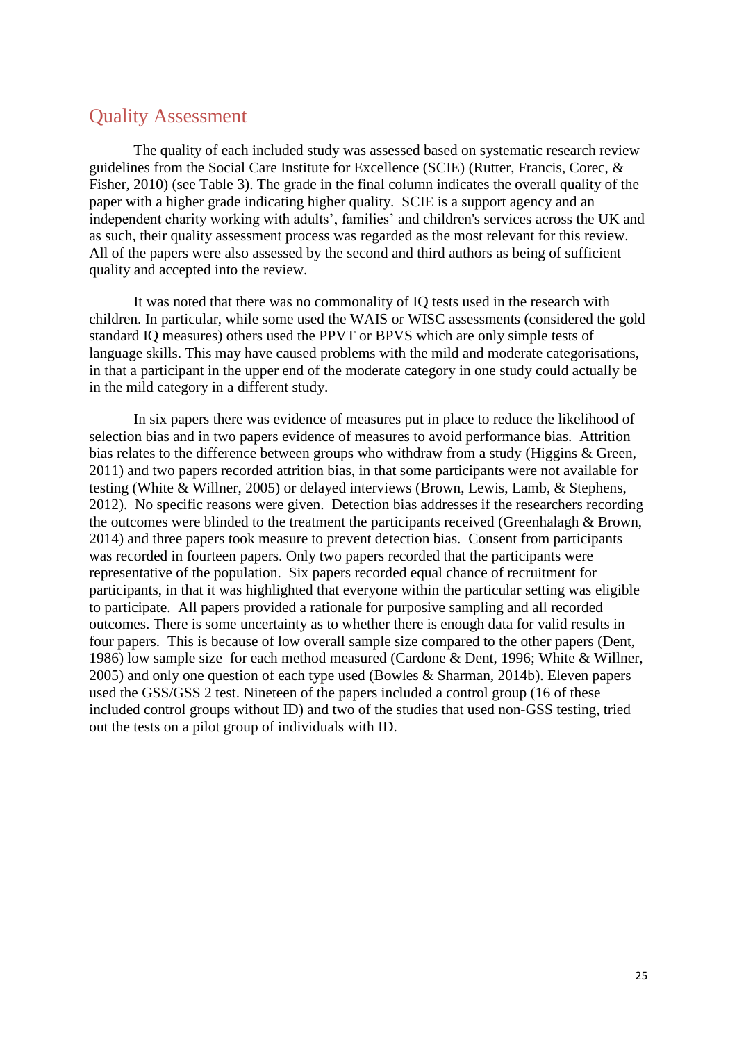## Quality Assessment

The quality of each included study was assessed based on systematic research review guidelines from the Social Care Institute for Excellence (SCIE) (Rutter, Francis, Corec, & Fisher, 2010) (see Table 3). The grade in the final column indicates the overall quality of the paper with a higher grade indicating higher quality. SCIE is a support agency and an independent charity working with adults', families' and children's services across the UK and as such, their quality assessment process was regarded as the most relevant for this review. All of the papers were also assessed by the second and third authors as being of sufficient quality and accepted into the review.

It was noted that there was no commonality of IQ tests used in the research with children. In particular, while some used the WAIS or WISC assessments (considered the gold standard IQ measures) others used the PPVT or BPVS which are only simple tests of language skills. This may have caused problems with the mild and moderate categorisations, in that a participant in the upper end of the moderate category in one study could actually be in the mild category in a different study.

In six papers there was evidence of measures put in place to reduce the likelihood of selection bias and in two papers evidence of measures to avoid performance bias. Attrition bias relates to the difference between groups who withdraw from a study (Higgins & Green, 2011) and two papers recorded attrition bias, in that some participants were not available for testing (White & Willner, 2005) or delayed interviews (Brown, Lewis, Lamb, & Stephens, 2012). No specific reasons were given. Detection bias addresses if the researchers recording the outcomes were blinded to the treatment the participants received (Greenhalagh & Brown, 2014) and three papers took measure to prevent detection bias. Consent from participants was recorded in fourteen papers. Only two papers recorded that the participants were representative of the population. Six papers recorded equal chance of recruitment for participants, in that it was highlighted that everyone within the particular setting was eligible to participate. All papers provided a rationale for purposive sampling and all recorded outcomes. There is some uncertainty as to whether there is enough data for valid results in four papers. This is because of low overall sample size compared to the other papers (Dent, 1986) low sample size for each method measured (Cardone & Dent, 1996; White & Willner, 2005) and only one question of each type used (Bowles & Sharman, 2014b). Eleven papers used the GSS/GSS 2 test. Nineteen of the papers included a control group (16 of these included control groups without ID) and two of the studies that used non-GSS testing, tried out the tests on a pilot group of individuals with ID.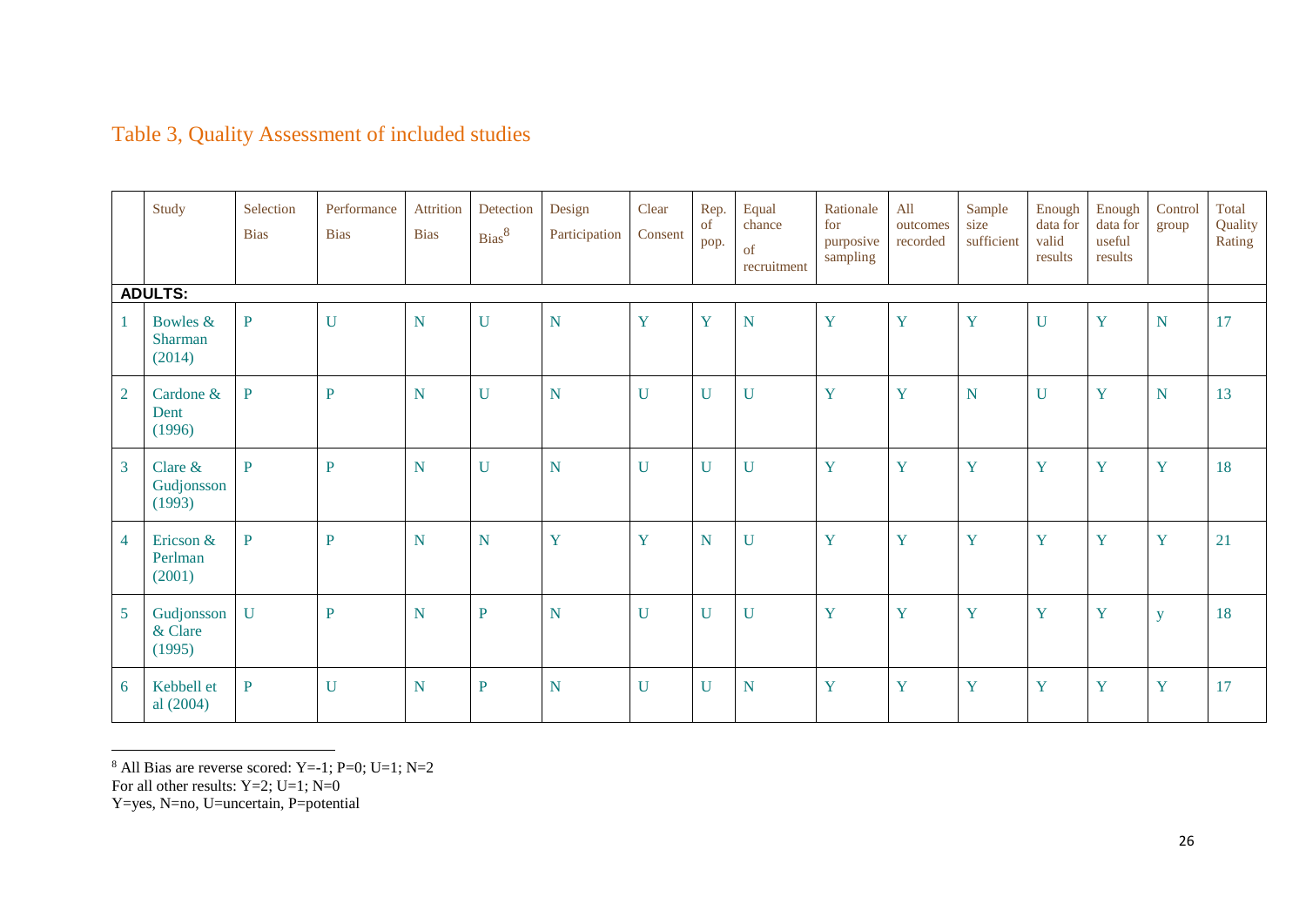## Table 3, Quality Assessment of included studies

| | Study | Selection Bias | Performance Bias | Attrition Bias | Detection Bias[8] | Design Participation | Clear Consent | Rep. of pop. | Equal chance of recruitment | Rationale for purposive sampling | All outcomes recorded | Sample size sufficient | Enough data for valid results | Enough data for useful results | Control group | Total Quality Rating |
|---|---|---|---|---|---|---|---|---|---|---|---|---|---|---|---|---|
| **ADULTS:** | | | | | | | | | | | | | | | | |
| 1 | Bowles & Sharman (2014) | P | U | N | U | N | Y | Y | N | Y | Y | Y | U | Y | N | 17 |
| 2 | Cardone & Dent (1996) | P | P | N | U | N | U | U | U | Y | Y | N | U | Y | N | 13 |
| 3 | Clare & Gudjonsson (1993) | P | P | N | U | N | U | U | U | Y | Y | Y | Y | Y | Y | 18 |
| 4 | Ericson & Perlman (2001) | P | P | N | N | Y | Y | N | U | Y | Y | Y | Y | Y | Y | 21 |
| 5 | Gudjonsson & Clare (1995) | U | P | N | P | N | U | U | U | Y | Y | Y | Y | Y | y | 18 |
| 6 | Kebbell et al (2004) | P | U | N | P | N | U | U | N | Y | Y | Y | Y | Y | Y | 17 |

[8] All Bias are reverse scored: Y=-1; P=0; U=1; N=2
For all other results: Y=2; U=1; N=0
Y=yes, N=no, U=uncertain, P=potential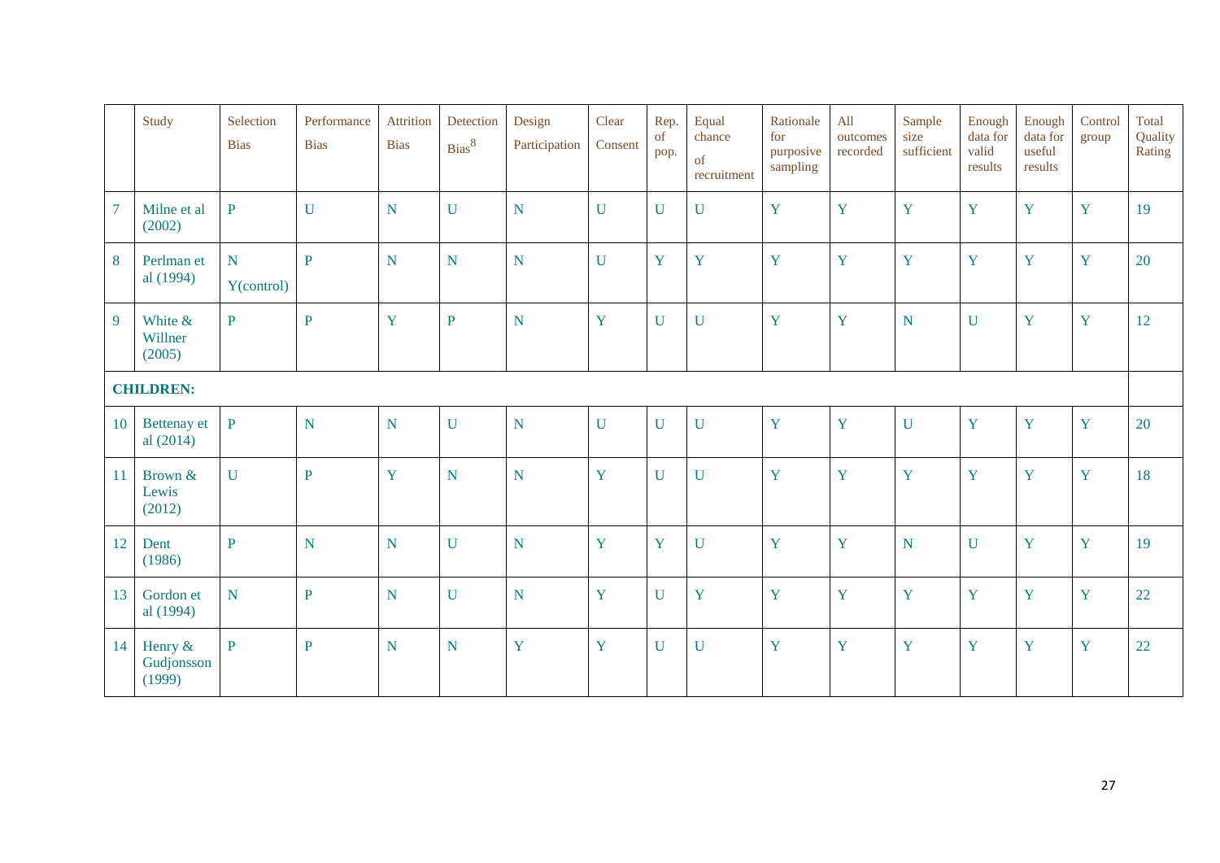| | Study | Selection Bias | Performance Bias | Attrition Bias | Detection Bias[8] | Design Participation | Clear Consent | Rep. of pop. | Equal chance of recruitment | Rationale for purposive sampling | All outcomes recorded | Sample size sufficient | Enough data for valid results | Enough data for useful results | Control group | Total Quality Rating |
|---|---|---|---|---|---|---|---|---|---|---|---|---|---|---|---|---|
| 7 | Milne et al (2002) | P | U | N | U | N | U | U | U | Y | Y | Y | Y | Y | Y | 19 |
| 8 | Perlman et al (1994) | N Y(control) | P | N | N | N | U | Y | Y | Y | Y | Y | Y | Y | Y | 20 |
| 9 | White & Willner (2005) | P | P | Y | P | N | Y | U | U | Y | Y | N | U | Y | Y | 12 |
| | **CHILDREN:** | | | | | | | | | | | | | | | |
| 10 | Bettenay et al (2014) | P | N | N | U | N | U | U | U | Y | Y | U | Y | Y | Y | 20 |
| 11 | Brown & Lewis (2012) | U | P | Y | N | N | Y | U | U | Y | Y | Y | Y | Y | Y | 18 |
| 12 | Dent (1986) | P | N | N | U | N | Y | Y | U | Y | Y | N | U | Y | Y | 19 |
| 13 | Gordon et al (1994) | N | P | N | U | N | Y | U | Y | Y | Y | Y | Y | Y | Y | 22 |
| 14 | Henry & Gudjonsson (1999) | P | P | N | N | Y | Y | U | U | Y | Y | Y | Y | Y | Y | 22 |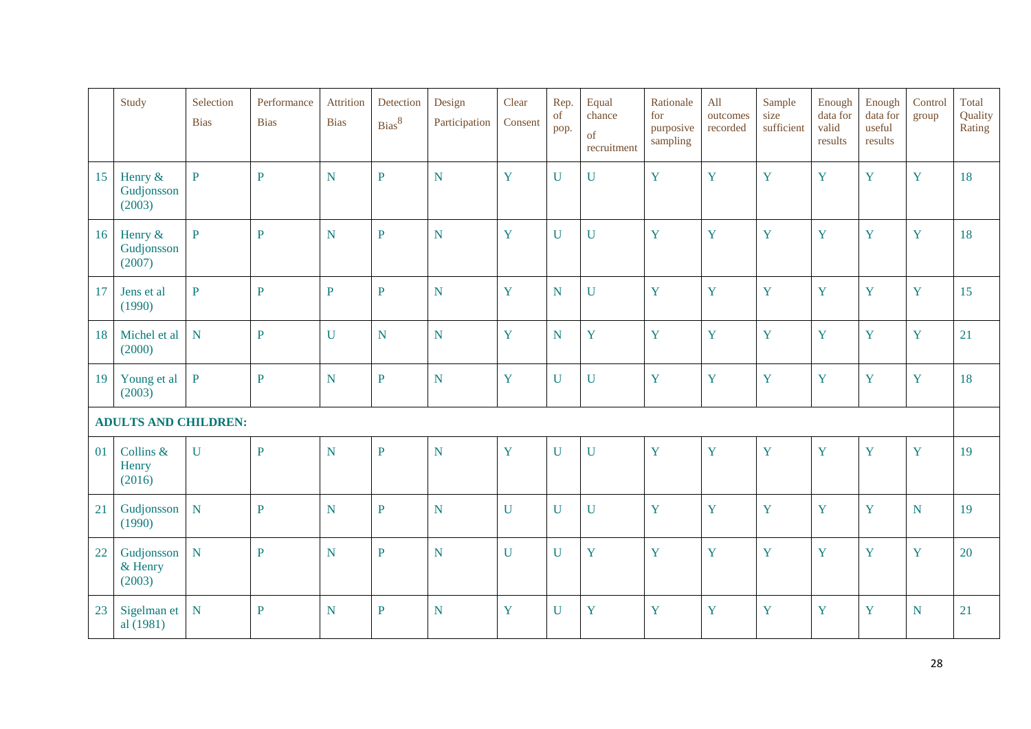| | Study | Selection Bias | Performance Bias | Attrition Bias | Detection Bias[8] | Design Participation | Clear Consent | Rep. of pop. | Equal chance of recruitment | Rationale for purposive sampling | All outcomes recorded | Sample size sufficient | Enough data for valid results | Enough data for useful results | Control group | Total Quality Rating |
|---|---|---|---|---|---|---|---|---|---|---|---|---|---|---|---|---|
| 15 | Henry & Gudjonsson (2003) | P | P | N | P | N | Y | U | U | Y | Y | Y | Y | Y | Y | 18 |
| 16 | Henry & Gudjonsson (2007) | P | P | N | P | N | Y | U | U | Y | Y | Y | Y | Y | Y | 18 |
| 17 | Jens et al (1990) | P | P | P | P | N | Y | N | U | Y | Y | Y | Y | Y | Y | 15 |
| 18 | Michel et al (2000) | N | P | U | N | N | Y | N | Y | Y | Y | Y | Y | Y | Y | 21 |
| 19 | Young et al (2003) | P | P | N | P | N | Y | U | U | Y | Y | Y | Y | Y | Y | 18 |
| **ADULTS AND CHILDREN:** | | | | | | | | | | | | | | | | |
| 01 | Collins & Henry (2016) | U | P | N | P | N | Y | U | U | Y | Y | Y | Y | Y | Y | 19 |
| 21 | Gudjonsson (1990) | N | P | N | P | N | U | U | U | Y | Y | Y | Y | Y | N | 19 |
| 22 | Gudjonsson & Henry (2003) | N | P | N | P | N | U | U | Y | Y | Y | Y | Y | Y | Y | 20 |
| 23 | Sigelman et al (1981) | N | P | N | P | N | Y | U | Y | Y | Y | Y | Y | Y | N | 21 |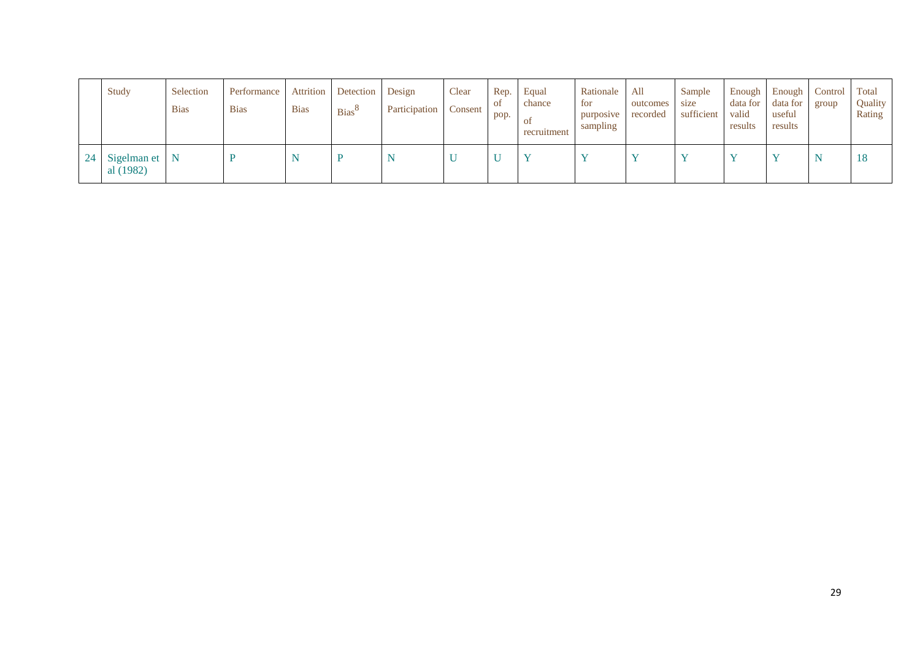| | Study | Selection Bias | Performance Bias | Attrition Bias | Detection Bias[8] | Design Participation | Clear Consent | Rep. of pop. | Equal chance of recruitment | Rationale for purposive sampling | All outcomes recorded | Sample size sufficient | Enough data for valid results | Enough data for useful results | Control group | Total Quality Rating |
|---|---|---|---|---|---|---|---|---|---|---|---|---|---|---|---|---|
| 24 | Sigelman et al (1982) | N | P | N | P | N | U | U | Y | Y | Y | Y | Y | Y | N | 18 |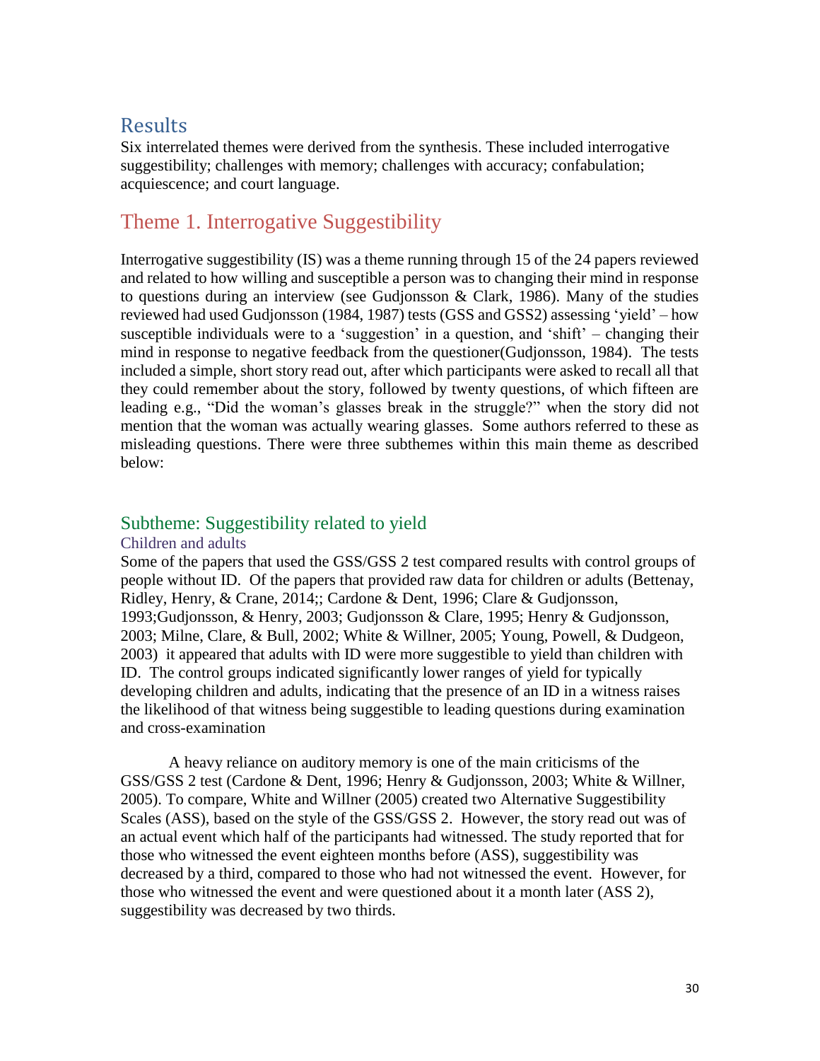# Results

Six interrelated themes were derived from the synthesis. These included interrogative suggestibility; challenges with memory; challenges with accuracy; confabulation; acquiescence; and court language.

## Theme 1. Interrogative Suggestibility

Interrogative suggestibility (IS) was a theme running through 15 of the 24 papers reviewed and related to how willing and susceptible a person was to changing their mind in response to questions during an interview (see Gudjonsson & Clark, 1986). Many of the studies reviewed had used Gudjonsson (1984, 1987) tests (GSS and GSS2) assessing 'yield' – how susceptible individuals were to a 'suggestion' in a question, and 'shift' – changing their mind in response to negative feedback from the questioner(Gudjonsson, 1984). The tests included a simple, short story read out, after which participants were asked to recall all that they could remember about the story, followed by twenty questions, of which fifteen are leading e.g., "Did the woman's glasses break in the struggle?" when the story did not mention that the woman was actually wearing glasses. Some authors referred to these as misleading questions. There were three subthemes within this main theme as described below:

### Subtheme: Suggestibility related to yield

#### Children and adults

Some of the papers that used the GSS/GSS 2 test compared results with control groups of people without ID. Of the papers that provided raw data for children or adults (Bettenay, Ridley, Henry, & Crane, 2014;; Cardone & Dent, 1996; Clare & Gudjonsson, 1993;Gudjonsson, & Henry, 2003; Gudjonsson & Clare, 1995; Henry & Gudjonsson, 2003; Milne, Clare, & Bull, 2002; White & Willner, 2005; Young, Powell, & Dudgeon, 2003) it appeared that adults with ID were more suggestible to yield than children with ID. The control groups indicated significantly lower ranges of yield for typically developing children and adults, indicating that the presence of an ID in a witness raises the likelihood of that witness being suggestible to leading questions during examination and cross-examination

A heavy reliance on auditory memory is one of the main criticisms of the GSS/GSS 2 test (Cardone & Dent, 1996; Henry & Gudjonsson, 2003; White & Willner, 2005). To compare, White and Willner (2005) created two Alternative Suggestibility Scales (ASS), based on the style of the GSS/GSS 2. However, the story read out was of an actual event which half of the participants had witnessed. The study reported that for those who witnessed the event eighteen months before (ASS), suggestibility was decreased by a third, compared to those who had not witnessed the event. However, for those who witnessed the event and were questioned about it a month later (ASS 2), suggestibility was decreased by two thirds.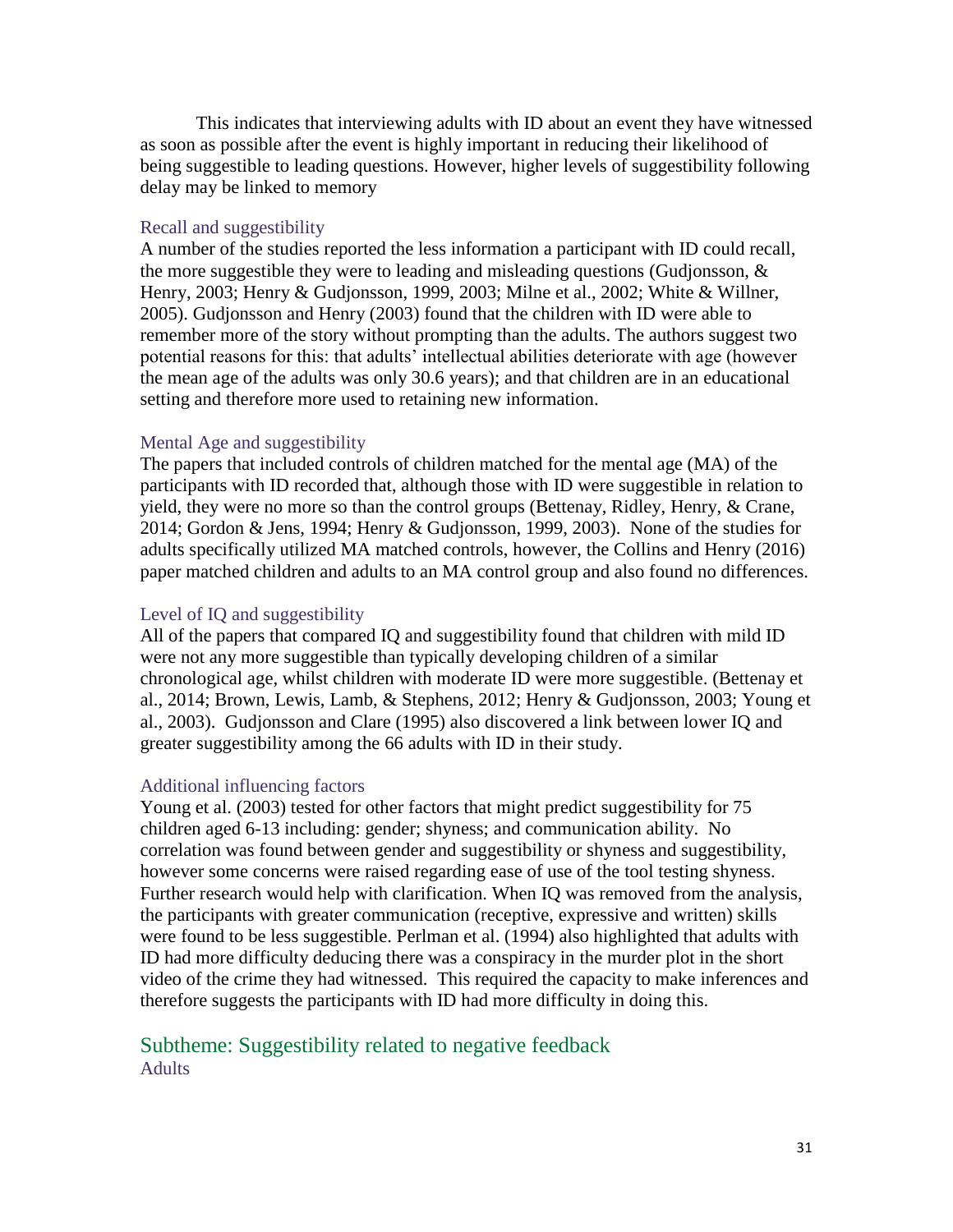This indicates that interviewing adults with ID about an event they have witnessed as soon as possible after the event is highly important in reducing their likelihood of being suggestible to leading questions. However, higher levels of suggestibility following delay may be linked to memory

#### Recall and suggestibility

A number of the studies reported the less information a participant with ID could recall, the more suggestible they were to leading and misleading questions (Gudjonsson, & Henry, 2003; Henry & Gudjonsson, 1999, 2003; Milne et al., 2002; White & Willner, 2005). Gudjonsson and Henry (2003) found that the children with ID were able to remember more of the story without prompting than the adults. The authors suggest two potential reasons for this: that adults' intellectual abilities deteriorate with age (however the mean age of the adults was only 30.6 years); and that children are in an educational setting and therefore more used to retaining new information.

#### Mental Age and suggestibility

The papers that included controls of children matched for the mental age (MA) of the participants with ID recorded that, although those with ID were suggestible in relation to yield, they were no more so than the control groups (Bettenay, Ridley, Henry, & Crane, 2014; Gordon & Jens, 1994; Henry & Gudjonsson, 1999, 2003). None of the studies for adults specifically utilized MA matched controls, however, the Collins and Henry (2016) paper matched children and adults to an MA control group and also found no differences.

#### Level of IQ and suggestibility

All of the papers that compared IQ and suggestibility found that children with mild ID were not any more suggestible than typically developing children of a similar chronological age, whilst children with moderate ID were more suggestible. (Bettenay et al., 2014; Brown, Lewis, Lamb, & Stephens, 2012; Henry & Gudjonsson, 2003; Young et al., 2003). Gudjonsson and Clare (1995) also discovered a link between lower IQ and greater suggestibility among the 66 adults with ID in their study.

#### Additional influencing factors

Young et al. (2003) tested for other factors that might predict suggestibility for 75 children aged 6-13 including: gender; shyness; and communication ability. No correlation was found between gender and suggestibility or shyness and suggestibility, however some concerns were raised regarding ease of use of the tool testing shyness. Further research would help with clarification. When IQ was removed from the analysis, the participants with greater communication (receptive, expressive and written) skills were found to be less suggestible. Perlman et al. (1994) also highlighted that adults with ID had more difficulty deducing there was a conspiracy in the murder plot in the short video of the crime they had witnessed. This required the capacity to make inferences and therefore suggests the participants with ID had more difficulty in doing this.

## Subtheme: Suggestibility related to negative feedback

#### Adults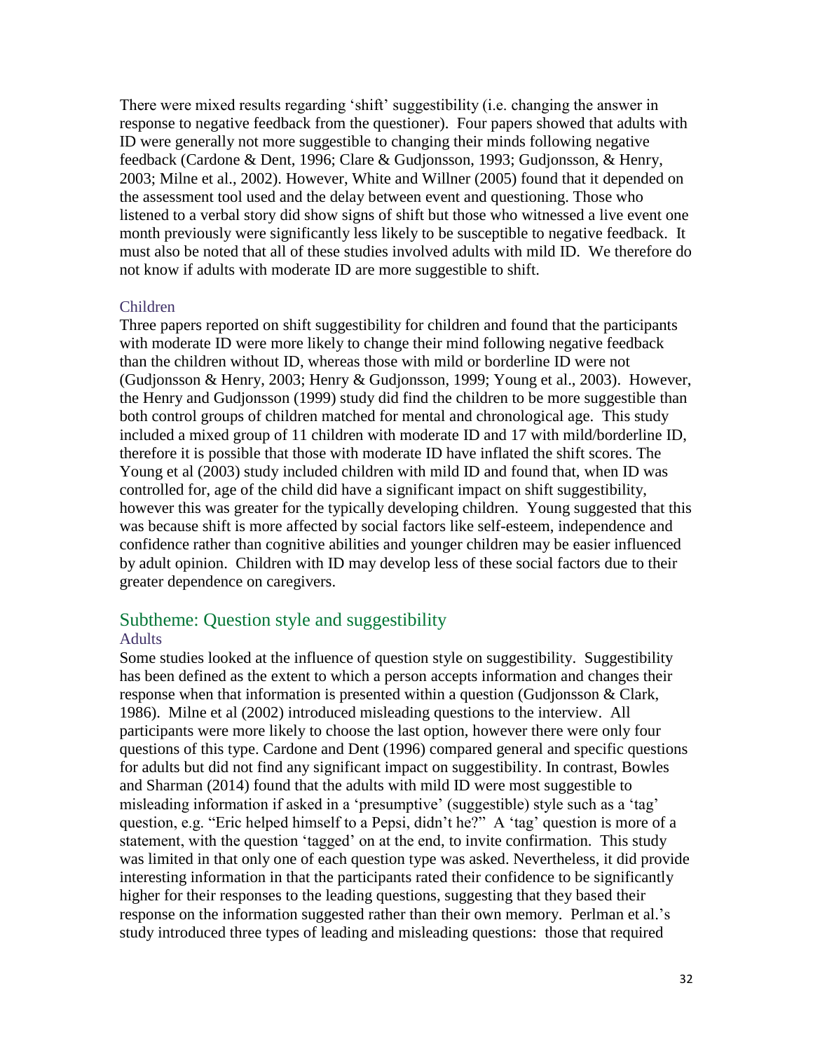There were mixed results regarding 'shift' suggestibility (i.e. changing the answer in response to negative feedback from the questioner). Four papers showed that adults with ID were generally not more suggestible to changing their minds following negative feedback (Cardone & Dent, 1996; Clare & Gudjonsson, 1993; Gudjonsson, & Henry, 2003; Milne et al., 2002). However, White and Willner (2005) found that it depended on the assessment tool used and the delay between event and questioning. Those who listened to a verbal story did show signs of shift but those who witnessed a live event one month previously were significantly less likely to be susceptible to negative feedback. It must also be noted that all of these studies involved adults with mild ID. We therefore do not know if adults with moderate ID are more suggestible to shift.

### Children

Three papers reported on shift suggestibility for children and found that the participants with moderate ID were more likely to change their mind following negative feedback than the children without ID, whereas those with mild or borderline ID were not (Gudjonsson & Henry, 2003; Henry & Gudjonsson, 1999; Young et al., 2003). However, the Henry and Gudjonsson (1999) study did find the children to be more suggestible than both control groups of children matched for mental and chronological age. This study included a mixed group of 11 children with moderate ID and 17 with mild/borderline ID, therefore it is possible that those with moderate ID have inflated the shift scores. The Young et al (2003) study included children with mild ID and found that, when ID was controlled for, age of the child did have a significant impact on shift suggestibility, however this was greater for the typically developing children. Young suggested that this was because shift is more affected by social factors like self-esteem, independence and confidence rather than cognitive abilities and younger children may be easier influenced by adult opinion. Children with ID may develop less of these social factors due to their greater dependence on caregivers.

## Subtheme: Question style and suggestibility

### Adults

Some studies looked at the influence of question style on suggestibility. Suggestibility has been defined as the extent to which a person accepts information and changes their response when that information is presented within a question (Gudjonsson & Clark, 1986). Milne et al (2002) introduced misleading questions to the interview. All participants were more likely to choose the last option, however there were only four questions of this type. Cardone and Dent (1996) compared general and specific questions for adults but did not find any significant impact on suggestibility. In contrast, Bowles and Sharman (2014) found that the adults with mild ID were most suggestible to misleading information if asked in a 'presumptive' (suggestible) style such as a 'tag' question, e.g. "Eric helped himself to a Pepsi, didn't he?" A 'tag' question is more of a statement, with the question 'tagged' on at the end, to invite confirmation. This study was limited in that only one of each question type was asked. Nevertheless, it did provide interesting information in that the participants rated their confidence to be significantly higher for their responses to the leading questions, suggesting that they based their response on the information suggested rather than their own memory. Perlman et al.'s study introduced three types of leading and misleading questions: those that required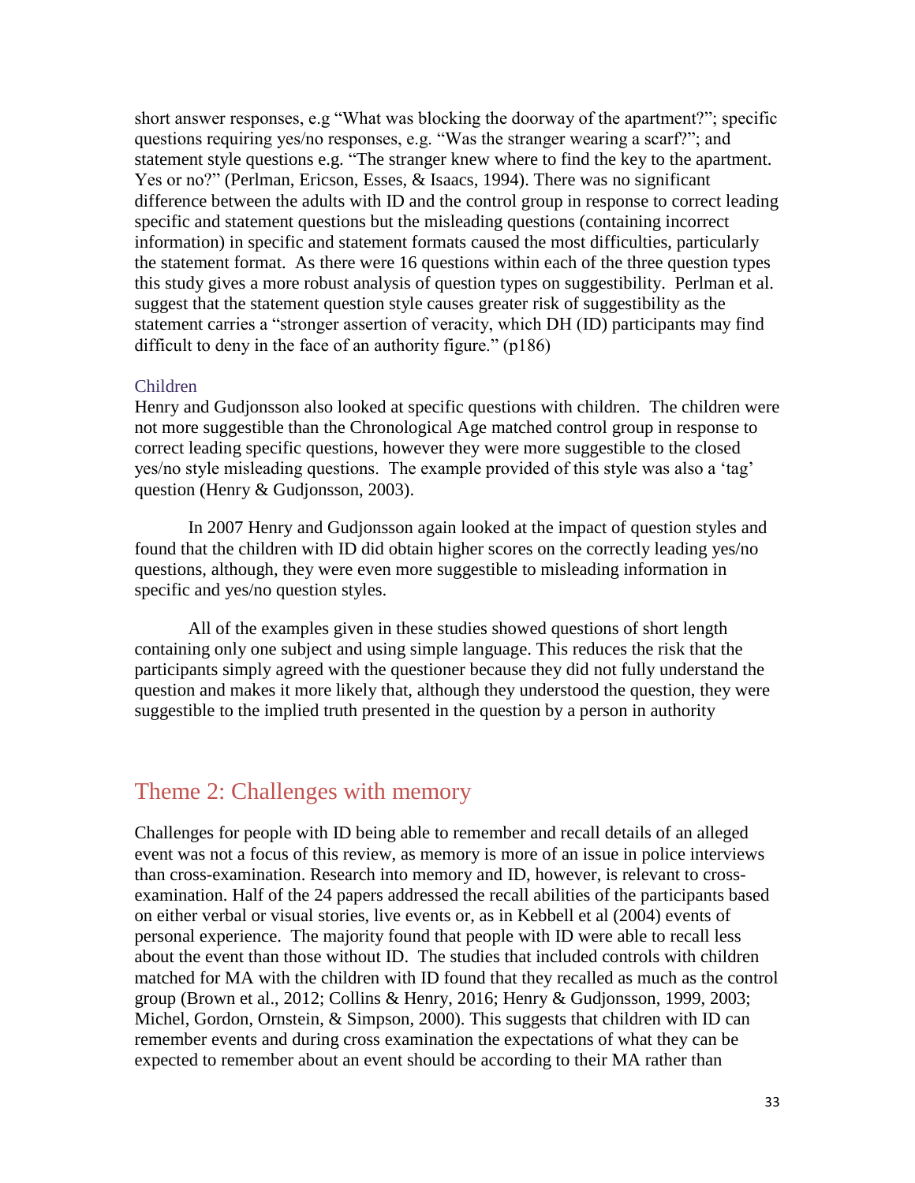short answer responses, e.g "What was blocking the doorway of the apartment?"; specific questions requiring yes/no responses, e.g. "Was the stranger wearing a scarf?"; and statement style questions e.g. "The stranger knew where to find the key to the apartment. Yes or no?" (Perlman, Ericson, Esses, & Isaacs, 1994). There was no significant difference between the adults with ID and the control group in response to correct leading specific and statement questions but the misleading questions (containing incorrect information) in specific and statement formats caused the most difficulties, particularly the statement format. As there were 16 questions within each of the three question types this study gives a more robust analysis of question types on suggestibility. Perlman et al. suggest that the statement question style causes greater risk of suggestibility as the statement carries a "stronger assertion of veracity, which DH (ID) participants may find difficult to deny in the face of an authority figure." (p186)

### Children

Henry and Gudjonsson also looked at specific questions with children. The children were not more suggestible than the Chronological Age matched control group in response to correct leading specific questions, however they were more suggestible to the closed yes/no style misleading questions. The example provided of this style was also a 'tag' question (Henry & Gudjonsson, 2003).

In 2007 Henry and Gudjonsson again looked at the impact of question styles and found that the children with ID did obtain higher scores on the correctly leading yes/no questions, although, they were even more suggestible to misleading information in specific and yes/no question styles.

All of the examples given in these studies showed questions of short length containing only one subject and using simple language. This reduces the risk that the participants simply agreed with the questioner because they did not fully understand the question and makes it more likely that, although they understood the question, they were suggestible to the implied truth presented in the question by a person in authority

## Theme 2: Challenges with memory

Challenges for people with ID being able to remember and recall details of an alleged event was not a focus of this review, as memory is more of an issue in police interviews than cross-examination. Research into memory and ID, however, is relevant to cross-examination. Half of the 24 papers addressed the recall abilities of the participants based on either verbal or visual stories, live events or, as in Kebbell et al (2004) events of personal experience. The majority found that people with ID were able to recall less about the event than those without ID. The studies that included controls with children matched for MA with the children with ID found that they recalled as much as the control group (Brown et al., 2012; Collins & Henry, 2016; Henry & Gudjonsson, 1999, 2003; Michel, Gordon, Ornstein, & Simpson, 2000). This suggests that children with ID can remember events and during cross examination the expectations of what they can be expected to remember about an event should be according to their MA rather than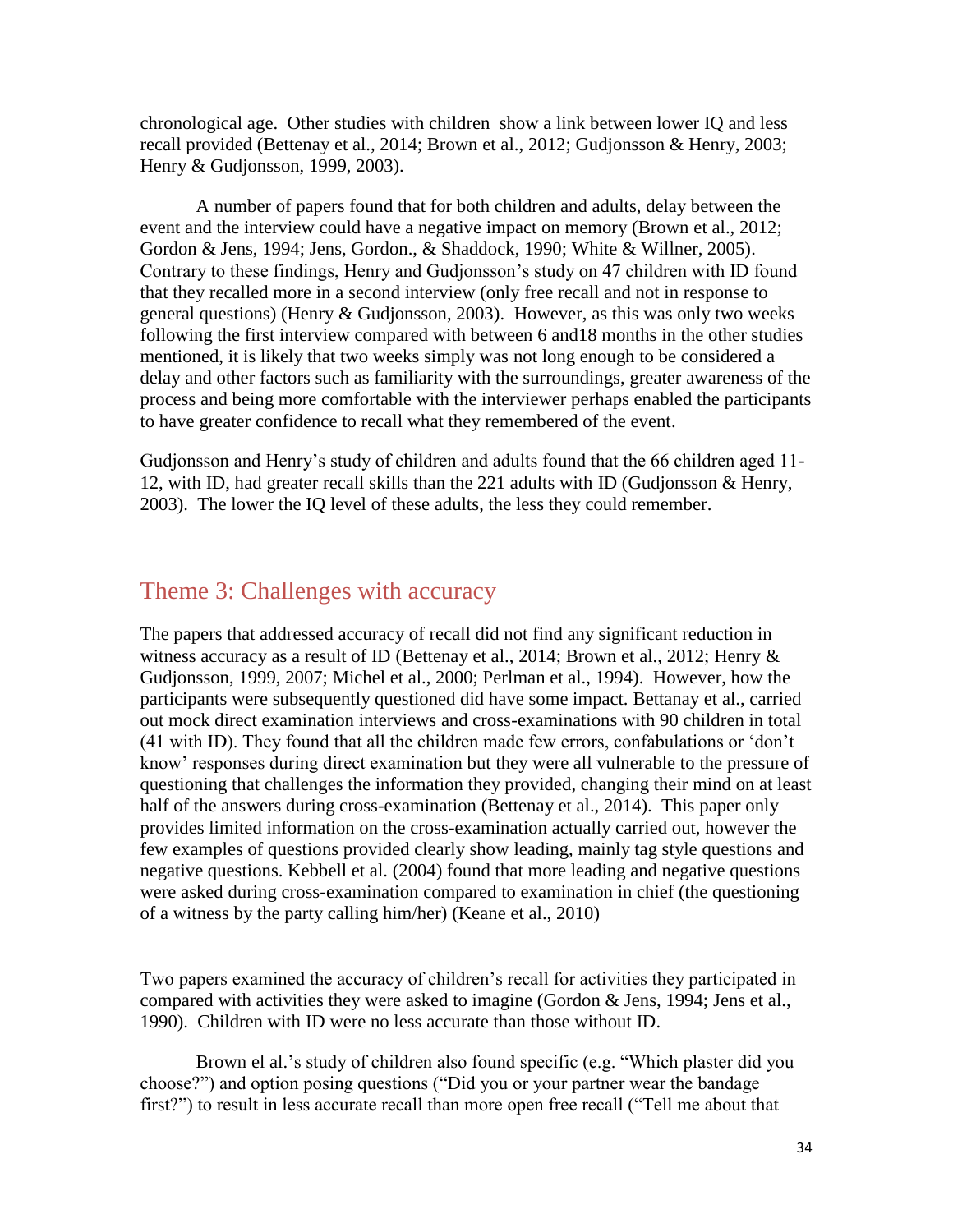chronological age. Other studies with children show a link between lower IQ and less recall provided (Bettenay et al., 2014; Brown et al., 2012; Gudjonsson & Henry, 2003; Henry & Gudjonsson, 1999, 2003).

A number of papers found that for both children and adults, delay between the event and the interview could have a negative impact on memory (Brown et al., 2012; Gordon & Jens, 1994; Jens, Gordon., & Shaddock, 1990; White & Willner, 2005). Contrary to these findings, Henry and Gudjonsson's study on 47 children with ID found that they recalled more in a second interview (only free recall and not in response to general questions) (Henry & Gudjonsson, 2003). However, as this was only two weeks following the first interview compared with between 6 and18 months in the other studies mentioned, it is likely that two weeks simply was not long enough to be considered a delay and other factors such as familiarity with the surroundings, greater awareness of the process and being more comfortable with the interviewer perhaps enabled the participants to have greater confidence to recall what they remembered of the event.

Gudjonsson and Henry's study of children and adults found that the 66 children aged 11-12, with ID, had greater recall skills than the 221 adults with ID (Gudjonsson & Henry, 2003). The lower the IQ level of these adults, the less they could remember.

## Theme 3: Challenges with accuracy

The papers that addressed accuracy of recall did not find any significant reduction in witness accuracy as a result of ID (Bettenay et al., 2014; Brown et al., 2012; Henry & Gudjonsson, 1999, 2007; Michel et al., 2000; Perlman et al., 1994). However, how the participants were subsequently questioned did have some impact. Bettanay et al., carried out mock direct examination interviews and cross-examinations with 90 children in total (41 with ID). They found that all the children made few errors, confabulations or 'don't know' responses during direct examination but they were all vulnerable to the pressure of questioning that challenges the information they provided, changing their mind on at least half of the answers during cross-examination (Bettenay et al., 2014). This paper only provides limited information on the cross-examination actually carried out, however the few examples of questions provided clearly show leading, mainly tag style questions and negative questions. Kebbell et al. (2004) found that more leading and negative questions were asked during cross-examination compared to examination in chief (the questioning of a witness by the party calling him/her) (Keane et al., 2010)

Two papers examined the accuracy of children's recall for activities they participated in compared with activities they were asked to imagine (Gordon & Jens, 1994; Jens et al., 1990). Children with ID were no less accurate than those without ID.

Brown el al.'s study of children also found specific (e.g. "Which plaster did you choose?") and option posing questions ("Did you or your partner wear the bandage first?") to result in less accurate recall than more open free recall ("Tell me about that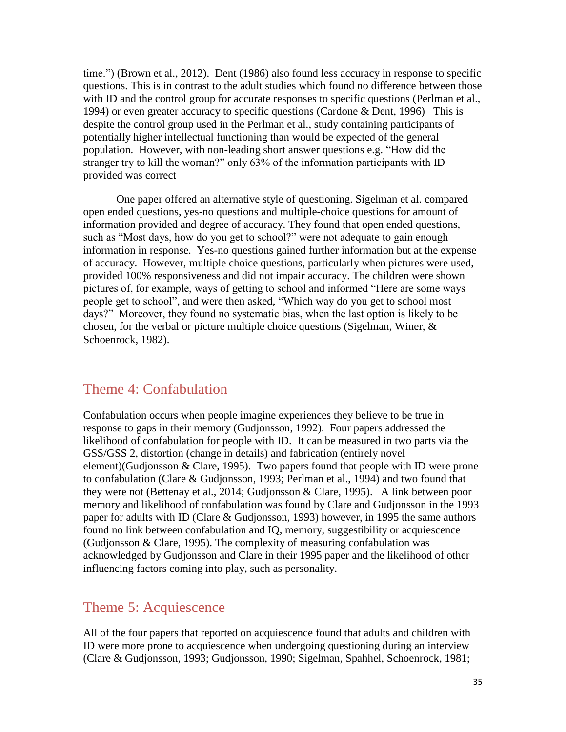time.") (Brown et al., 2012). Dent (1986) also found less accuracy in response to specific questions. This is in contrast to the adult studies which found no difference between those with ID and the control group for accurate responses to specific questions (Perlman et al., 1994) or even greater accuracy to specific questions (Cardone & Dent, 1996) This is despite the control group used in the Perlman et al., study containing participants of potentially higher intellectual functioning than would be expected of the general population. However, with non-leading short answer questions e.g. "How did the stranger try to kill the woman?" only 63% of the information participants with ID provided was correct

One paper offered an alternative style of questioning. Sigelman et al. compared open ended questions, yes-no questions and multiple-choice questions for amount of information provided and degree of accuracy. They found that open ended questions, such as "Most days, how do you get to school?" were not adequate to gain enough information in response. Yes-no questions gained further information but at the expense of accuracy. However, multiple choice questions, particularly when pictures were used, provided 100% responsiveness and did not impair accuracy. The children were shown pictures of, for example, ways of getting to school and informed "Here are some ways people get to school", and were then asked, "Which way do you get to school most days?" Moreover, they found no systematic bias, when the last option is likely to be chosen, for the verbal or picture multiple choice questions (Sigelman, Winer, & Schoenrock, 1982).

## Theme 4: Confabulation

Confabulation occurs when people imagine experiences they believe to be true in response to gaps in their memory (Gudjonsson, 1992). Four papers addressed the likelihood of confabulation for people with ID. It can be measured in two parts via the GSS/GSS 2, distortion (change in details) and fabrication (entirely novel element)(Gudjonsson & Clare, 1995). Two papers found that people with ID were prone to confabulation (Clare & Gudjonsson, 1993; Perlman et al., 1994) and two found that they were not (Bettenay et al., 2014; Gudjonsson & Clare, 1995). A link between poor memory and likelihood of confabulation was found by Clare and Gudjonsson in the 1993 paper for adults with ID (Clare & Gudjonsson, 1993) however, in 1995 the same authors found no link between confabulation and IQ, memory, suggestibility or acquiescence (Gudjonsson & Clare, 1995). The complexity of measuring confabulation was acknowledged by Gudjonsson and Clare in their 1995 paper and the likelihood of other influencing factors coming into play, such as personality.

## Theme 5: Acquiescence

All of the four papers that reported on acquiescence found that adults and children with ID were more prone to acquiescence when undergoing questioning during an interview (Clare & Gudjonsson, 1993; Gudjonsson, 1990; Sigelman, Spahhel, Schoenrock, 1981;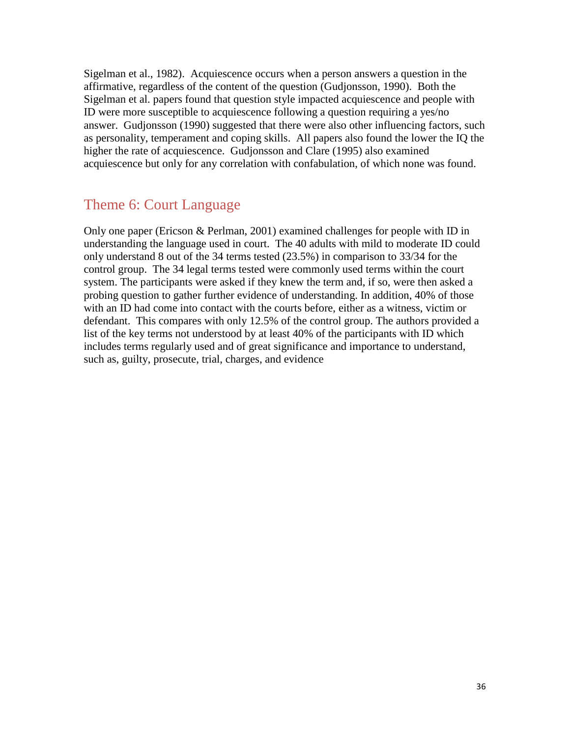Sigelman et al., 1982). Acquiescence occurs when a person answers a question in the affirmative, regardless of the content of the question (Gudjonsson, 1990). Both the Sigelman et al. papers found that question style impacted acquiescence and people with ID were more susceptible to acquiescence following a question requiring a yes/no answer. Gudjonsson (1990) suggested that there were also other influencing factors, such as personality, temperament and coping skills. All papers also found the lower the IQ the higher the rate of acquiescence. Gudjonsson and Clare (1995) also examined acquiescence but only for any correlation with confabulation, of which none was found.

## Theme 6: Court Language

Only one paper (Ericson & Perlman, 2001) examined challenges for people with ID in understanding the language used in court. The 40 adults with mild to moderate ID could only understand 8 out of the 34 terms tested (23.5%) in comparison to 33/34 for the control group. The 34 legal terms tested were commonly used terms within the court system. The participants were asked if they knew the term and, if so, were then asked a probing question to gather further evidence of understanding. In addition, 40% of those with an ID had come into contact with the courts before, either as a witness, victim or defendant. This compares with only 12.5% of the control group. The authors provided a list of the key terms not understood by at least 40% of the participants with ID which includes terms regularly used and of great significance and importance to understand, such as, guilty, prosecute, trial, charges, and evidence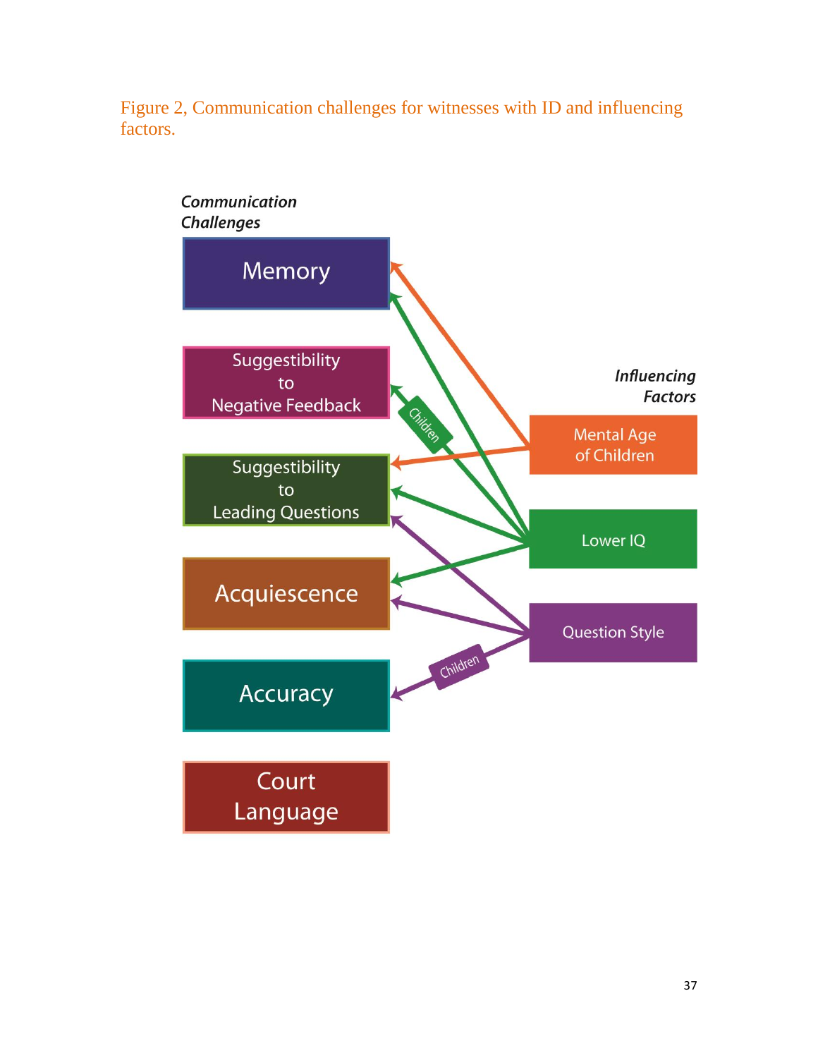Figure 2, Communication challenges for witnesses with ID and influencing factors.

*Communication Challenges*

Memory

Suggestibility to Negative Feedback

Suggestibility to Leading Questions

Acquiescence

Accuracy

Court Language

*Influencing Factors*

Mental Age of Children

Lower IQ

Question Style

Children

Children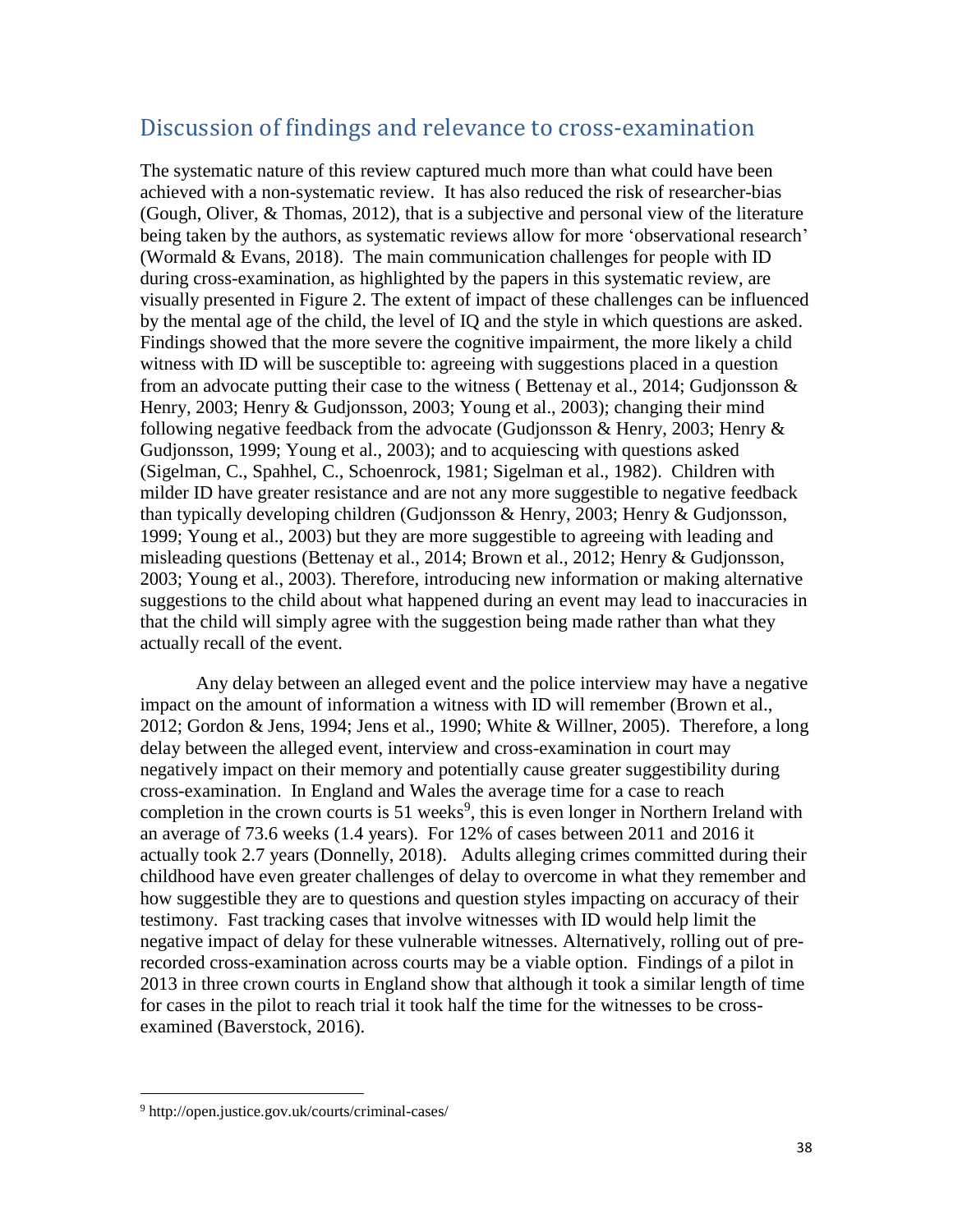## Discussion of findings and relevance to cross-examination

The systematic nature of this review captured much more than what could have been achieved with a non-systematic review. It has also reduced the risk of researcher-bias (Gough, Oliver, & Thomas, 2012), that is a subjective and personal view of the literature being taken by the authors, as systematic reviews allow for more 'observational research' (Wormald & Evans, 2018). The main communication challenges for people with ID during cross-examination, as highlighted by the papers in this systematic review, are visually presented in Figure 2. The extent of impact of these challenges can be influenced by the mental age of the child, the level of IQ and the style in which questions are asked. Findings showed that the more severe the cognitive impairment, the more likely a child witness with ID will be susceptible to: agreeing with suggestions placed in a question from an advocate putting their case to the witness ( Bettenay et al., 2014; Gudjonsson & Henry, 2003; Henry & Gudjonsson, 2003; Young et al., 2003); changing their mind following negative feedback from the advocate (Gudjonsson & Henry, 2003; Henry & Gudjonsson, 1999; Young et al., 2003); and to acquiescing with questions asked (Sigelman, C., Spahhel, C., Schoenrock, 1981; Sigelman et al., 1982). Children with milder ID have greater resistance and are not any more suggestible to negative feedback than typically developing children (Gudjonsson & Henry, 2003; Henry & Gudjonsson, 1999; Young et al., 2003) but they are more suggestible to agreeing with leading and misleading questions (Bettenay et al., 2014; Brown et al., 2012; Henry & Gudjonsson, 2003; Young et al., 2003). Therefore, introducing new information or making alternative suggestions to the child about what happened during an event may lead to inaccuracies in that the child will simply agree with the suggestion being made rather than what they actually recall of the event.

Any delay between an alleged event and the police interview may have a negative impact on the amount of information a witness with ID will remember (Brown et al., 2012; Gordon & Jens, 1994; Jens et al., 1990; White & Willner, 2005). Therefore, a long delay between the alleged event, interview and cross-examination in court may negatively impact on their memory and potentially cause greater suggestibility during cross-examination. In England and Wales the average time for a case to reach completion in the crown courts is 51 weeks[9], this is even longer in Northern Ireland with an average of 73.6 weeks (1.4 years). For 12% of cases between 2011 and 2016 it actually took 2.7 years (Donnelly, 2018). Adults alleging crimes committed during their childhood have even greater challenges of delay to overcome in what they remember and how suggestible they are to questions and question styles impacting on accuracy of their testimony. Fast tracking cases that involve witnesses with ID would help limit the negative impact of delay for these vulnerable witnesses. Alternatively, rolling out of pre-recorded cross-examination across courts may be a viable option. Findings of a pilot in 2013 in three crown courts in England show that although it took a similar length of time for cases in the pilot to reach trial it took half the time for the witnesses to be cross-examined (Baverstock, 2016).

[9] http://open.justice.gov.uk/courts/criminal-cases/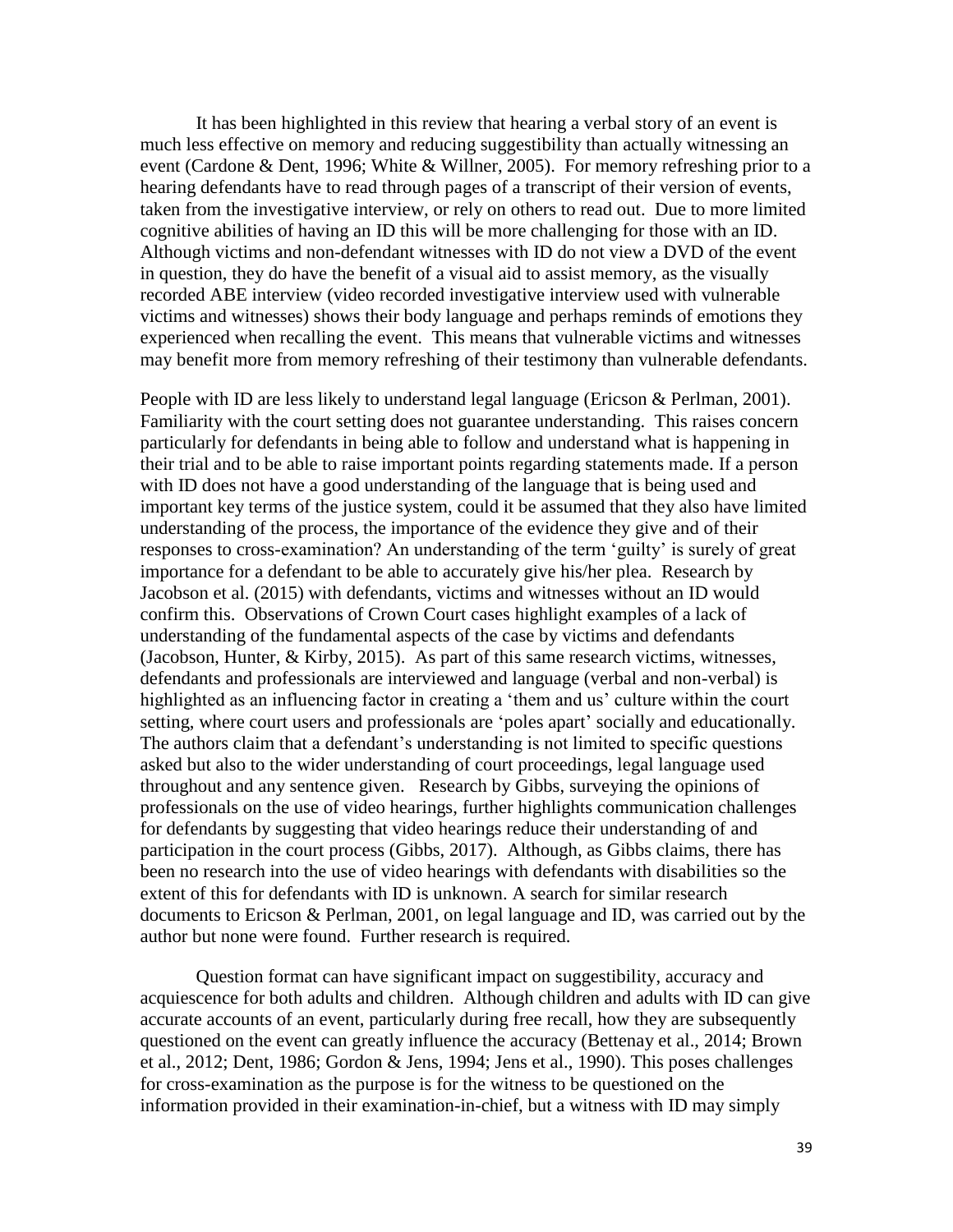It has been highlighted in this review that hearing a verbal story of an event is much less effective on memory and reducing suggestibility than actually witnessing an event (Cardone & Dent, 1996; White & Willner, 2005). For memory refreshing prior to a hearing defendants have to read through pages of a transcript of their version of events, taken from the investigative interview, or rely on others to read out. Due to more limited cognitive abilities of having an ID this will be more challenging for those with an ID. Although victims and non-defendant witnesses with ID do not view a DVD of the event in question, they do have the benefit of a visual aid to assist memory, as the visually recorded ABE interview (video recorded investigative interview used with vulnerable victims and witnesses) shows their body language and perhaps reminds of emotions they experienced when recalling the event. This means that vulnerable victims and witnesses may benefit more from memory refreshing of their testimony than vulnerable defendants.

People with ID are less likely to understand legal language (Ericson & Perlman, 2001). Familiarity with the court setting does not guarantee understanding. This raises concern particularly for defendants in being able to follow and understand what is happening in their trial and to be able to raise important points regarding statements made. If a person with ID does not have a good understanding of the language that is being used and important key terms of the justice system, could it be assumed that they also have limited understanding of the process, the importance of the evidence they give and of their responses to cross-examination? An understanding of the term 'guilty' is surely of great importance for a defendant to be able to accurately give his/her plea. Research by Jacobson et al. (2015) with defendants, victims and witnesses without an ID would confirm this. Observations of Crown Court cases highlight examples of a lack of understanding of the fundamental aspects of the case by victims and defendants (Jacobson, Hunter, & Kirby, 2015). As part of this same research victims, witnesses, defendants and professionals are interviewed and language (verbal and non-verbal) is highlighted as an influencing factor in creating a 'them and us' culture within the court setting, where court users and professionals are 'poles apart' socially and educationally. The authors claim that a defendant's understanding is not limited to specific questions asked but also to the wider understanding of court proceedings, legal language used throughout and any sentence given. Research by Gibbs, surveying the opinions of professionals on the use of video hearings, further highlights communication challenges for defendants by suggesting that video hearings reduce their understanding of and participation in the court process (Gibbs, 2017). Although, as Gibbs claims, there has been no research into the use of video hearings with defendants with disabilities so the extent of this for defendants with ID is unknown. A search for similar research documents to Ericson & Perlman, 2001, on legal language and ID, was carried out by the author but none were found. Further research is required.

Question format can have significant impact on suggestibility, accuracy and acquiescence for both adults and children. Although children and adults with ID can give accurate accounts of an event, particularly during free recall, how they are subsequently questioned on the event can greatly influence the accuracy (Bettenay et al., 2014; Brown et al., 2012; Dent, 1986; Gordon & Jens, 1994; Jens et al., 1990). This poses challenges for cross-examination as the purpose is for the witness to be questioned on the information provided in their examination-in-chief, but a witness with ID may simply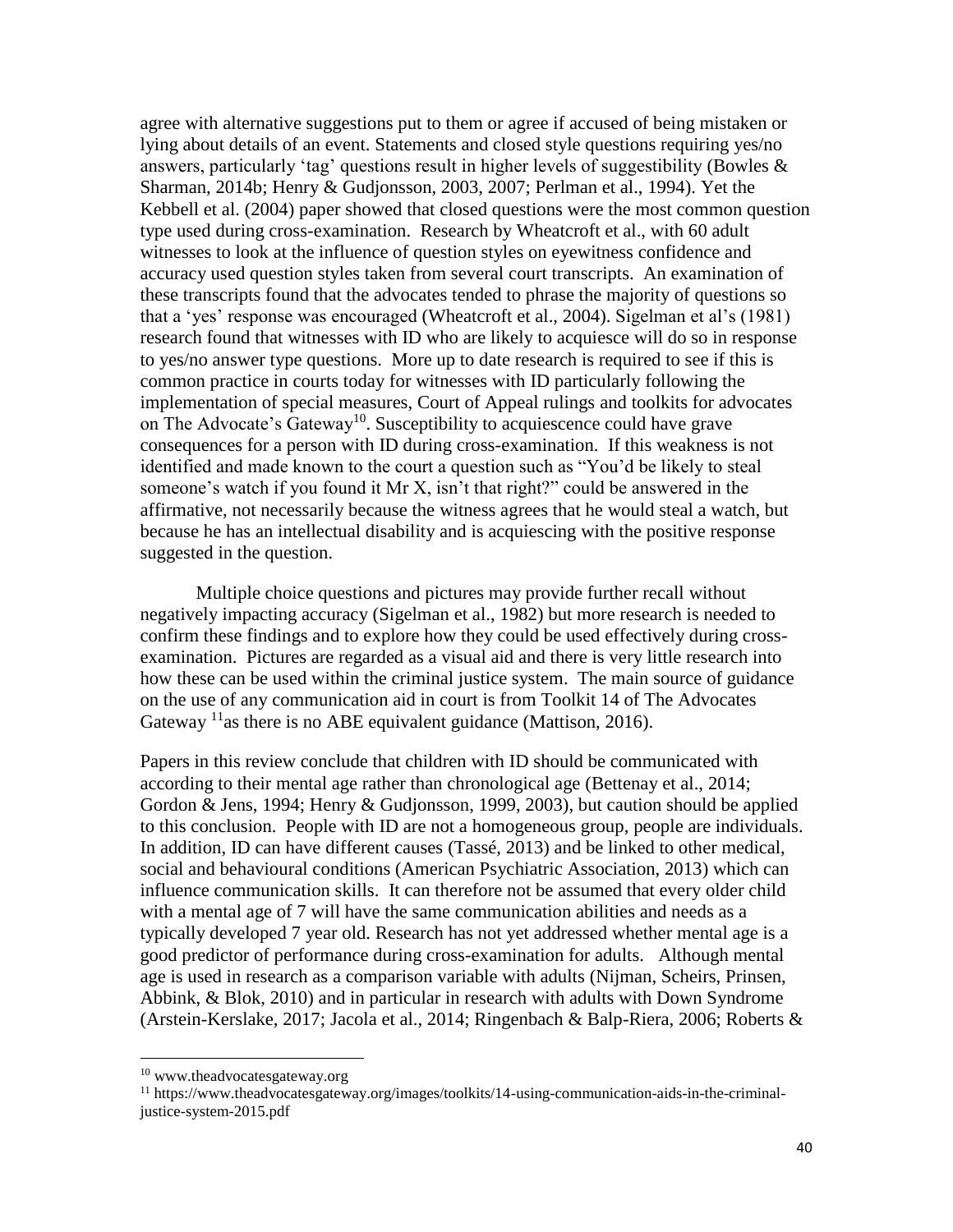agree with alternative suggestions put to them or agree if accused of being mistaken or lying about details of an event. Statements and closed style questions requiring yes/no answers, particularly 'tag' questions result in higher levels of suggestibility (Bowles & Sharman, 2014b; Henry & Gudjonsson, 2003, 2007; Perlman et al., 1994). Yet the Kebbell et al. (2004) paper showed that closed questions were the most common question type used during cross-examination. Research by Wheatcroft et al., with 60 adult witnesses to look at the influence of question styles on eyewitness confidence and accuracy used question styles taken from several court transcripts. An examination of these transcripts found that the advocates tended to phrase the majority of questions so that a 'yes' response was encouraged (Wheatcroft et al., 2004). Sigelman et al's (1981) research found that witnesses with ID who are likely to acquiesce will do so in response to yes/no answer type questions. More up to date research is required to see if this is common practice in courts today for witnesses with ID particularly following the implementation of special measures, Court of Appeal rulings and toolkits for advocates on The Advocate's Gateway[10]. Susceptibility to acquiescence could have grave consequences for a person with ID during cross-examination. If this weakness is not identified and made known to the court a question such as "You'd be likely to steal someone's watch if you found it Mr X, isn't that right?" could be answered in the affirmative, not necessarily because the witness agrees that he would steal a watch, but because he has an intellectual disability and is acquiescing with the positive response suggested in the question.

Multiple choice questions and pictures may provide further recall without negatively impacting accuracy (Sigelman et al., 1982) but more research is needed to confirm these findings and to explore how they could be used effectively during cross-examination. Pictures are regarded as a visual aid and there is very little research into how these can be used within the criminal justice system. The main source of guidance on the use of any communication aid in court is from Toolkit 14 of The Advocates Gateway [11]as there is no ABE equivalent guidance (Mattison, 2016).

Papers in this review conclude that children with ID should be communicated with according to their mental age rather than chronological age (Bettenay et al., 2014; Gordon & Jens, 1994; Henry & Gudjonsson, 1999, 2003), but caution should be applied to this conclusion. People with ID are not a homogeneous group, people are individuals. In addition, ID can have different causes (Tassé, 2013) and be linked to other medical, social and behavioural conditions (American Psychiatric Association, 2013) which can influence communication skills. It can therefore not be assumed that every older child with a mental age of 7 will have the same communication abilities and needs as a typically developed 7 year old. Research has not yet addressed whether mental age is a good predictor of performance during cross-examination for adults. Although mental age is used in research as a comparison variable with adults (Nijman, Scheirs, Prinsen, Abbink, & Blok, 2010) and in particular in research with adults with Down Syndrome (Arstein-Kerslake, 2017; Jacola et al., 2014; Ringenbach & Balp-Riera, 2006; Roberts &

[10] www.theadvocatesgateway.org

[11] https://www.theadvocatesgateway.org/images/toolkits/14-using-communication-aids-in-the-criminal-justice-system-2015.pdf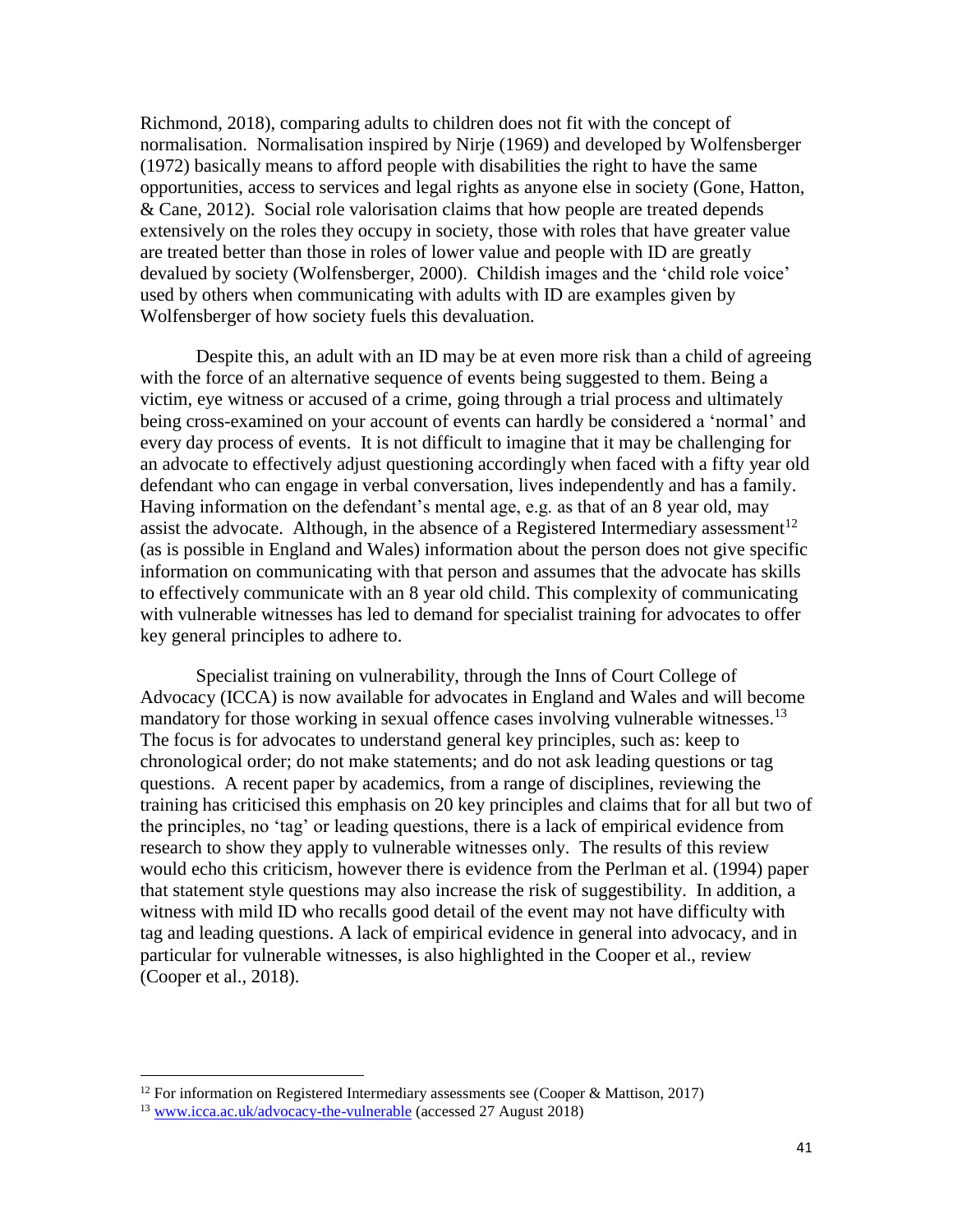Richmond, 2018), comparing adults to children does not fit with the concept of normalisation. Normalisation inspired by Nirje (1969) and developed by Wolfensberger (1972) basically means to afford people with disabilities the right to have the same opportunities, access to services and legal rights as anyone else in society (Gone, Hatton, & Cane, 2012). Social role valorisation claims that how people are treated depends extensively on the roles they occupy in society, those with roles that have greater value are treated better than those in roles of lower value and people with ID are greatly devalued by society (Wolfensberger, 2000). Childish images and the 'child role voice' used by others when communicating with adults with ID are examples given by Wolfensberger of how society fuels this devaluation.

Despite this, an adult with an ID may be at even more risk than a child of agreeing with the force of an alternative sequence of events being suggested to them. Being a victim, eye witness or accused of a crime, going through a trial process and ultimately being cross-examined on your account of events can hardly be considered a 'normal' and every day process of events. It is not difficult to imagine that it may be challenging for an advocate to effectively adjust questioning accordingly when faced with a fifty year old defendant who can engage in verbal conversation, lives independently and has a family. Having information on the defendant's mental age, e.g. as that of an 8 year old, may assist the advocate. Although, in the absence of a Registered Intermediary assessment[12] (as is possible in England and Wales) information about the person does not give specific information on communicating with that person and assumes that the advocate has skills to effectively communicate with an 8 year old child. This complexity of communicating with vulnerable witnesses has led to demand for specialist training for advocates to offer key general principles to adhere to.

Specialist training on vulnerability, through the Inns of Court College of Advocacy (ICCA) is now available for advocates in England and Wales and will become mandatory for those working in sexual offence cases involving vulnerable witnesses.[13] The focus is for advocates to understand general key principles, such as: keep to chronological order; do not make statements; and do not ask leading questions or tag questions. A recent paper by academics, from a range of disciplines, reviewing the training has criticised this emphasis on 20 key principles and claims that for all but two of the principles, no 'tag' or leading questions, there is a lack of empirical evidence from research to show they apply to vulnerable witnesses only. The results of this review would echo this criticism, however there is evidence from the Perlman et al. (1994) paper that statement style questions may also increase the risk of suggestibility. In addition, a witness with mild ID who recalls good detail of the event may not have difficulty with tag and leading questions. A lack of empirical evidence in general into advocacy, and in particular for vulnerable witnesses, is also highlighted in the Cooper et al., review (Cooper et al., 2018).

---

[12] For information on Registered Intermediary assessments see (Cooper & Mattison, 2017)

[13] www.icca.ac.uk/advocacy-the-vulnerable (accessed 27 August 2018)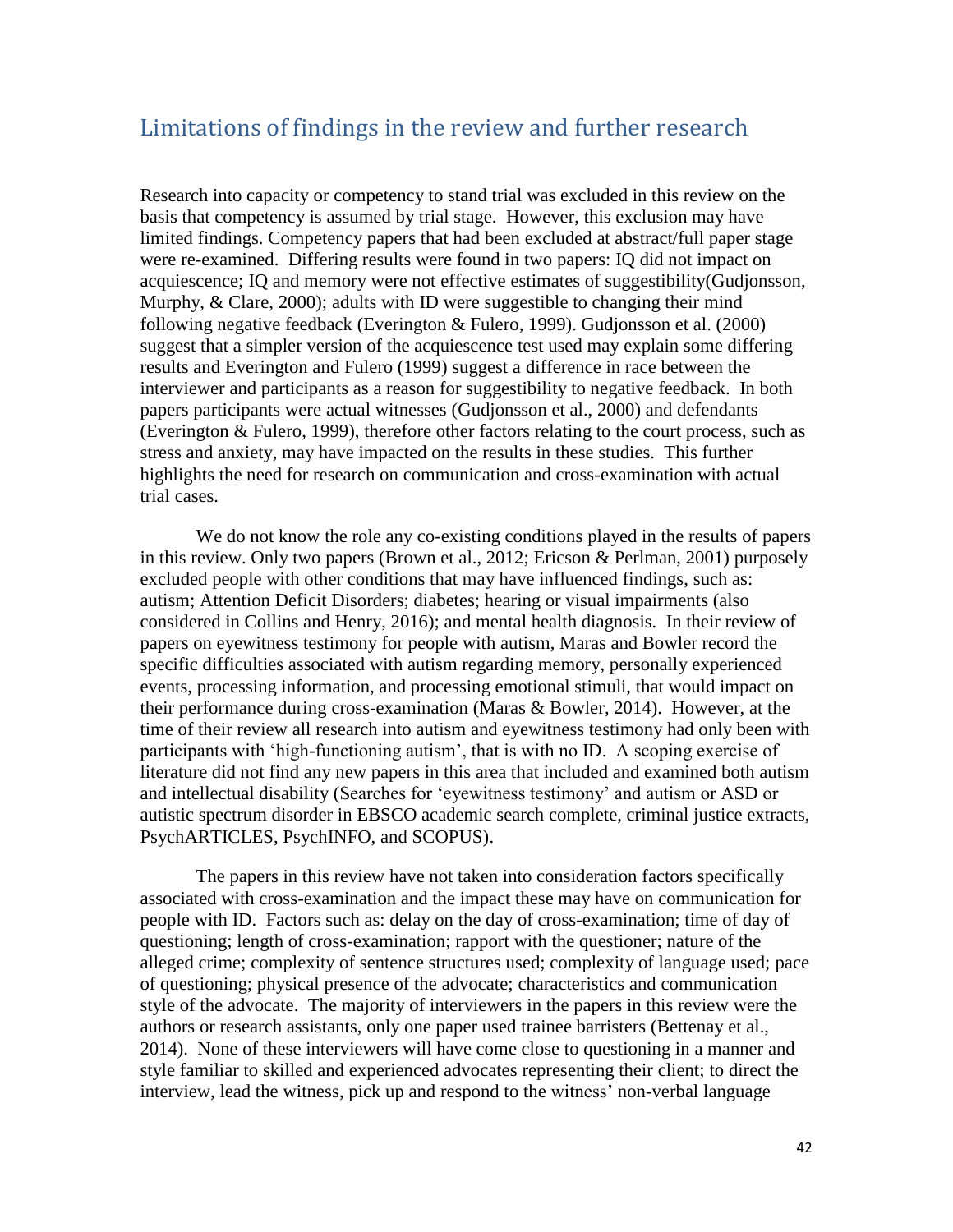## Limitations of findings in the review and further research

Research into capacity or competency to stand trial was excluded in this review on the basis that competency is assumed by trial stage. However, this exclusion may have limited findings. Competency papers that had been excluded at abstract/full paper stage were re-examined. Differing results were found in two papers: IQ did not impact on acquiescence; IQ and memory were not effective estimates of suggestibility(Gudjonsson, Murphy, & Clare, 2000); adults with ID were suggestible to changing their mind following negative feedback (Everington & Fulero, 1999). Gudjonsson et al. (2000) suggest that a simpler version of the acquiescence test used may explain some differing results and Everington and Fulero (1999) suggest a difference in race between the interviewer and participants as a reason for suggestibility to negative feedback. In both papers participants were actual witnesses (Gudjonsson et al., 2000) and defendants (Everington & Fulero, 1999), therefore other factors relating to the court process, such as stress and anxiety, may have impacted on the results in these studies. This further highlights the need for research on communication and cross-examination with actual trial cases.

We do not know the role any co-existing conditions played in the results of papers in this review. Only two papers (Brown et al., 2012; Ericson & Perlman, 2001) purposely excluded people with other conditions that may have influenced findings, such as: autism; Attention Deficit Disorders; diabetes; hearing or visual impairments (also considered in Collins and Henry, 2016); and mental health diagnosis. In their review of papers on eyewitness testimony for people with autism, Maras and Bowler record the specific difficulties associated with autism regarding memory, personally experienced events, processing information, and processing emotional stimuli, that would impact on their performance during cross-examination (Maras & Bowler, 2014). However, at the time of their review all research into autism and eyewitness testimony had only been with participants with 'high-functioning autism', that is with no ID. A scoping exercise of literature did not find any new papers in this area that included and examined both autism and intellectual disability (Searches for 'eyewitness testimony' and autism or ASD or autistic spectrum disorder in EBSCO academic search complete, criminal justice extracts, PsychARTICLES, PsychINFO, and SCOPUS).

The papers in this review have not taken into consideration factors specifically associated with cross-examination and the impact these may have on communication for people with ID. Factors such as: delay on the day of cross-examination; time of day of questioning; length of cross-examination; rapport with the questioner; nature of the alleged crime; complexity of sentence structures used; complexity of language used; pace of questioning; physical presence of the advocate; characteristics and communication style of the advocate. The majority of interviewers in the papers in this review were the authors or research assistants, only one paper used trainee barristers (Bettenay et al., 2014). None of these interviewers will have come close to questioning in a manner and style familiar to skilled and experienced advocates representing their client; to direct the interview, lead the witness, pick up and respond to the witness' non-verbal language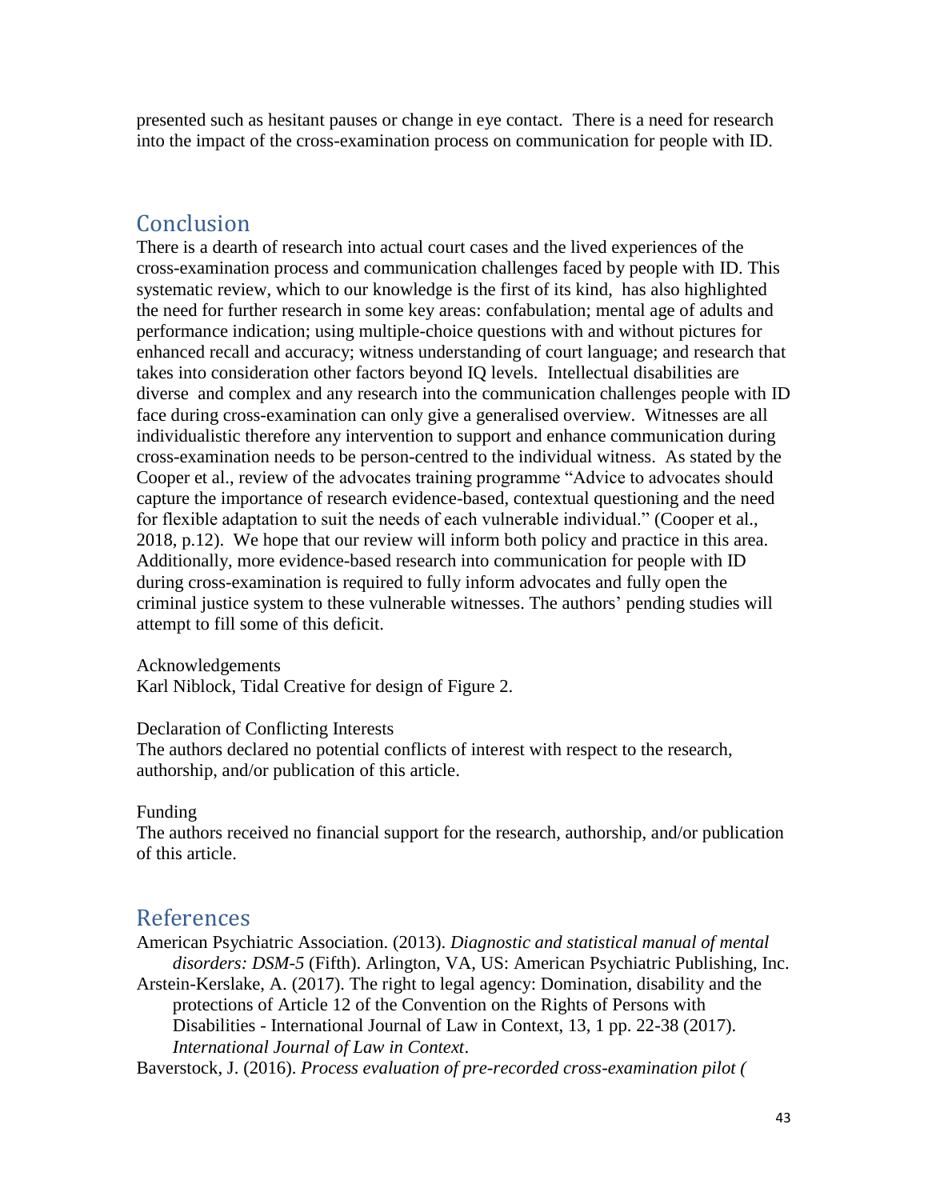presented such as hesitant pauses or change in eye contact. There is a need for research into the impact of the cross-examination process on communication for people with ID.

## Conclusion

There is a dearth of research into actual court cases and the lived experiences of the cross-examination process and communication challenges faced by people with ID. This systematic review, which to our knowledge is the first of its kind, has also highlighted the need for further research in some key areas: confabulation; mental age of adults and performance indication; using multiple-choice questions with and without pictures for enhanced recall and accuracy; witness understanding of court language; and research that takes into consideration other factors beyond IQ levels. Intellectual disabilities are diverse and complex and any research into the communication challenges people with ID face during cross-examination can only give a generalised overview. Witnesses are all individualistic therefore any intervention to support and enhance communication during cross-examination needs to be person-centred to the individual witness. As stated by the Cooper et al., review of the advocates training programme "Advice to advocates should capture the importance of research evidence-based, contextual questioning and the need for flexible adaptation to suit the needs of each vulnerable individual." (Cooper et al., 2018, p.12). We hope that our review will inform both policy and practice in this area. Additionally, more evidence-based research into communication for people with ID during cross-examination is required to fully inform advocates and fully open the criminal justice system to these vulnerable witnesses. The authors' pending studies will attempt to fill some of this deficit.

Acknowledgements
Karl Niblock, Tidal Creative for design of Figure 2.

Declaration of Conflicting Interests
The authors declared no potential conflicts of interest with respect to the research, authorship, and/or publication of this article.

Funding
The authors received no financial support for the research, authorship, and/or publication of this article.

## References

American Psychiatric Association. (2013). *Diagnostic and statistical manual of mental disorders: DSM-5* (Fifth). Arlington, VA, US: American Psychiatric Publishing, Inc.

Arstein-Kerslake, A. (2017). The right to legal agency: Domination, disability and the protections of Article 12 of the Convention on the Rights of Persons with Disabilities - International Journal of Law in Context, 13, 1 pp. 22-38 (2017). *International Journal of Law in Context*.

Baverstock, J. (2016). *Process evaluation of pre-recorded cross-examination pilot (*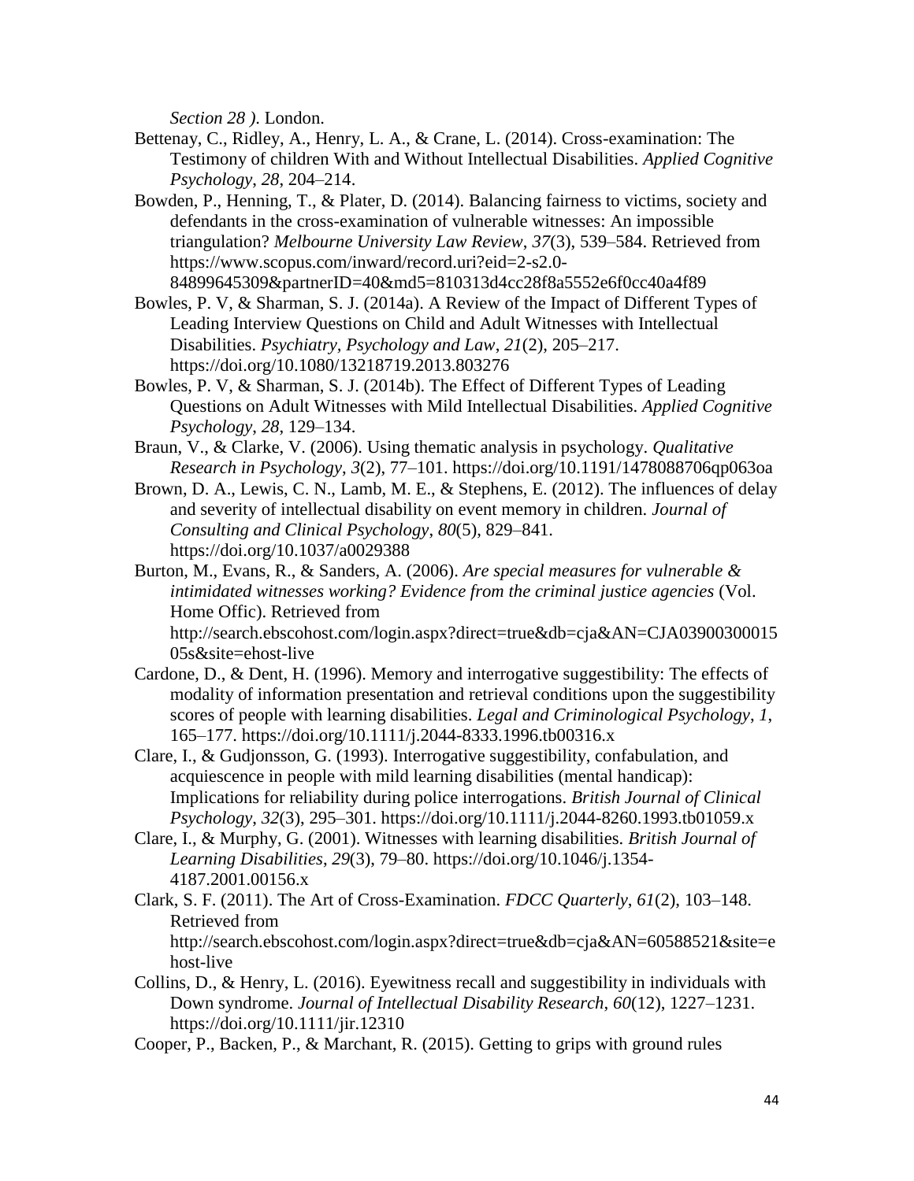*Section 28 ).* London.

Bettenay, C., Ridley, A., Henry, L. A., & Crane, L. (2014). Cross-examination: The Testimony of children With and Without Intellectual Disabilities. *Applied Cognitive Psychology*, *28*, 204–214.

Bowden, P., Henning, T., & Plater, D. (2014). Balancing fairness to victims, society and defendants in the cross-examination of vulnerable witnesses: An impossible triangulation? *Melbourne University Law Review*, *37*(3), 539–584. Retrieved from https://www.scopus.com/inward/record.uri?eid=2-s2.0-84899645309&partnerID=40&md5=810313d4cc28f8a5552e6f0cc40a4f89

Bowles, P. V, & Sharman, S. J. (2014a). A Review of the Impact of Different Types of Leading Interview Questions on Child and Adult Witnesses with Intellectual Disabilities. *Psychiatry, Psychology and Law*, *21*(2), 205–217. https://doi.org/10.1080/13218719.2013.803276

Bowles, P. V, & Sharman, S. J. (2014b). The Effect of Different Types of Leading Questions on Adult Witnesses with Mild Intellectual Disabilities. *Applied Cognitive Psychology*, *28*, 129–134.

Braun, V., & Clarke, V. (2006). Using thematic analysis in psychology. *Qualitative Research in Psychology*, *3*(2), 77–101. https://doi.org/10.1191/1478088706qp063oa

Brown, D. A., Lewis, C. N., Lamb, M. E., & Stephens, E. (2012). The influences of delay and severity of intellectual disability on event memory in children. *Journal of Consulting and Clinical Psychology*, *80*(5), 829–841. https://doi.org/10.1037/a0029388

Burton, M., Evans, R., & Sanders, A. (2006). *Are special measures for vulnerable & intimidated witnesses working? Evidence from the criminal justice agencies* (Vol. Home Offic). Retrieved from http://search.ebscohost.com/login.aspx?direct=true&db=cja&AN=CJA0390030001505s&site=ehost-live

Cardone, D., & Dent, H. (1996). Memory and interrogative suggestibility: The effects of modality of information presentation and retrieval conditions upon the suggestibility scores of people with learning disabilities. *Legal and Criminological Psychology*, *1*, 165–177. https://doi.org/10.1111/j.2044-8333.1996.tb00316.x

Clare, I., & Gudjonsson, G. (1993). Interrogative suggestibility, confabulation, and acquiescence in people with mild learning disabilities (mental handicap): Implications for reliability during police interrogations. *British Journal of Clinical Psychology*, *32*(3), 295–301. https://doi.org/10.1111/j.2044-8260.1993.tb01059.x

Clare, I., & Murphy, G. (2001). Witnesses with learning disabilities. *British Journal of Learning Disabilities*, *29*(3), 79–80. https://doi.org/10.1046/j.1354-4187.2001.00156.x

Clark, S. F. (2011). The Art of Cross-Examination. *FDCC Quarterly*, *61*(2), 103–148. Retrieved from http://search.ebscohost.com/login.aspx?direct=true&db=cja&AN=60588521&site=ehost-live

Collins, D., & Henry, L. (2016). Eyewitness recall and suggestibility in individuals with Down syndrome. *Journal of Intellectual Disability Research*, *60*(12), 1227–1231. https://doi.org/10.1111/jir.12310

Cooper, P., Backen, P., & Marchant, R. (2015). Getting to grips with ground rules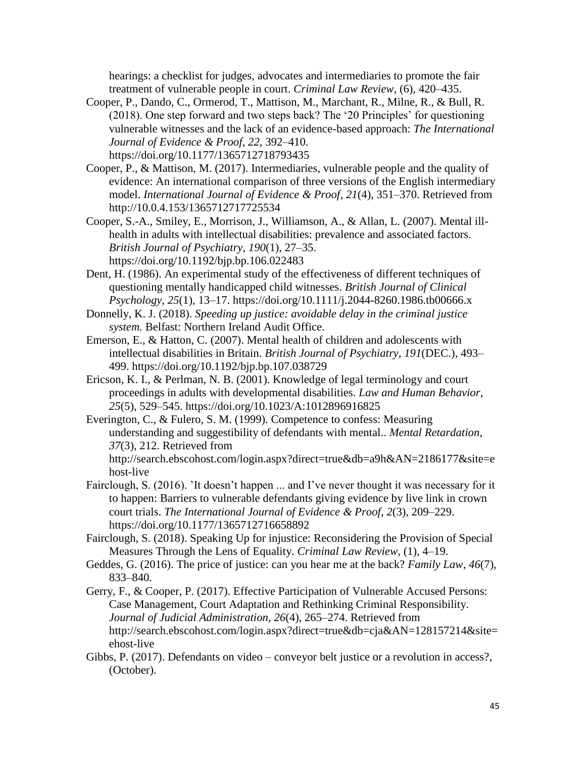hearings: a checklist for judges, advocates and intermediaries to promote the fair treatment of vulnerable people in court. *Criminal Law Review*, (6), 420–435.

Cooper, P., Dando, C., Ormerod, T., Mattison, M., Marchant, R., Milne, R., & Bull, R. (2018). One step forward and two steps back? The '20 Principles' for questioning vulnerable witnesses and the lack of an evidence-based approach: *The International Journal of Evidence & Proof*, *22*, 392–410. https://doi.org/10.1177/1365712718793435

Cooper, P., & Mattison, M. (2017). Intermediaries, vulnerable people and the quality of evidence: An international comparison of three versions of the English intermediary model. *International Journal of Evidence & Proof*, *21*(4), 351–370. Retrieved from http://10.0.4.153/1365712717725534

Cooper, S.-A., Smiley, E., Morrison, J., Williamson, A., & Allan, L. (2007). Mental ill-health in adults with intellectual disabilities: prevalence and associated factors. *British Journal of Psychiatry*, *190*(1), 27–35. https://doi.org/10.1192/bjp.bp.106.022483

Dent, H. (1986). An experimental study of the effectiveness of different techniques of questioning mentally handicapped child witnesses. *British Journal of Clinical Psychology*, *25*(1), 13–17. https://doi.org/10.1111/j.2044-8260.1986.tb00666.x

Donnelly, K. J. (2018). *Speeding up justice: avoidable delay in the criminal justice system.* Belfast: Northern Ireland Audit Office.

Emerson, E., & Hatton, C. (2007). Mental health of children and adolescents with intellectual disabilities in Britain. *British Journal of Psychiatry*, *191*(DEC.), 493–499. https://doi.org/10.1192/bjp.bp.107.038729

Ericson, K. I., & Perlman, N. B. (2001). Knowledge of legal terminology and court proceedings in adults with developmental disabilities. *Law and Human Behavior*, *25*(5), 529–545. https://doi.org/10.1023/A:1012896916825

Everington, C., & Fulero, S. M. (1999). Competence to confess: Measuring understanding and suggestibility of defendants with mental.. *Mental Retardation*, *37*(3), 212. Retrieved from http://search.ebscohost.com/login.aspx?direct=true&db=a9h&AN=2186177&site=ehost-live

Fairclough, S. (2016). 'It doesn't happen ... and I've never thought it was necessary for it to happen: Barriers to vulnerable defendants giving evidence by live link in crown court trials. *The International Journal of Evidence & Proof*, *2*(3), 209–229. https://doi.org/10.1177/1365712716658892

Fairclough, S. (2018). Speaking Up for injustice: Reconsidering the Provision of Special Measures Through the Lens of Equality. *Criminal Law Review*, (1), 4–19.

Geddes, G. (2016). The price of justice: can you hear me at the back? *Family Law*, *46*(7), 833–840.

Gerry, F., & Cooper, P. (2017). Effective Participation of Vulnerable Accused Persons: Case Management, Court Adaptation and Rethinking Criminal Responsibility. *Journal of Judicial Administration*, *26*(4), 265–274. Retrieved from http://search.ebscohost.com/login.aspx?direct=true&db=cja&AN=128157214&site=ehost-live

Gibbs, P. (2017). Defendants on video – conveyor belt justice or a revolution in access?, (October).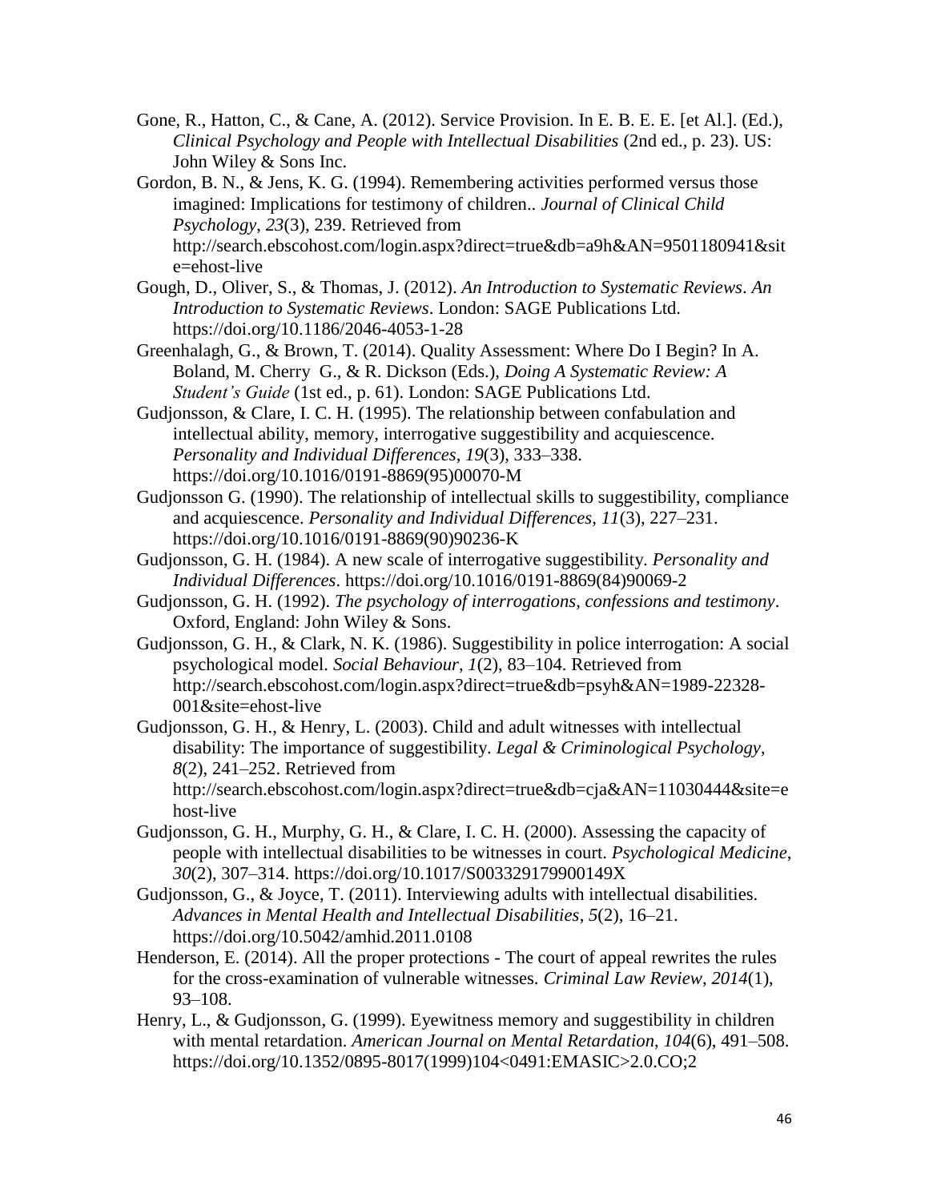Gone, R., Hatton, C., & Cane, A. (2012). Service Provision. In E. B. E. E. [et Al.]. (Ed.), *Clinical Psychology and People with Intellectual Disabilities* (2nd ed., p. 23). US: John Wiley & Sons Inc.

Gordon, B. N., & Jens, K. G. (1994). Remembering activities performed versus those imagined: Implications for testimony of children.. *Journal of Clinical Child Psychology*, *23*(3), 239. Retrieved from http://search.ebscohost.com/login.aspx?direct=true&db=a9h&AN=9501180941&site=ehost-live

Gough, D., Oliver, S., & Thomas, J. (2012). *An Introduction to Systematic Reviews*. *An Introduction to Systematic Reviews*. London: SAGE Publications Ltd. https://doi.org/10.1186/2046-4053-1-28

Greenhalagh, G., & Brown, T. (2014). Quality Assessment: Where Do I Begin? In A. Boland, M. Cherry G., & R. Dickson (Eds.), *Doing A Systematic Review: A Student's Guide* (1st ed., p. 61). London: SAGE Publications Ltd.

Gudjonsson, & Clare, I. C. H. (1995). The relationship between confabulation and intellectual ability, memory, interrogative suggestibility and acquiescence. *Personality and Individual Differences*, *19*(3), 333–338. https://doi.org/10.1016/0191-8869(95)00070-M

Gudjonsson G. (1990). The relationship of intellectual skills to suggestibility, compliance and acquiescence. *Personality and Individual Differences*, *11*(3), 227–231. https://doi.org/10.1016/0191-8869(90)90236-K

Gudjonsson, G. H. (1984). A new scale of interrogative suggestibility. *Personality and Individual Differences*. https://doi.org/10.1016/0191-8869(84)90069-2

Gudjonsson, G. H. (1992). *The psychology of interrogations, confessions and testimony*. Oxford, England: John Wiley & Sons.

Gudjonsson, G. H., & Clark, N. K. (1986). Suggestibility in police interrogation: A social psychological model. *Social Behaviour*, *1*(2), 83–104. Retrieved from http://search.ebscohost.com/login.aspx?direct=true&db=psyh&AN=1989-22328-001&site=ehost-live

Gudjonsson, G. H., & Henry, L. (2003). Child and adult witnesses with intellectual disability: The importance of suggestibility. *Legal & Criminological Psychology*, *8*(2), 241–252. Retrieved from http://search.ebscohost.com/login.aspx?direct=true&db=cja&AN=11030444&site=ehost-live

Gudjonsson, G. H., Murphy, G. H., & Clare, I. C. H. (2000). Assessing the capacity of people with intellectual disabilities to be witnesses in court. *Psychological Medicine*, *30*(2), 307–314. https://doi.org/10.1017/S003329179900149X

Gudjonsson, G., & Joyce, T. (2011). Interviewing adults with intellectual disabilities. *Advances in Mental Health and Intellectual Disabilities*, *5*(2), 16–21. https://doi.org/10.5042/amhid.2011.0108

Henderson, E. (2014). All the proper protections - The court of appeal rewrites the rules for the cross-examination of vulnerable witnesses. *Criminal Law Review*, *2014*(1), 93–108.

Henry, L., & Gudjonsson, G. (1999). Eyewitness memory and suggestibility in children with mental retardation. *American Journal on Mental Retardation*, *104*(6), 491–508. https://doi.org/10.1352/0895-8017(1999)104<0491:EMASIC>2.0.CO;2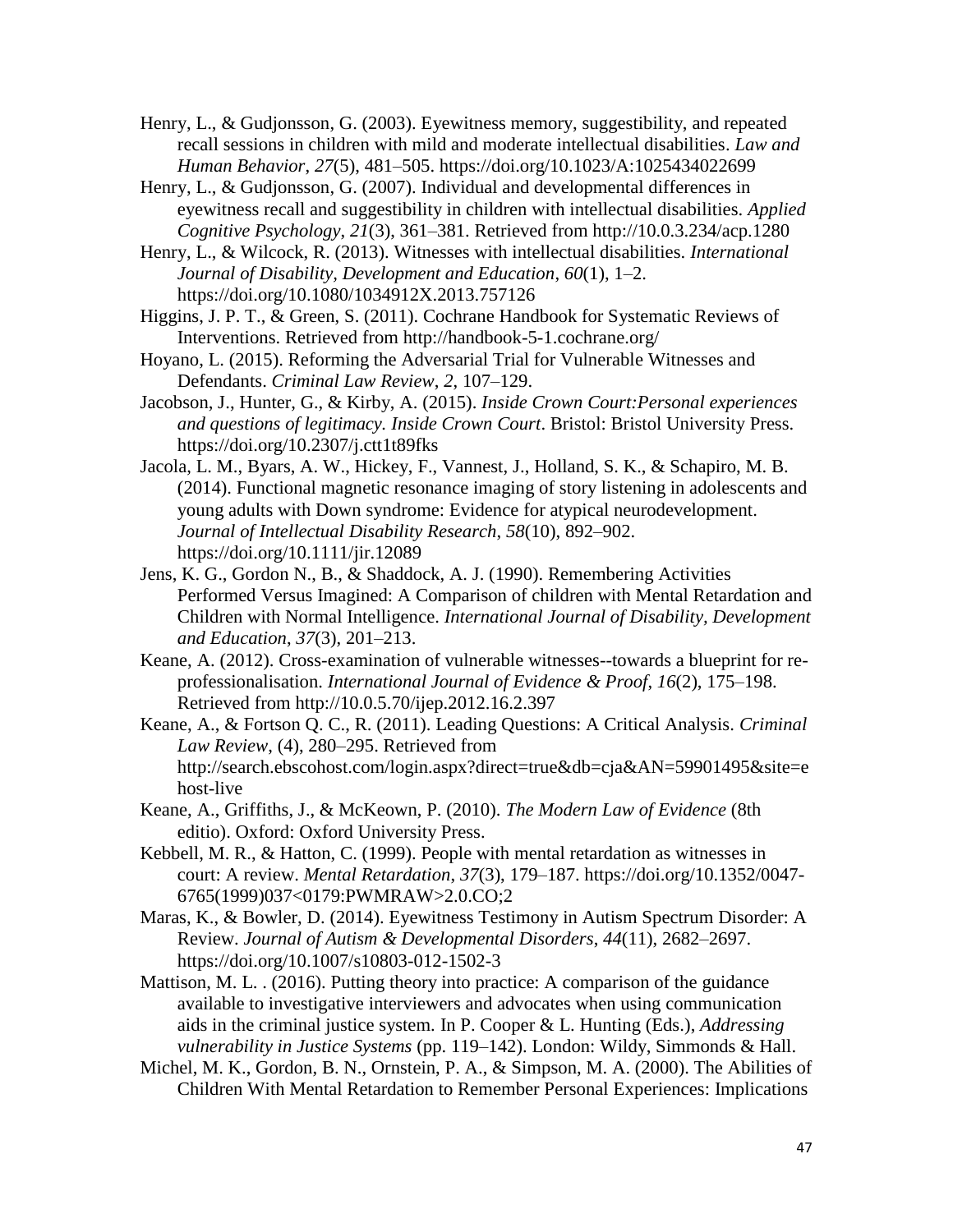Henry, L., & Gudjonsson, G. (2003). Eyewitness memory, suggestibility, and repeated recall sessions in children with mild and moderate intellectual disabilities. *Law and Human Behavior*, *27*(5), 481–505. https://doi.org/10.1023/A:1025434022699

Henry, L., & Gudjonsson, G. (2007). Individual and developmental differences in eyewitness recall and suggestibility in children with intellectual disabilities. *Applied Cognitive Psychology*, *21*(3), 361–381. Retrieved from http://10.0.3.234/acp.1280

Henry, L., & Wilcock, R. (2013). Witnesses with intellectual disabilities. *International Journal of Disability, Development and Education*, *60*(1), 1–2. https://doi.org/10.1080/1034912X.2013.757126

Higgins, J. P. T., & Green, S. (2011). Cochrane Handbook for Systematic Reviews of Interventions. Retrieved from http://handbook-5-1.cochrane.org/

Hoyano, L. (2015). Reforming the Adversarial Trial for Vulnerable Witnesses and Defendants. *Criminal Law Review*, *2*, 107–129.

Jacobson, J., Hunter, G., & Kirby, A. (2015). *Inside Crown Court:Personal experiences and questions of legitimacy. Inside Crown Court*. Bristol: Bristol University Press. https://doi.org/10.2307/j.ctt1t89fks

Jacola, L. M., Byars, A. W., Hickey, F., Vannest, J., Holland, S. K., & Schapiro, M. B. (2014). Functional magnetic resonance imaging of story listening in adolescents and young adults with Down syndrome: Evidence for atypical neurodevelopment. *Journal of Intellectual Disability Research*, *58*(10), 892–902. https://doi.org/10.1111/jir.12089

Jens, K. G., Gordon N., B., & Shaddock, A. J. (1990). Remembering Activities Performed Versus Imagined: A Comparison of children with Mental Retardation and Children with Normal Intelligence. *International Journal of Disability, Development and Education*, *37*(3), 201–213.

Keane, A. (2012). Cross-examination of vulnerable witnesses--towards a blueprint for re-professionalisation. *International Journal of Evidence & Proof*, *16*(2), 175–198. Retrieved from http://10.0.5.70/ijep.2012.16.2.397

Keane, A., & Fortson Q. C., R. (2011). Leading Questions: A Critical Analysis. *Criminal Law Review*, (4), 280–295. Retrieved from http://search.ebscohost.com/login.aspx?direct=true&db=cja&AN=59901495&site=ehost-live

Keane, A., Griffiths, J., & McKeown, P. (2010). *The Modern Law of Evidence* (8th editio). Oxford: Oxford University Press.

Kebbell, M. R., & Hatton, C. (1999). People with mental retardation as witnesses in court: A review. *Mental Retardation*, *37*(3), 179–187. https://doi.org/10.1352/0047-6765(1999)037<0179:PWMRAW>2.0.CO;2

Maras, K., & Bowler, D. (2014). Eyewitness Testimony in Autism Spectrum Disorder: A Review. *Journal of Autism & Developmental Disorders*, *44*(11), 2682–2697. https://doi.org/10.1007/s10803-012-1502-3

Mattison, M. L. . (2016). Putting theory into practice: A comparison of the guidance available to investigative interviewers and advocates when using communication aids in the criminal justice system. In P. Cooper & L. Hunting (Eds.), *Addressing vulnerability in Justice Systems* (pp. 119–142). London: Wildy, Simmonds & Hall.

Michel, M. K., Gordon, B. N., Ornstein, P. A., & Simpson, M. A. (2000). The Abilities of Children With Mental Retardation to Remember Personal Experiences: Implications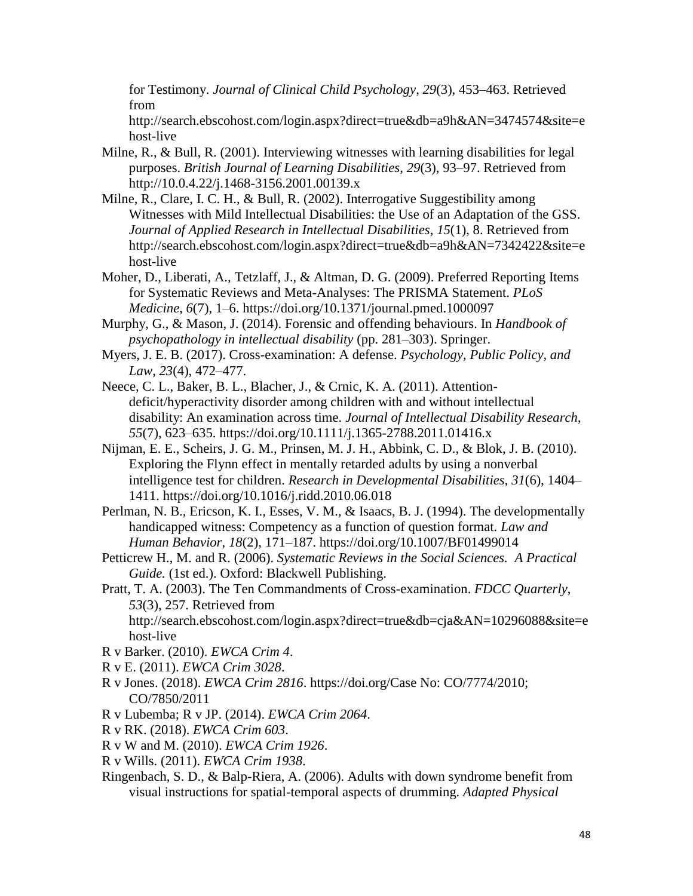for Testimony. *Journal of Clinical Child Psychology*, *29*(3), 453–463. Retrieved from http://search.ebscohost.com/login.aspx?direct=true&db=a9h&AN=3474574&site=ehost-live

Milne, R., & Bull, R. (2001). Interviewing witnesses with learning disabilities for legal purposes. *British Journal of Learning Disabilities*, *29*(3), 93–97. Retrieved from http://10.0.4.22/j.1468-3156.2001.00139.x

Milne, R., Clare, I. C. H., & Bull, R. (2002). Interrogative Suggestibility among Witnesses with Mild Intellectual Disabilities: the Use of an Adaptation of the GSS. *Journal of Applied Research in Intellectual Disabilities*, *15*(1), 8. Retrieved from http://search.ebscohost.com/login.aspx?direct=true&db=a9h&AN=7342422&site=ehost-live

Moher, D., Liberati, A., Tetzlaff, J., & Altman, D. G. (2009). Preferred Reporting Items for Systematic Reviews and Meta-Analyses: The PRISMA Statement. *PLoS Medicine*, *6*(7), 1–6. https://doi.org/10.1371/journal.pmed.1000097

Murphy, G., & Mason, J. (2014). Forensic and offending behaviours. In *Handbook of psychopathology in intellectual disability* (pp. 281–303). Springer.

Myers, J. E. B. (2017). Cross-examination: A defense. *Psychology, Public Policy, and Law*, *23*(4), 472–477.

Neece, C. L., Baker, B. L., Blacher, J., & Crnic, K. A. (2011). Attention-deficit/hyperactivity disorder among children with and without intellectual disability: An examination across time. *Journal of Intellectual Disability Research*, *55*(7), 623–635. https://doi.org/10.1111/j.1365-2788.2011.01416.x

Nijman, E. E., Scheirs, J. G. M., Prinsen, M. J. H., Abbink, C. D., & Blok, J. B. (2010). Exploring the Flynn effect in mentally retarded adults by using a nonverbal intelligence test for children. *Research in Developmental Disabilities*, *31*(6), 1404–1411. https://doi.org/10.1016/j.ridd.2010.06.018

Perlman, N. B., Ericson, K. I., Esses, V. M., & Isaacs, B. J. (1994). The developmentally handicapped witness: Competency as a function of question format. *Law and Human Behavior*, *18*(2), 171–187. https://doi.org/10.1007/BF01499014

Petticrew H., M. and R. (2006). *Systematic Reviews in the Social Sciences. A Practical Guide.* (1st ed.). Oxford: Blackwell Publishing.

Pratt, T. A. (2003). The Ten Commandments of Cross-examination. *FDCC Quarterly*, *53*(3), 257. Retrieved from http://search.ebscohost.com/login.aspx?direct=true&db=cja&AN=10296088&site=ehost-live

R v Barker. (2010). *EWCA Crim 4*.

R v E. (2011). *EWCA Crim 3028*.

R v Jones. (2018). *EWCA Crim 2816*. https://doi.org/Case No: CO/7774/2010; CO/7850/2011

R v Lubemba; R v JP. (2014). *EWCA Crim 2064*.

R v RK. (2018). *EWCA Crim 603*.

R v W and M. (2010). *EWCA Crim 1926*.

R v Wills. (2011). *EWCA Crim 1938*.

Ringenbach, S. D., & Balp-Riera, A. (2006). Adults with down syndrome benefit from visual instructions for spatial-temporal aspects of drumming. *Adapted Physical*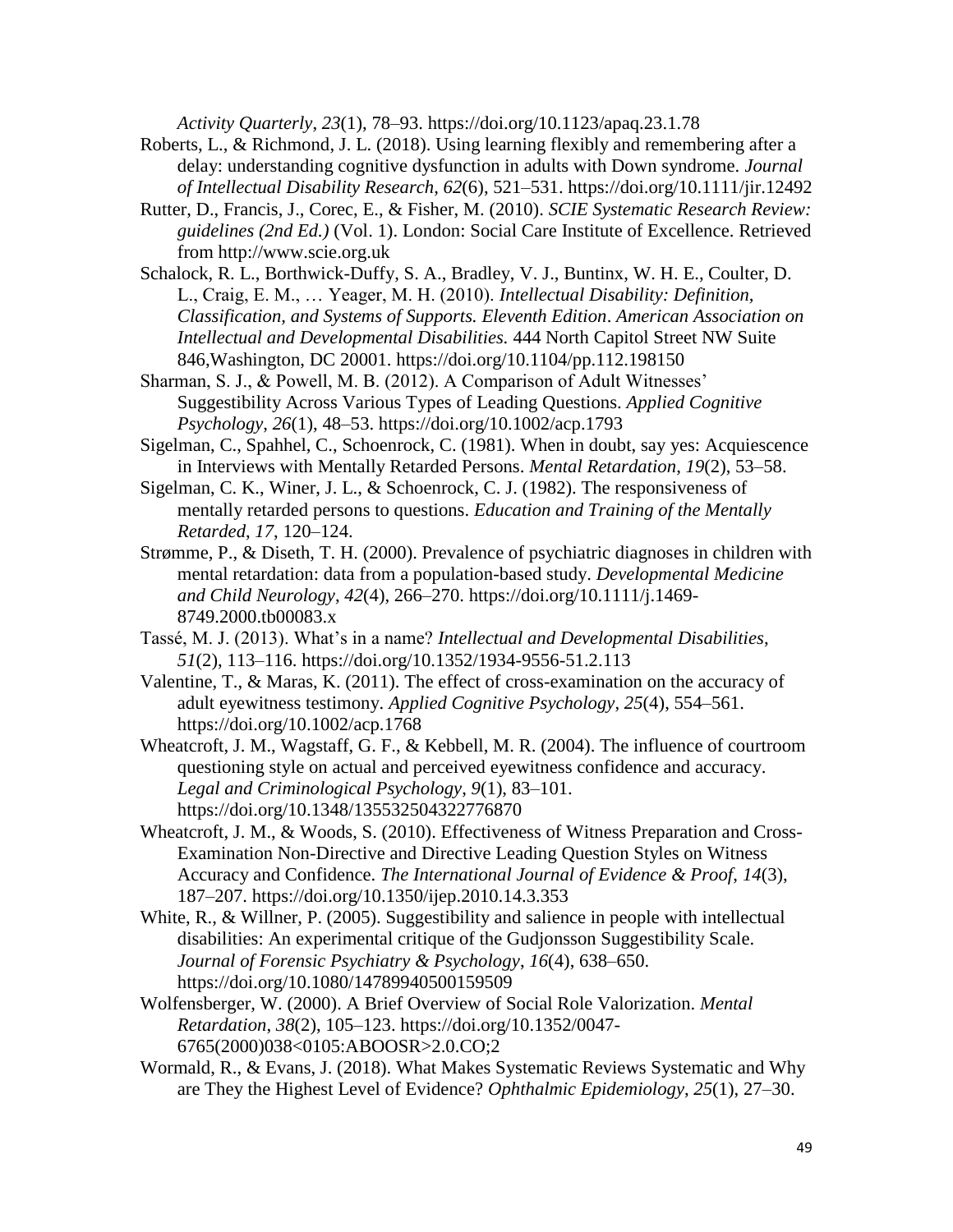*Activity Quarterly*, *23*(1), 78–93. https://doi.org/10.1123/apaq.23.1.78

Roberts, L., & Richmond, J. L. (2018). Using learning flexibly and remembering after a delay: understanding cognitive dysfunction in adults with Down syndrome. *Journal of Intellectual Disability Research*, *62*(6), 521–531. https://doi.org/10.1111/jir.12492

Rutter, D., Francis, J., Corec, E., & Fisher, M. (2010). *SCIE Systematic Research Review: guidelines (2nd Ed.)* (Vol. 1). London: Social Care Institute of Excellence. Retrieved from http://www.scie.org.uk

Schalock, R. L., Borthwick-Duffy, S. A., Bradley, V. J., Buntinx, W. H. E., Coulter, D. L., Craig, E. M., … Yeager, M. H. (2010). *Intellectual Disability: Definition, Classification, and Systems of Supports. Eleventh Edition*. *American Association on Intellectual and Developmental Disabilities.* 444 North Capitol Street NW Suite 846,Washington, DC 20001. https://doi.org/10.1104/pp.112.198150

Sharman, S. J., & Powell, M. B. (2012). A Comparison of Adult Witnesses' Suggestibility Across Various Types of Leading Questions. *Applied Cognitive Psychology*, *26*(1), 48–53. https://doi.org/10.1002/acp.1793

Sigelman, C., Spahhel, C., Schoenrock, C. (1981). When in doubt, say yes: Acquiescence in Interviews with Mentally Retarded Persons. *Mental Retardation*, *19*(2), 53–58.

Sigelman, C. K., Winer, J. L., & Schoenrock, C. J. (1982). The responsiveness of mentally retarded persons to questions. *Education and Training of the Mentally Retarded*, *17*, 120–124.

Strømme, P., & Diseth, T. H. (2000). Prevalence of psychiatric diagnoses in children with mental retardation: data from a population-based study. *Developmental Medicine and Child Neurology*, *42*(4), 266–270. https://doi.org/10.1111/j.1469-8749.2000.tb00083.x

Tassé, M. J. (2013). What's in a name? *Intellectual and Developmental Disabilities*, *51*(2), 113–116. https://doi.org/10.1352/1934-9556-51.2.113

Valentine, T., & Maras, K. (2011). The effect of cross-examination on the accuracy of adult eyewitness testimony. *Applied Cognitive Psychology*, *25*(4), 554–561. https://doi.org/10.1002/acp.1768

Wheatcroft, J. M., Wagstaff, G. F., & Kebbell, M. R. (2004). The influence of courtroom questioning style on actual and perceived eyewitness confidence and accuracy. *Legal and Criminological Psychology*, *9*(1), 83–101. https://doi.org/10.1348/135532504322776870

Wheatcroft, J. M., & Woods, S. (2010). Effectiveness of Witness Preparation and Cross-Examination Non-Directive and Directive Leading Question Styles on Witness Accuracy and Confidence. *The International Journal of Evidence & Proof*, *14*(3), 187–207. https://doi.org/10.1350/ijep.2010.14.3.353

White, R., & Willner, P. (2005). Suggestibility and salience in people with intellectual disabilities: An experimental critique of the Gudjonsson Suggestibility Scale. *Journal of Forensic Psychiatry & Psychology*, *16*(4), 638–650. https://doi.org/10.1080/14789940500159509

Wolfensberger, W. (2000). A Brief Overview of Social Role Valorization. *Mental Retardation*, *38*(2), 105–123. https://doi.org/10.1352/0047-6765(2000)038<0105:ABOOSR>2.0.CO;2

Wormald, R., & Evans, J. (2018). What Makes Systematic Reviews Systematic and Why are They the Highest Level of Evidence? *Ophthalmic Epidemiology*, *25*(1), 27–30.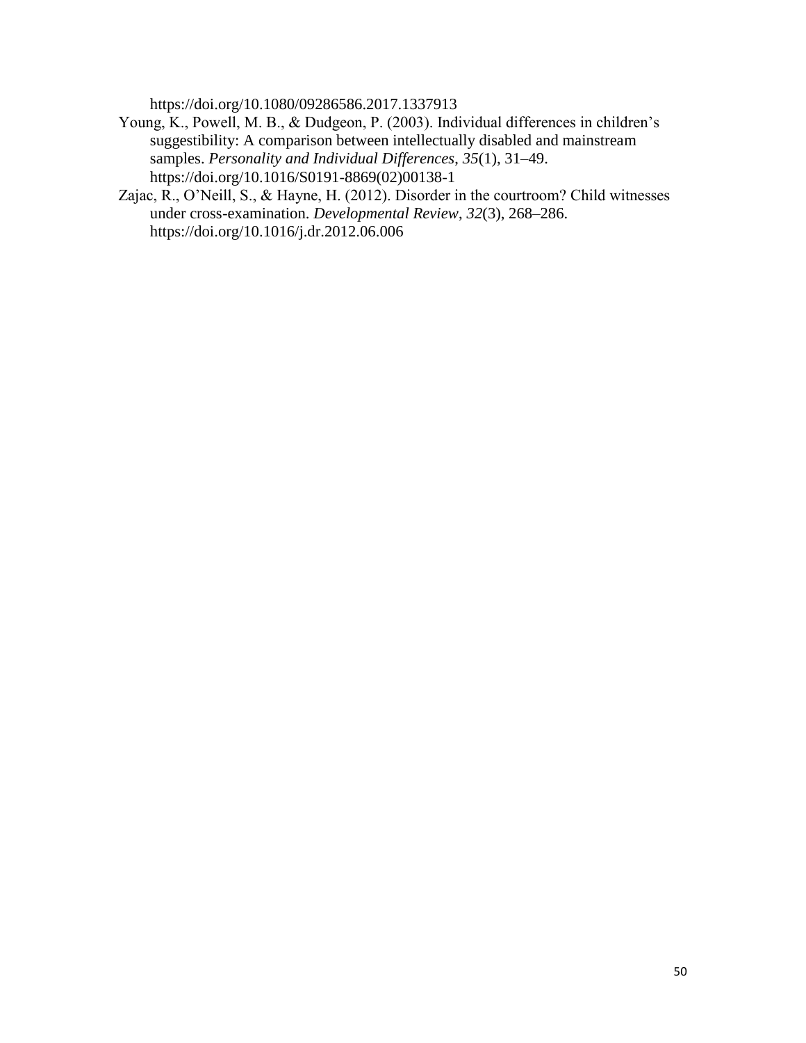https://doi.org/10.1080/09286586.2017.1337913

Young, K., Powell, M. B., & Dudgeon, P. (2003). Individual differences in children's suggestibility: A comparison between intellectually disabled and mainstream samples. *Personality and Individual Differences*, *35*(1), 31–49. https://doi.org/10.1016/S0191-8869(02)00138-1

Zajac, R., O'Neill, S., & Hayne, H. (2012). Disorder in the courtroom? Child witnesses under cross-examination. *Developmental Review*, *32*(3), 268–286. https://doi.org/10.1016/j.dr.2012.06.006